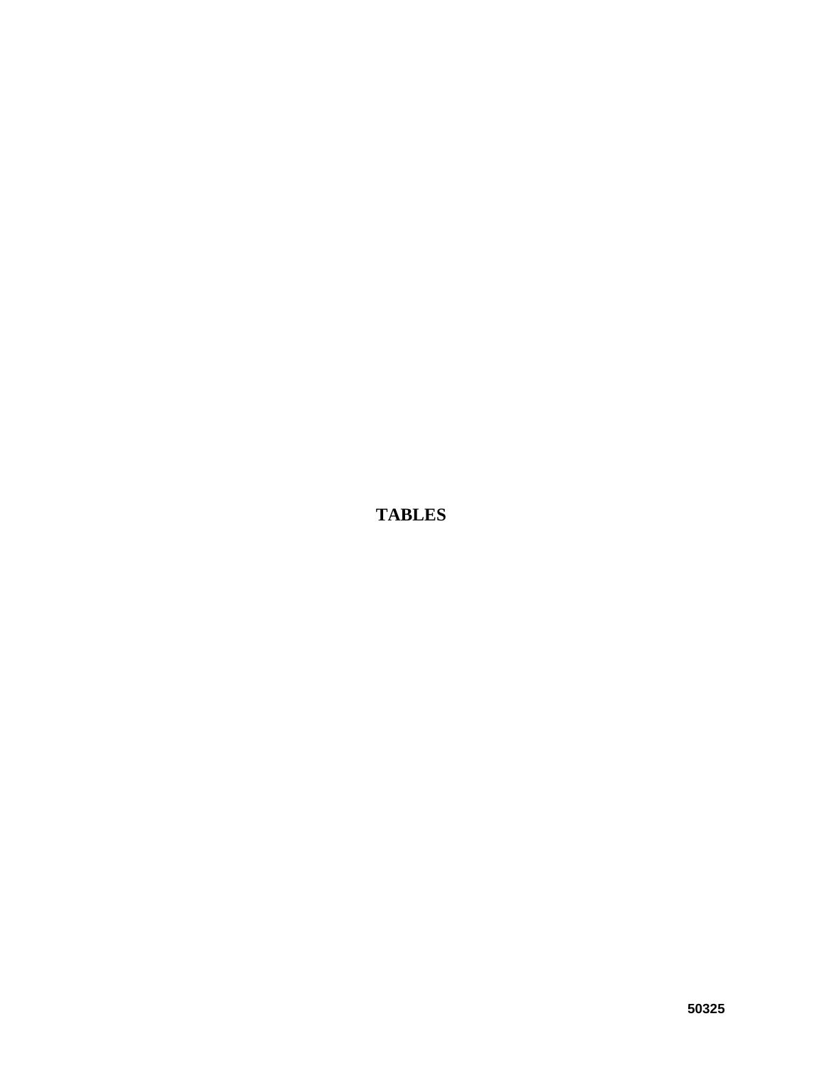# TABLES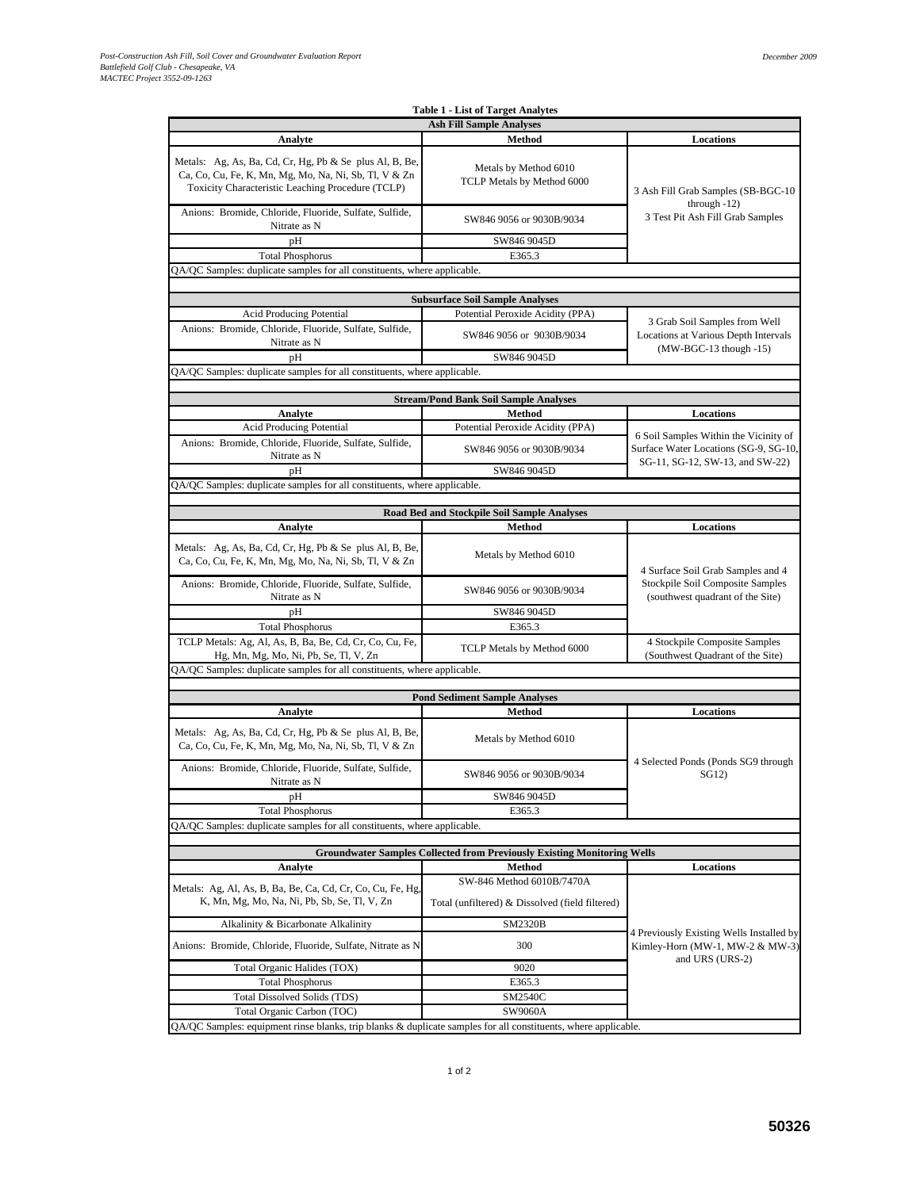**Table 1 - List of Target Analytes**

**Ash Fill Sample Analyses**

| Analyte | Method | Locations |
|---|---|---|
| Metals: Ag, As, Ba, Cd, Cr, Hg, Pb & Se plus Al, B, Be, Ca, Co, Cu, Fe, K, Mn, Mg, Mo, Na, Ni, Sb, Tl, V & Zn Toxicity Characteristic Leaching Procedure (TCLP) | Metals by Method 6010 TCLP Metals by Method 6000 | 3 Ash Fill Grab Samples (SB-BGC-10 through -12) 3 Test Pit Ash Fill Grab Samples |
| Anions: Bromide, Chloride, Fluoride, Sulfate, Sulfide, Nitrate as N | SW846 9056 or 9030B/9034 | |
| pH | SW846 9045D | |
| Total Phosphorus | E365.3 | |
| QA/QC Samples: duplicate samples for all constituents, where applicable. | | |

**Subsurface Soil Sample Analyses**

| Analyte | Method | Locations |
|---|---|---|
| Acid Producing Potential | Potential Peroxide Acidity (PPA) | 3 Grab Soil Samples from Well Locations at Various Depth Intervals (MW-BGC-13 though -15) |
| Anions: Bromide, Chloride, Fluoride, Sulfate, Sulfide, Nitrate as N | SW846 9056 or 9030B/9034 | |
| pH | SW846 9045D | |
| QA/QC Samples: duplicate samples for all constituents, where applicable. | | |

**Stream/Pond Bank Soil Sample Analyses**

| Analyte | Method | Locations |
|---|---|---|
| Acid Producing Potential | Potential Peroxide Acidity (PPA) | 6 Soil Samples Within the Vicinity of Surface Water Locations (SG-9, SG-10, SG-11, SG-12, SW-13, and SW-22) |
| Anions: Bromide, Chloride, Fluoride, Sulfate, Sulfide, Nitrate as N | SW846 9056 or 9030B/9034 | |
| pH | SW846 9045D | |
| QA/QC Samples: duplicate samples for all constituents, where applicable. | | |

**Road Bed and Stockpile Soil Sample Analyses**

| Analyte | Method | Locations |
|---|---|---|
| Metals: Ag, As, Ba, Cd, Cr, Hg, Pb & Se plus Al, B, Be, Ca, Co, Cu, Fe, K, Mn, Mg, Mo, Na, Ni, Sb, Tl, V & Zn | Metals by Method 6010 | 4 Surface Soil Grab Samples and 4 Stockpile Soil Composite Samples (southwest quadrant of the Site) |
| Anions: Bromide, Chloride, Fluoride, Sulfate, Sulfide, Nitrate as N | SW846 9056 or 9030B/9034 | |
| pH | SW846 9045D | |
| Total Phosphorus | E365.3 | |
| TCLP Metals: Ag, Al, As, B, Ba, Be, Cd, Cr, Co, Cu, Fe, Hg, Mn, Mg, Mo, Ni, Pb, Se, Tl, V, Zn | TCLP Metals by Method 6000 | 4 Stockpile Composite Samples (Southwest Quadrant of the Site) |
| QA/QC Samples: duplicate samples for all constituents, where applicable. | | |

**Pond Sediment Sample Analyses**

| Analyte | Method | Locations |
|---|---|---|
| Metals: Ag, As, Ba, Cd, Cr, Hg, Pb & Se plus Al, B, Be, Ca, Co, Cu, Fe, K, Mn, Mg, Mo, Na, Ni, Sb, Tl, V & Zn | Metals by Method 6010 | 4 Selected Ponds (Ponds SG9 through SG12) |
| Anions: Bromide, Chloride, Fluoride, Sulfate, Sulfide, Nitrate as N | SW846 9056 or 9030B/9034 | |
| pH | SW846 9045D | |
| Total Phosphorus | E365.3 | |
| QA/QC Samples: duplicate samples for all constituents, where applicable. | | |

**Groundwater Samples Collected from Previously Existing Monitoring Wells**

| Analyte | Method | Locations |
|---|---|---|
| Metals: Ag, Al, As, B, Ba, Be, Ca, Cd, Cr, Co, Cu, Fe, Hg, K, Mn, Mg, Mo, Na, Ni, Pb, Sb, Se, Tl, V, Zn | SW-846 Method 6010B/7470A Total (unfiltered) & Dissolved (field filtered) | 4 Previously Existing Wells Installed by Kimley-Horn (MW-1, MW-2 & MW-3) and URS (URS-2) |
| Alkalinity & Bicarbonate Alkalinity | SM2320B | |
| Anions: Bromide, Chloride, Fluoride, Sulfate, Nitrate as N | 300 | |
| Total Organic Halides (TOX) | 9020 | |
| Total Phosphorus | E365.3 | |
| Total Dissolved Solids (TDS) | SM2540C | |
| Total Organic Carbon (TOC) | SW9060A | |
| QA/QC Samples: equipment rinse blanks, trip blanks & duplicate samples for all constituents, where applicable. | | |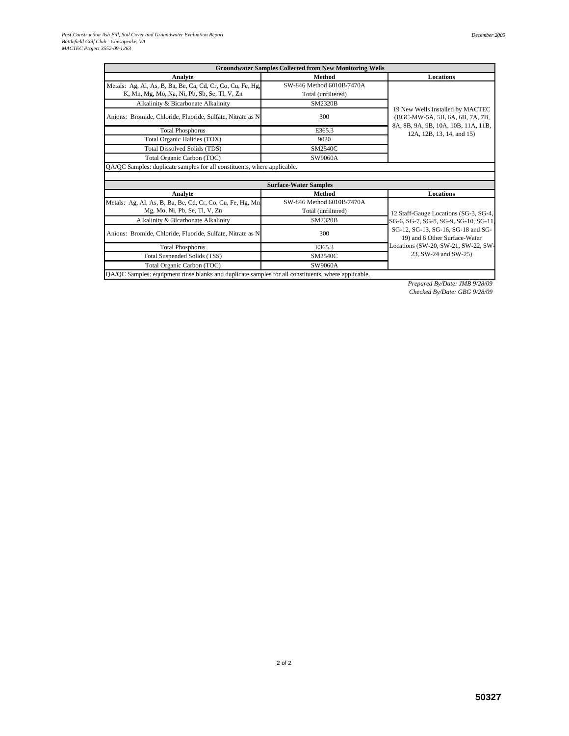| Groundwater Samples Collected from New Monitoring Wells | | |
|---|---|---|
| **Analyte** | **Method** | **Locations** |
| Metals: Ag, Al, As, B, Ba, Be, Ca, Cd, Cr, Co, Cu, Fe, Hg, K, Mn, Mg, Mo, Na, Ni, Pb, Sb, Se, Tl, V, Zn | SW-846 Method 6010B/7470A Total (unfiltered) | 19 New Wells Installed by MACTEC (BGC-MW-5A, 5B, 6A, 6B, 7A, 7B, 8A, 8B, 9A, 9B, 10A, 10B, 11A, 11B, 12A, 12B, 13, 14, and 15) |
| Alkalinity & Bicarbonate Alkalinity | SM2320B | |
| Anions: Bromide, Chloride, Fluoride, Sulfate, Nitrate as N | 300 | |
| Total Phosphorus | E365.3 | |
| Total Organic Halides (TOX) | 9020 | |
| Total Dissolved Solids (TDS) | SM2540C | |
| Total Organic Carbon (TOC) | SW9060A | |
| QA/QC Samples: duplicate samples for all constituents, where applicable. | | |

| Surface-Water Samples | | |
|---|---|---|
| **Analyte** | **Method** | **Locations** |
| Metals: Ag, Al, As, B, Ba, Be, Cd, Cr, Co, Cu, Fe, Hg, Mn, Mg, Mo, Ni, Pb, Se, Tl, V, Zn | SW-846 Method 6010B/7470A Total (unfiltered) | 12 Staff-Gauge Locations (SG-3, SG-4, SG-6, SG-7, SG-8, SG-9, SG-10, SG-11, SG-12, SG-13, SG-16, SG-18 and SG-19) and 6 Other Surface-Water Locations (SW-20, SW-21, SW-22, SW-23, SW-24 and SW-25) |
| Alkalinity & Bicarbonate Alkalinity | SM2320B | |
| Anions: Bromide, Chloride, Fluoride, Sulfate, Nitrate as N | 300 | |
| Total Phosphorus | E365.3 | |
| Total Suspended Solids (TSS) | SM2540C | |
| Total Organic Carbon (TOC) | SW9060A | |
| QA/QC Samples: equipment rinse blanks and duplicate samples for all constituents, where applicable. | | |

*Prepared By/Date: JMB 9/28/09*
*Checked By/Date: GBG 9/28/09*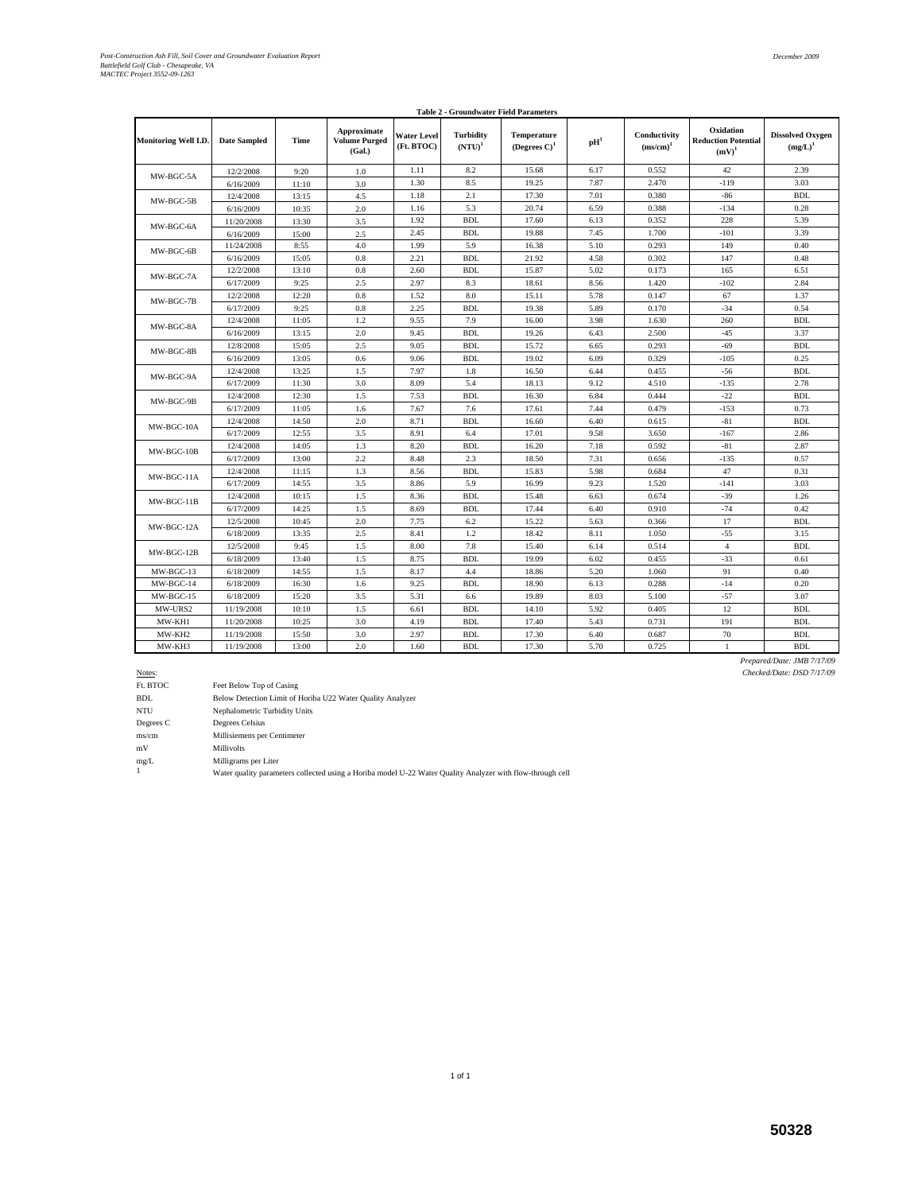**Table 2 - Groundwater Field Parameters**

| Monitoring Well I.D. | Date Sampled | Time | Approximate Volume Purged (Gal.) | Water Level (Ft. BTOC) | Turbidity (NTU)[1] | Temperature (Degrees C)[1] | pH[1] | Conductivity (ms/cm)[1] | Oxidation Reduction Potential (mV)[1] | Dissolved Oxygen (mg/L)[1] |
|---|---|---|---|---|---|---|---|---|---|---|
| MW-BGC-5A | 12/2/2008 | 9:20 | 1.0 | 1.11 | 8.2 | 15.68 | 6.17 | 0.552 | 42 | 2.39 |
| | 6/16/2009 | 11:10 | 3.0 | 1.30 | 8.5 | 19.25 | 7.87 | 2.470 | -119 | 3.03 |
| MW-BGC-5B | 12/4/2008 | 13:15 | 4.5 | 1.18 | 2.1 | 17.30 | 7.01 | 0.380 | -86 | BDL |
| | 6/16/2009 | 10:35 | 2.0 | 1.16 | 5.3 | 20.74 | 6.59 | 0.388 | -134 | 0.28 |
| MW-BGC-6A | 11/20/2008 | 13:30 | 3.5 | 1.92 | BDL | 17.60 | 6.13 | 0.352 | 228 | 5.39 |
| | 6/16/2009 | 15:00 | 2.5 | 2.45 | BDL | 19.88 | 7.45 | 1.700 | -101 | 3.39 |
| MW-BGC-6B | 11/24/2008 | 8:55 | 4.0 | 1.99 | 5.9 | 16.38 | 5.10 | 0.293 | 149 | 0.40 |
| | 6/16/2009 | 15:05 | 0.8 | 2.21 | BDL | 21.92 | 4.58 | 0.302 | 147 | 0.48 |
| MW-BGC-7A | 12/2/2008 | 13:10 | 0.8 | 2.60 | BDL | 15.87 | 5.02 | 0.173 | 165 | 6.51 |
| | 6/17/2009 | 9:25 | 2.5 | 2.97 | 8.3 | 18.61 | 8.56 | 1.420 | -102 | 2.84 |
| MW-BGC-7B | 12/2/2008 | 12:20 | 0.8 | 1.52 | 8.0 | 15.11 | 5.78 | 0.147 | 67 | 1.37 |
| | 6/17/2009 | 9:25 | 0.8 | 2.25 | BDL | 19.38 | 5.89 | 0.170 | -34 | 0.54 |
| MW-BGC-8A | 12/4/2008 | 11:05 | 1.2 | 9.55 | 7.9 | 16.00 | 3.98 | 1.630 | 260 | BDL |
| | 6/16/2009 | 13:15 | 2.0 | 9.45 | BDL | 19.26 | 6.43 | 2.500 | -45 | 3.37 |
| MW-BGC-8B | 12/8/2008 | 15:05 | 2.5 | 9.05 | BDL | 15.72 | 6.65 | 0.293 | -69 | BDL |
| | 6/16/2009 | 13:05 | 0.6 | 9.06 | BDL | 19.02 | 6.09 | 0.329 | -105 | 0.25 |
| MW-BGC-9A | 12/4/2008 | 13:25 | 1.5 | 7.97 | 1.8 | 16.50 | 6.44 | 0.455 | -56 | BDL |
| | 6/17/2009 | 11:30 | 3.0 | 8.09 | 5.4 | 18.13 | 9.12 | 4.510 | -135 | 2.78 |
| MW-BGC-9B | 12/4/2008 | 12:30 | 1.5 | 7.53 | BDL | 16.30 | 6.84 | 0.444 | -22 | BDL |
| | 6/17/2009 | 11:05 | 1.6 | 7.67 | 7.6 | 17.61 | 7.44 | 0.479 | -153 | 0.73 |
| MW-BGC-10A | 12/4/2008 | 14:50 | 2.0 | 8.71 | BDL | 16.60 | 6.40 | 0.615 | -81 | BDL |
| | 6/17/2009 | 12:55 | 3.5 | 8.91 | 6.4 | 17.01 | 9.58 | 3.650 | -167 | 2.86 |
| MW-BGC-10B | 12/4/2008 | 14:05 | 1.3 | 8.20 | BDL | 16.20 | 7.18 | 0.592 | -81 | 2.87 |
| | 6/17/2009 | 13:00 | 2.2 | 8.48 | 2.3 | 18.50 | 7.31 | 0.656 | -135 | 0.57 |
| MW-BGC-11A | 12/4/2008 | 11:15 | 1.3 | 8.56 | BDL | 15.83 | 5.98 | 0.684 | 47 | 0.31 |
| | 6/17/2009 | 14:55 | 3.5 | 8.86 | 5.9 | 16.99 | 9.23 | 1.520 | -141 | 3.03 |
| MW-BGC-11B | 12/4/2008 | 10:15 | 1.5 | 8.36 | BDL | 15.48 | 6.63 | 0.674 | -39 | 1.26 |
| | 6/17/2009 | 14:25 | 1.5 | 8.69 | BDL | 17.44 | 6.40 | 0.910 | -74 | 0.42 |
| MW-BGC-12A | 12/5/2008 | 10:45 | 2.0 | 7.75 | 6.2 | 15.22 | 5.63 | 0.366 | 17 | BDL |
| | 6/18/2009 | 13:35 | 2.5 | 8.41 | 1.2 | 18.42 | 8.11 | 1.050 | -55 | 3.15 |
| MW-BGC-12B | 12/5/2008 | 9:45 | 1.5 | 8.00 | 7.8 | 15.40 | 6.14 | 0.514 | 4 | BDL |
| | 6/18/2009 | 13:40 | 1.5 | 8.75 | BDL | 19.09 | 6.02 | 0.455 | -33 | 0.61 |
| MW-BGC-13 | 6/18/2009 | 14:55 | 1.5 | 8.17 | 4.4 | 18.86 | 5.20 | 1.060 | 91 | 0.40 |
| MW-BGC-14 | 6/18/2009 | 16:30 | 1.6 | 9.25 | BDL | 18.90 | 6.13 | 0.288 | -14 | 0.20 |
| MW-BGC-15 | 6/18/2009 | 15:20 | 3.5 | 5.31 | 6.6 | 19.89 | 8.03 | 5.100 | -57 | 3.07 |
| MW-URS2 | 11/19/2008 | 10:10 | 1.5 | 6.61 | BDL | 14.10 | 5.92 | 0.405 | 12 | BDL |
| MW-KH1 | 11/20/2008 | 10:25 | 3.0 | 4.19 | BDL | 17.40 | 5.43 | 0.731 | 191 | BDL |
| MW-KH2 | 11/19/2008 | 15:50 | 3.0 | 2.97 | BDL | 17.30 | 6.40 | 0.687 | 70 | BDL |
| MW-KH3 | 11/19/2008 | 13:00 | 2.0 | 1.60 | BDL | 17.30 | 5.70 | 0.725 | 1 | BDL |

*Prepared/Date: JMB 7/17/09*
*Checked/Date: DSD 7/17/09*

Notes:

| | |
|---|---|
| Ft. BTOC | Feet Below Top of Casing |
| BDL | Below Detection Limit of Horiba U22 Water Quality Analyzer |
| NTU | Nephalometric Turbidity Units |
| Degrees C | Degrees Celsius |
| ms/cm | Millisiemens per Centimeter |
| mV | Millivolts |
| mg/L | Milligrams per Liter |
| 1 | Water quality parameters collected using a Horiba model U-22 Water Quality Analyzer with flow-through cell |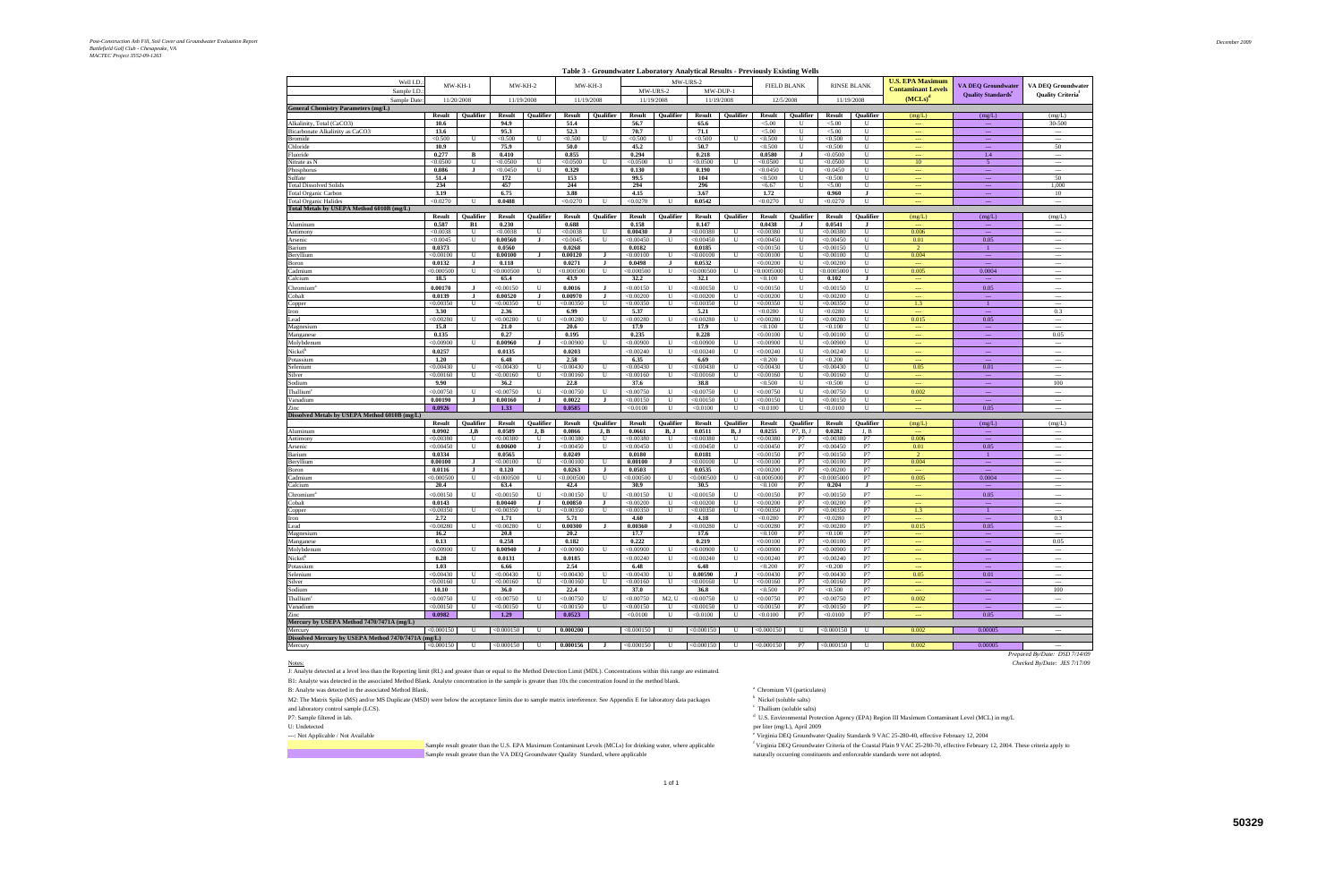Post-Construction Ash Fill, Soil Cover and Groundwater Evaluation Report
Battlefield Golf Club – Chesapeake, VA
MACTEC Project 3552-09-1263

December 2009

**Table 3 - Groundwater Laboratory Analytical Results - Previously Existing Wells**

| Well I.D.: | MW-KH-1 | | MW-KH-2 | | MW-KH-3 | | MW-UBS-2 | | | | FIELD BLANK | | RINSE BLANK | | U.S. EPA Maximum Contaminant Levels (MCLs)[d] | VA DEQ Groundwater Quality Standards[e] | VA DEQ Groundwater Quality Criteria[f] |
|---|---|---|---|---|---|---|---|---|---|---|---|---|---|---|---|---|---|
| Sample I.D.: | | | | | | | MW-UBS-2 | | MW-DUP-1 | | | | | | | | |
| Sample Date: | 11/20/2008 | | 11/19/2008 | | 11/19/2008 | | 11/19/2008 | | 11/19/2008 | | 12/5/2008 | | 11/19/2008 | | | | |
| **General Chemistry Parameters (mg/L)** | | | | | | | | | | | | | | | | | |
| | **Result** | **Qualifier** | **Result** | **Qualifier** | **Result** | **Qualifier** | **Result** | **Qualifier** | **Result** | **Qualifier** | **Result** | **Qualifier** | **Result** | **Qualifier** | (mg/L) | (mg/L) | (mg/L) |
| Alkalinity, Total (CaCO3) | **10.6** | | **94.9** | | **51.4** | | **56.7** | | **65.6** | | <5.00 | U | <5.00 | U | --- | --- | 30-500 |
| Bicarbonate Alkalinity as CaCO3 | **13.6** | | **95.3** | | **52.3** | | **70.7** | | **71.1** | | <5.00 | U | <5.00 | U | --- | --- | --- |
| Bromide | <0.500 | U | <0.500 | U | <0.500 | U | <0.500 | U | <0.500 | U | <0.500 | U | <0.500 | U | --- | --- | --- |
| Chloride | **10.9** | | **75.9** | | **50.0** | | **45.2** | | **50.7** | | <0.500 | U | <0.500 | U | --- | --- | 50 |
| Fluoride | **0.277** | B | **0.410** | | **0.855** | | **0.294** | | **0.218** | | **0.0580** | J | <0.0500 | U | --- | 1.4 | --- |
| Nitrate as N | <0.0500 | U | <0.0500 | U | <0.0500 | U | <0.0500 | U | <0.0500 | U | <0.0500 | U | <0.0500 | U | 10 | 5 | --- |
| Phosphorus | **0.086** | J | <0.0450 | U | **0.329** | | **0.130** | | **0.190** | | <0.0450 | U | <0.0450 | U | --- | --- | --- |
| Sulfate | **51.4** | | **172** | | **153** | | **99.5** | | **104** | | <0.500 | U | <0.500 | U | --- | --- | 50 |
| Total Dissolved Solids | **234** | | **457** | | **244** | | **294** | | **296** | | <6.67 | U | <5.00 | U | --- | --- | 1,000 |
| Total Organic Carbon | **3.19** | | **6.75** | | **3.88** | | **4.15** | | **3.67** | | **1.72** | | **0.960** | J | --- | --- | 10 |
| Total Organic Halides | <0.0270 | U | **0.0488** | | <0.0270 | U | <0.0270 | U | **0.0542** | | <0.0270 | U | <0.0270 | U | --- | --- | --- |
| **Total Metals by USEPA Method 6010B (mg/L)** | | | | | | | | | | | | | | | | | |
| | **Result** | **Qualifier** | **Result** | **Qualifier** | **Result** | **Qualifier** | **Result** | **Qualifier** | **Result** | **Qualifier** | **Result** | **Qualifier** | **Result** | **Qualifier** | (mg/L) | (mg/L) | (mg/L) |
| Aluminum | **0.587** | B1 | **0.230** | | **0.688** | | **0.158** | | **0.147** | | **0.0438** | J | **0.0541** | J | --- | --- | --- |
| Antimony | <0.0038 | U | <0.0038 | U | <0.0038 | U | **0.00430** | J | <0.00380 | U | <0.00380 | U | <0.00380 | U | 0.006 | --- | --- |
| Arsenic | <0.0045 | U | **0.00560** | J | <0.0045 | U | <0.00450 | U | <0.00450 | U | <0.00450 | U | <0.00450 | U | 0.01 | 0.05 | --- |
| Barium | **0.0373** | | **0.0560** | | **0.0268** | | **0.0182** | | **0.0185** | | <0.00150 | U | <0.00150 | U | 2 | 1 | --- |
| Beryllium | <0.00100 | U | **0.00100** | J | **0.00120** | J | <0.00100 | U | <0.00100 | U | <0.00100 | U | <0.00100 | U | 0.004 | --- | --- |
| Boron | **0.0132** | J | **0.118** | | **0.0271** | J | **0.0498** | J | **0.0532** | | <0.00200 | U | <0.00200 | U | --- | --- | --- |
| Cadmium | <0.000500 | U | <0.000500 | U | <0.000500 | U | <0.000500 | U | <0.000500 | U | <0.0005000 | U | <0.0005000 | U | 0.005 | 0.0004 | --- |
| Calcium | **18.5** | | **65.4** | | **43.9** | | **32.2** | | **32.1** | | <0.100 | U | **0.102** | J | --- | --- | --- |
| Chromium[a] | **0.00170** | J | <0.00150 | U | **0.0016** | J | <0.00150 | U | <0.00150 | U | <0.00150 | U | <0.00150 | U | --- | 0.05 | --- |
| Cobalt | **0.0139** | J | **0.00520** | J | **0.00970** | J | <0.00200 | U | <0.00200 | U | <0.00200 | U | <0.00200 | U | --- | --- | --- |
| Copper | <0.00350 | U | <0.00350 | U | <0.00350 | U | <0.00350 | U | <0.00350 | U | <0.00350 | U | <0.00350 | U | 1.3 | 1 | --- |
| Iron | **3.30** | | **2.36** | | **6.99** | | **5.37** | | **5.21** | | <0.0280 | U | <0.0280 | U | --- | --- | 0.3 |
| Lead | <0.00280 | U | <0.00280 | U | <0.00280 | U | <0.00280 | U | <0.00280 | U | <0.00280 | U | <0.00280 | U | 0.015 | 0.05 | --- |
| Magnesium | **15.8** | | **21.0** | | **20.6** | | **17.9** | | **17.9** | | <0.100 | U | <0.100 | U | --- | --- | --- |
| Manganese | **0.135** | | **0.27** | | **0.195** | | **0.235** | | **0.228** | | <0.00100 | U | <0.00100 | U | --- | --- | 0.05 |
| Molybdenum | <0.00900 | U | **0.00960** | J | <0.00900 | U | <0.00900 | U | <0.00900 | U | <0.00900 | U | <0.00900 | U | --- | --- | --- |
| Nickel[b] | **0.0257** | | **0.0135** | | **0.0203** | | <0.00240 | U | <0.00240 | U | <0.00240 | U | <0.00240 | U | --- | --- | --- |
| Potassium | **1.20** | | **6.48** | | **2.58** | | **6.35** | | **6.69** | | <0.200 | U | <0.200 | U | --- | --- | --- |
| Selenium | <0.00430 | U | <0.00430 | U | <0.00430 | U | <0.00430 | U | <0.00430 | U | <0.00430 | U | <0.00430 | U | 0.05 | 0.01 | --- |
| Silver | <0.00160 | U | <0.00160 | U | <0.00160 | U | <0.00160 | U | <0.00160 | U | <0.00160 | U | <0.00160 | U | --- | --- | --- |
| Sodium | **9.90** | | **36.2** | | **22.8** | | **37.6** | | **38.8** | | <0.500 | U | <0.500 | U | --- | --- | 100 |
| Thallium[c] | <0.00750 | U | <0.00750 | U | <0.00750 | U | <0.00750 | U | <0.00750 | U | <0.00750 | U | <0.00750 | U | 0.002 | --- | --- |
| Vanadium | **0.00190** | J | **0.00160** | J | **0.0022** | J | <0.00150 | U | <0.00150 | U | <0.00150 | U | <0.00150 | U | --- | --- | --- |
| Zinc | **0.0926** | | **1.33** | | **0.0585** | | <0.0100 | U | <0.0100 | U | <0.0100 | U | <0.0100 | U | --- | 0.05 | --- |
| **Dissolved Metals by USEPA Method 6010B (mg/L)** | | | | | | | | | | | | | | | | | |
| | **Result** | **Qualifier** | **Result** | **Qualifier** | **Result** | **Qualifier** | **Result** | **Qualifier** | **Result** | **Qualifier** | **Result** | **Qualifier** | **Result** | **Qualifier** | (mg/L) | (mg/L) | (mg/L) |
| Aluminum | **0.0902** | J,B | **0.0589** | J, B | **0.0866** | J, B | **0.0661** | B, J | **0.0511** | B, J | **0.0255** | P7, B, J | **0.0282** | J, B | --- | --- | --- |
| Antimony | <0.00380 | U | <0.00380 | U | <0.00380 | U | <0.00380 | U | <0.00380 | U | <0.00380 | P7 | <0.00380 | P7 | 0.006 | --- | --- |
| Arsenic | <0.00450 | U | **0.00600** | J | <0.00450 | U | <0.00450 | U | <0.00450 | U | <0.00450 | P7 | <0.00450 | P7 | 0.01 | 0.05 | --- |
| Barium | **0.0334** | | **0.0565** | | **0.0249** | | **0.0180** | | **0.0181** | | <0.00150 | P7 | <0.00150 | P7 | 2 | 1 | --- |
| Beryllium | **0.00100** | J | <0.00100 | U | <0.00100 | U | **0.00100** | J | <0.00100 | U | <0.00100 | P7 | <0.00100 | P7 | 0.004 | --- | --- |
| Boron | **0.0116** | J | **0.120** | | **0.0263** | J | **0.0503** | | **0.0535** | | <0.00200 | P7 | <0.00200 | P7 | --- | --- | --- |
| Cadmium | <0.000500 | U | <0.000500 | U | <0.000500 | U | <0.000500 | U | <0.000500 | U | <0.0005000 | P7 | <0.0005000 | P7 | 0.005 | 0.0004 | --- |
| Calcium | **20.4** | | **63.4** | | **42.4** | | **30.9** | | **30.5** | | <0.100 | P7 | **0.204** | J | --- | --- | --- |
| Chromium[a] | <0.00150 | U | <0.00150 | U | <0.00150 | U | <0.00150 | U | <0.00150 | U | <0.00150 | P7 | <0.00150 | P7 | --- | 0.05 | --- |
| Cobalt | **0.0143** | | **0.00440** | J | **0.00850** | J | <0.00200 | U | <0.00200 | U | <0.00200 | P7 | <0.00200 | P7 | --- | --- | --- |
| Copper | <0.00350 | U | <0.00350 | U | <0.00350 | U | <0.00350 | U | <0.00350 | U | <0.00350 | P7 | <0.00350 | P7 | 1.3 | 1 | --- |
| Iron | **2.72** | | **1.71** | | **5.71** | | **4.60** | | **4.18** | | <0.0280 | P7 | <0.0280 | P7 | --- | --- | 0.3 |
| Lead | <0.00280 | U | <0.00280 | U | **0.00300** | J | **0.00360** | J | <0.00280 | U | <0.00280 | P7 | <0.00280 | P7 | 0.015 | 0.05 | --- |
| Magnesium | **16.2** | | **20.8** | | **20.2** | | **17.7** | | **17.6** | | <0.100 | P7 | <0.100 | P7 | --- | --- | --- |
| Manganese | **0.13** | | **0.258** | | **0.182** | | **0.222** | | **0.219** | | <0.00100 | P7 | <0.00100 | P7 | --- | --- | 0.05 |
| Molybdenum | <0.00900 | U | **0.00940** | J | <0.00900 | U | <0.00900 | U | <0.00900 | U | <0.00900 | P7 | <0.00900 | P7 | --- | --- | --- |
| Nickel[b] | **0.28** | | **0.0131** | | **0.0185** | | <0.00240 | U | <0.00240 | U | <0.00240 | P7 | <0.00240 | P7 | --- | --- | --- |
| Potassium | **1.03** | | **6.66** | | **2.54** | | **6.48** | | **6.48** | | <0.200 | P7 | <0.200 | P7 | --- | --- | --- |
| Selenium | <0.00430 | U | <0.00430 | U | <0.00430 | U | <0.00430 | U | **0.00590** | J | <0.00430 | P7 | <0.00430 | P7 | 0.05 | 0.01 | --- |
| Silver | <0.00160 | U | <0.00160 | U | <0.00160 | U | <0.00160 | U | <0.00160 | U | <0.00160 | P7 | <0.00160 | P7 | --- | --- | --- |
| Sodium | **10.10** | | **36.0** | | **22.4** | | **37.0** | | **36.8** | | <0.500 | P7 | <0.500 | P7 | --- | --- | 100 |
| Thallium[c] | <0.00750 | U | <0.00750 | U | <0.00750 | U | <0.00750 | M2, U | <0.00750 | U | <0.00750 | P7 | <0.00750 | P7 | 0.002 | --- | --- |
| Vanadium | <0.00150 | U | <0.00150 | U | <0.00150 | U | <0.00150 | U | <0.00150 | U | <0.00150 | P7 | <0.00150 | P7 | --- | --- | --- |
| Zinc | **0.0982** | | **1.29** | | **0.0523** | | <0.0100 | U | <0.0100 | U | <0.0100 | P7 | <0.0100 | P7 | --- | 0.05 | --- |
| **Mercury by USEPA Method 7470/7471A (mg/L)** | | | | | | | | | | | | | | | | | |
| Mercury | <0.000150 | U | <0.000150 | U | **0.000200** | | <0.000150 | U | <0.000150 | U | <0.000150 | U | <0.000150 | U | 0.002 | 0.00005 | --- |
| **Dissolved Mercury by USEPA Method 7470/7471A (mg/L)** | | | | | | | | | | | | | | | | | |
| Mercury | <0.000150 | U | <0.000150 | U | **0.000156** | J | <0.000150 | U | <0.000150 | U | <0.000150 | P7 | <0.000150 | U | 0.002 | 0.00005 | --- |

*Prepared By/Date: DSD 7/14/09*
*Checked By/Date: JES 7/17/09*

Notes:

J: Analyte detected at a level less than the Reporting limit (RL) and greater than or equal to the Method Detection Limit (MDL). Concentrations within this range are estimated.

B1: Analyte was detected in the associated Method Blank. Analyte concentration in the sample is greater than 10x the concentration found in the method blank.

B: Analyte was detected in the associated Method Blank.

M2: The Matrix Spike (MS) and/or MS Duplicate (MSD) were below the acceptance limits due to sample matrix interference. See Appendix E for laboratory data packages and laboratory control sample (LCS).

P7: Sample filtered in lab.

U: Undetected

---: Not Applicable / Not Available

Sample result greater than the U.S. EPA Maximum Contaminant Levels (MCLs) for drinking water, where applicable

Sample result greater than the VA DEQ Groundwater Quality Standard, where applicable

[a] Chromium VI (particulates)

[b] Nickel (soluble salts)

[c] Thallium (soluble salts)

[d] U.S. Environmental Protection Agency (EPA) Region III Maximum Contaminant Level (MCL) in mg/L per liter (mg/L), April 2009

[e] Virginia DEQ Groundwater Quality Standards 9 VAC 25-280-40, effective February 12, 2004

[f] Virginia DEQ Groundwater Criteria of the Coastal Plain 9 VAC 25-280-70, effective February 12, 2004. These criteria apply to naturally occurring constituents and enforceable standards were not adopted.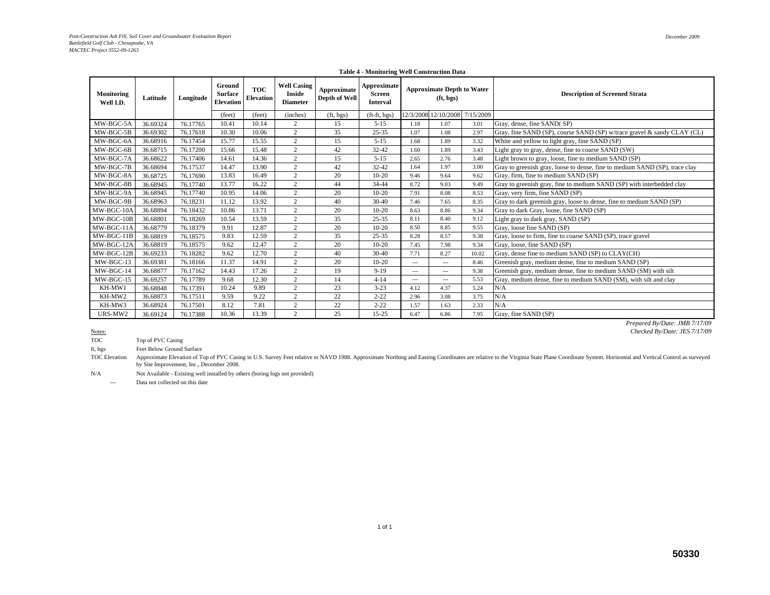**Table 4 - Monitoring Well Construction Data**

| Monitoring Well I.D. | Latitude | Longitude | Ground Surface Elevation | TOC Elevation | Well Casing Inside Diameter | Approximate Depth of Well | Approximate Screen Interval | Approximate Depth to Water (ft, bgs) | | | Description of Screened Strata |
|---|---|---|---|---|---|---|---|---|---|---|---|
| | | | (feet) | (feet) | (inches) | (ft, bgs) | (ft-ft, bgs) | 12/3/2008 | 12/10/2008 | 7/15/2009 | |
| MW-BGC-5A | 36.69324 | 76.17765 | 10.41 | 10.14 | 2 | 15 | 5-15 | 1.18 | 1.07 | 3.01 | Gray, dense, fine SAND( SP) |
| MW-BGC-5B | 36.69302 | 76.17618 | 10.30 | 10.06 | 2 | 35 | 25-35 | 1.07 | 1.08 | 2.97 | Gray, fine SAND (SP), course SAND (SP) w/trace gravel & sandy CLAY (CL) |
| MW-BGC-6A | 36.68916 | 76.17454 | 15.77 | 15.55 | 2 | 15 | 5-15 | 1.68 | 1.89 | 3.32 | White and yellow to light gray, fine SAND (SP) |
| MW-BGC-6B | 36.68715 | 76.17200 | 15.66 | 15.48 | 2 | 42 | 32-42 | 1.60 | 1.89 | 3.43 | Light gray to gray, dense, fine to coarse SAND (SW) |
| MW-BGC-7A | 36.68622 | 76.17406 | 14.61 | 14.36 | 2 | 15 | 5-15 | 2.65 | 2.76 | 3.48 | Light brown to gray, loose, fine to medium SAND (SP) |
| MW-BGC-7B | 36.68694 | 76.17537 | 14.47 | 13.90 | 2 | 42 | 32-42 | 1.64 | 1.97 | 3.00 | Gray to greenish gray, loose to dense, fine to medium SAND (SP), trace clay |
| MW-BGC-8A | 36.68725 | 76.17690 | 13.83 | 16.49 | 2 | 20 | 10-20 | 9.46 | 9.64 | 9.62 | Gray, firm, fine to medium SAND (SP) |
| MW-BGC-8B | 36.68945 | 76.17740 | 13.77 | 16.22 | 2 | 44 | 34-44 | 8.72 | 9.03 | 9.49 | Gray to greenish gray, fine to medium SAND (SP) with interbedded clay |
| MW-BGC-9A | 36.68945 | 76.17740 | 10.95 | 14.06 | 2 | 20 | 10-20 | 7.91 | 8.08 | 8.53 | Gray, very firm, fine SAND (SP) |
| MW-BGC-9B | 36.68963 | 76.18231 | 11.12 | 13.92 | 2 | 40 | 30-40 | 7.46 | 7.65 | 8.35 | Gray to dark greenish gray, loose to dense, fine to medium SAND (SP) |
| MW-BGC-10A | 36.68894 | 76.18432 | 10.86 | 13.71 | 2 | 20 | 10-20 | 8.63 | 8.86 | 9.34 | Gray to dark Gray, loose, fine SAND (SP) |
| MW-BGC-10B | 36.68801 | 76.18269 | 10.54 | 13.59 | 2 | 35 | 25-35 | 8.11 | 8.40 | 9.12 | Light gray to dark gray, SAND (SP) |
| MW-BGC-11A | 36.68779 | 76.18379 | 9.91 | 12.87 | 2 | 20 | 10-20 | 8.50 | 8.85 | 9.55 | Gray, loose fine SAND (SP) |
| MW-BGC-11B | 36.68819 | 76.18575 | 9.83 | 12.59 | 2 | 35 | 25-35 | 8.28 | 8.57 | 9.38 | Gray, loose to firm, fine to coarse SAND (SP), trace gravel |
| MW-BGC-12A | 36.68819 | 76.18575 | 9.62 | 12.47 | 2 | 20 | 10-20 | 7.45 | 7.98 | 9.34 | Gray, loose, fine SAND (SP) |
| MW-BGC-12B | 36.69233 | 76.18282 | 9.62 | 12.70 | 2 | 40 | 30-40 | 7.71 | 8.27 | 10.02 | Gray, dense fine to medium SAND (SP) to CLAY(CH) |
| MW-BGC-13 | 36.69381 | 76.18166 | 11.37 | 14.91 | 2 | 20 | 10-20 | --- | --- | 8.46 | Greenish gray, medium dense, fine to medium SAND (SP) |
| MW-BGC-14 | 36.68877 | 76.17162 | 14.43 | 17.26 | 2 | 19 | 9-19 | --- | --- | 9.38 | Greenish gray, medium dense, fine to medium SAND (SM) with silt |
| MW-BGC-15 | 36.69257 | 76.17789 | 9.68 | 12.30 | 2 | 14 | 4-14 | --- | --- | 5.53 | Gray, medium dense, fine to medium SAND (SM), with silt and clay |
| KH-MW1 | 36.68848 | 76.17391 | 10.24 | 9.89 | 2 | 23 | 3-23 | 4.12 | 4.37 | 5.24 | N/A |
| KH-MW2 | 36.68873 | 76.17511 | 9.59 | 9.22 | 2 | 22 | 2-22 | 2.96 | 3.08 | 3.75 | N/A |
| KH-MW3 | 36.68924 | 76.17501 | 8.12 | 7.81 | 2 | 22 | 2-22 | 1.57 | 1.63 | 2.33 | N/A |
| URS-MW2 | 36.69124 | 76.17388 | 10.36 | 13.39 | 2 | 25 | 15-25 | 6.47 | 6.86 | 7.95 | Gray, fine SAND (SP) |

*Prepared By/Date: JMB 7/17/09*
*Checked By/Date: JES 7/17/09*

Notes:

- TOC — Top of PVC Casing
- ft, bgs — Feet Below Ground Surface
- TOC Elevation — Approximate Elevation of Top of PVC Casing in U.S. Survey Feet relative to NAVD 1988. Approximate Northing and Easting Coordinates are relative to the Virginia State Plane Coordinate System. Horizontal and Vertical Control as surveyed by Site Improvement, Inc., December 2008.
- N/A — Not Available - Existing well installed by others (boring logs not provided)
- --- — Data not collected on this date

50330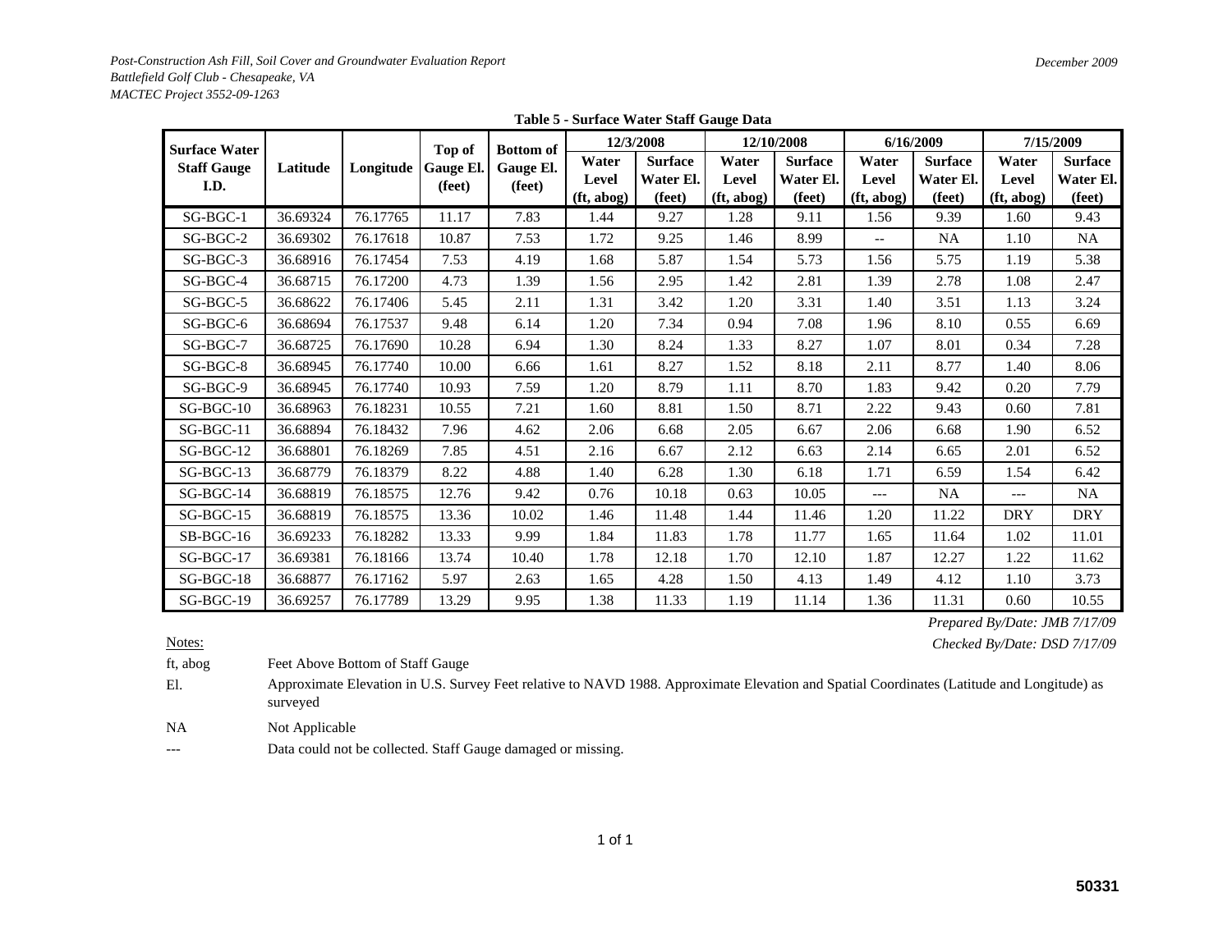**Table 5 - Surface Water Staff Gauge Data**

| Surface Water Staff Gauge I.D. | Latitude | Longitude | Top of Gauge El. (feet) | Bottom of Gauge El. (feet) | 12/3/2008 | | 12/10/2008 | | 6/16/2009 | | 7/15/2009 | |
|---|---|---|---|---|---|---|---|---|---|---|---|---|
| | | | | | Water Level (ft, abog) | Surface Water El. (feet) | Water Level (ft, abog) | Surface Water El. (feet) | Water Level (ft, abog) | Surface Water El. (feet) | Water Level (ft, abog) | Surface Water El. (feet) |
| SG-BGC-1 | 36.69324 | 76.17765 | 11.17 | 7.83 | 1.44 | 9.27 | 1.28 | 9.11 | 1.56 | 9.39 | 1.60 | 9.43 |
| SG-BGC-2 | 36.69302 | 76.17618 | 10.87 | 7.53 | 1.72 | 9.25 | 1.46 | 8.99 | -- | NA | 1.10 | NA |
| SG-BGC-3 | 36.68916 | 76.17454 | 7.53 | 4.19 | 1.68 | 5.87 | 1.54 | 5.73 | 1.56 | 5.75 | 1.19 | 5.38 |
| SG-BGC-4 | 36.68715 | 76.17200 | 4.73 | 1.39 | 1.56 | 2.95 | 1.42 | 2.81 | 1.39 | 2.78 | 1.08 | 2.47 |
| SG-BGC-5 | 36.68622 | 76.17406 | 5.45 | 2.11 | 1.31 | 3.42 | 1.20 | 3.31 | 1.40 | 3.51 | 1.13 | 3.24 |
| SG-BGC-6 | 36.68694 | 76.17537 | 9.48 | 6.14 | 1.20 | 7.34 | 0.94 | 7.08 | 1.96 | 8.10 | 0.55 | 6.69 |
| SG-BGC-7 | 36.68725 | 76.17690 | 10.28 | 6.94 | 1.30 | 8.24 | 1.33 | 8.27 | 1.07 | 8.01 | 0.34 | 7.28 |
| SG-BGC-8 | 36.68945 | 76.17740 | 10.00 | 6.66 | 1.61 | 8.27 | 1.52 | 8.18 | 2.11 | 8.77 | 1.40 | 8.06 |
| SG-BGC-9 | 36.68945 | 76.17740 | 10.93 | 7.59 | 1.20 | 8.79 | 1.11 | 8.70 | 1.83 | 9.42 | 0.20 | 7.79 |
| SG-BGC-10 | 36.68963 | 76.18231 | 10.55 | 7.21 | 1.60 | 8.81 | 1.50 | 8.71 | 2.22 | 9.43 | 0.60 | 7.81 |
| SG-BGC-11 | 36.68894 | 76.18432 | 7.96 | 4.62 | 2.06 | 6.68 | 2.05 | 6.67 | 2.06 | 6.68 | 1.90 | 6.52 |
| SG-BGC-12 | 36.68801 | 76.18269 | 7.85 | 4.51 | 2.16 | 6.67 | 2.12 | 6.63 | 2.14 | 6.65 | 2.01 | 6.52 |
| SG-BGC-13 | 36.68779 | 76.18379 | 8.22 | 4.88 | 1.40 | 6.28 | 1.30 | 6.18 | 1.71 | 6.59 | 1.54 | 6.42 |
| SG-BGC-14 | 36.68819 | 76.18575 | 12.76 | 9.42 | 0.76 | 10.18 | 0.63 | 10.05 | --- | NA | --- | NA |
| SG-BGC-15 | 36.68819 | 76.18575 | 13.36 | 10.02 | 1.46 | 11.48 | 1.44 | 11.46 | 1.20 | 11.22 | DRY | DRY |
| SB-BGC-16 | 36.69233 | 76.18282 | 13.33 | 9.99 | 1.84 | 11.83 | 1.78 | 11.77 | 1.65 | 11.64 | 1.02 | 11.01 |
| SG-BGC-17 | 36.69381 | 76.18166 | 13.74 | 10.40 | 1.78 | 12.18 | 1.70 | 12.10 | 1.87 | 12.27 | 1.22 | 11.62 |
| SG-BGC-18 | 36.68877 | 76.17162 | 5.97 | 2.63 | 1.65 | 4.28 | 1.50 | 4.13 | 1.49 | 4.12 | 1.10 | 3.73 |
| SG-BGC-19 | 36.69257 | 76.17789 | 13.29 | 9.95 | 1.38 | 11.33 | 1.19 | 11.14 | 1.36 | 11.31 | 0.60 | 10.55 |

*Prepared By/Date: JMB 7/17/09*

*Checked By/Date: DSD 7/17/09*

Notes:

ft, abog — Feet Above Bottom of Staff Gauge

El. — Approximate Elevation in U.S. Survey Feet relative to NAVD 1988. Approximate Elevation and Spatial Coordinates (Latitude and Longitude) as surveyed

NA — Not Applicable

--- — Data could not be collected. Staff Gauge damaged or missing.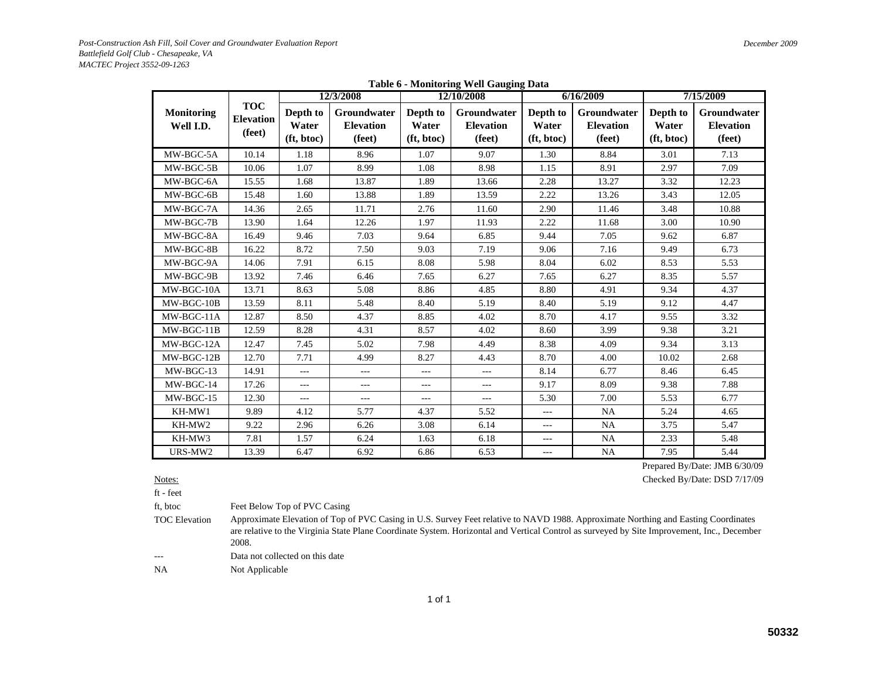**Table 6 - Monitoring Well Gauging Data**

| Monitoring Well I.D. | TOC Elevation (feet) | 12/3/2008 | | 12/10/2008 | | 6/16/2009 | | 7/15/2009 | |
|---|---|---|---|---|---|---|---|---|---|
| | | Depth to Water (ft, btoc) | Groundwater Elevation (feet) | Depth to Water (ft, btoc) | Groundwater Elevation (feet) | Depth to Water (ft, btoc) | Groundwater Elevation (feet) | Depth to Water (ft, btoc) | Groundwater Elevation (feet) |
| MW-BGC-5A | 10.14 | 1.18 | 8.96 | 1.07 | 9.07 | 1.30 | 8.84 | 3.01 | 7.13 |
| MW-BGC-5B | 10.06 | 1.07 | 8.99 | 1.08 | 8.98 | 1.15 | 8.91 | 2.97 | 7.09 |
| MW-BGC-6A | 15.55 | 1.68 | 13.87 | 1.89 | 13.66 | 2.28 | 13.27 | 3.32 | 12.23 |
| MW-BGC-6B | 15.48 | 1.60 | 13.88 | 1.89 | 13.59 | 2.22 | 13.26 | 3.43 | 12.05 |
| MW-BGC-7A | 14.36 | 2.65 | 11.71 | 2.76 | 11.60 | 2.90 | 11.46 | 3.48 | 10.88 |
| MW-BGC-7B | 13.90 | 1.64 | 12.26 | 1.97 | 11.93 | 2.22 | 11.68 | 3.00 | 10.90 |
| MW-BGC-8A | 16.49 | 9.46 | 7.03 | 9.64 | 6.85 | 9.44 | 7.05 | 9.62 | 6.87 |
| MW-BGC-8B | 16.22 | 8.72 | 7.50 | 9.03 | 7.19 | 9.06 | 7.16 | 9.49 | 6.73 |
| MW-BGC-9A | 14.06 | 7.91 | 6.15 | 8.08 | 5.98 | 8.04 | 6.02 | 8.53 | 5.53 |
| MW-BGC-9B | 13.92 | 7.46 | 6.46 | 7.65 | 6.27 | 7.65 | 6.27 | 8.35 | 5.57 |
| MW-BGC-10A | 13.71 | 8.63 | 5.08 | 8.86 | 4.85 | 8.80 | 4.91 | 9.34 | 4.37 |
| MW-BGC-10B | 13.59 | 8.11 | 5.48 | 8.40 | 5.19 | 8.40 | 5.19 | 9.12 | 4.47 |
| MW-BGC-11A | 12.87 | 8.50 | 4.37 | 8.85 | 4.02 | 8.70 | 4.17 | 9.55 | 3.32 |
| MW-BGC-11B | 12.59 | 8.28 | 4.31 | 8.57 | 4.02 | 8.60 | 3.99 | 9.38 | 3.21 |
| MW-BGC-12A | 12.47 | 7.45 | 5.02 | 7.98 | 4.49 | 8.38 | 4.09 | 9.34 | 3.13 |
| MW-BGC-12B | 12.70 | 7.71 | 4.99 | 8.27 | 4.43 | 8.70 | 4.00 | 10.02 | 2.68 |
| MW-BGC-13 | 14.91 | --- | --- | --- | --- | 8.14 | 6.77 | 8.46 | 6.45 |
| MW-BGC-14 | 17.26 | --- | --- | --- | --- | 9.17 | 8.09 | 9.38 | 7.88 |
| MW-BGC-15 | 12.30 | --- | --- | --- | --- | 5.30 | 7.00 | 5.53 | 6.77 |
| KH-MW1 | 9.89 | 4.12 | 5.77 | 4.37 | 5.52 | --- | NA | 5.24 | 4.65 |
| KH-MW2 | 9.22 | 2.96 | 6.26 | 3.08 | 6.14 | --- | NA | 3.75 | 5.47 |
| KH-MW3 | 7.81 | 1.57 | 6.24 | 1.63 | 6.18 | --- | NA | 2.33 | 5.48 |
| URS-MW2 | 13.39 | 6.47 | 6.92 | 6.86 | 6.53 | --- | NA | 7.95 | 5.44 |

Prepared By/Date: JMB 6/30/09

Checked By/Date: DSD 7/17/09

Notes:

ft - feet

ft, btoc — Feet Below Top of PVC Casing

TOC Elevation — Approximate Elevation of Top of PVC Casing in U.S. Survey Feet relative to NAVD 1988. Approximate Northing and Easting Coordinates are relative to the Virginia State Plane Coordinate System. Horizontal and Vertical Control as surveyed by Site Improvement, Inc., December 2008.

--- — Data not collected on this date

NA — Not Applicable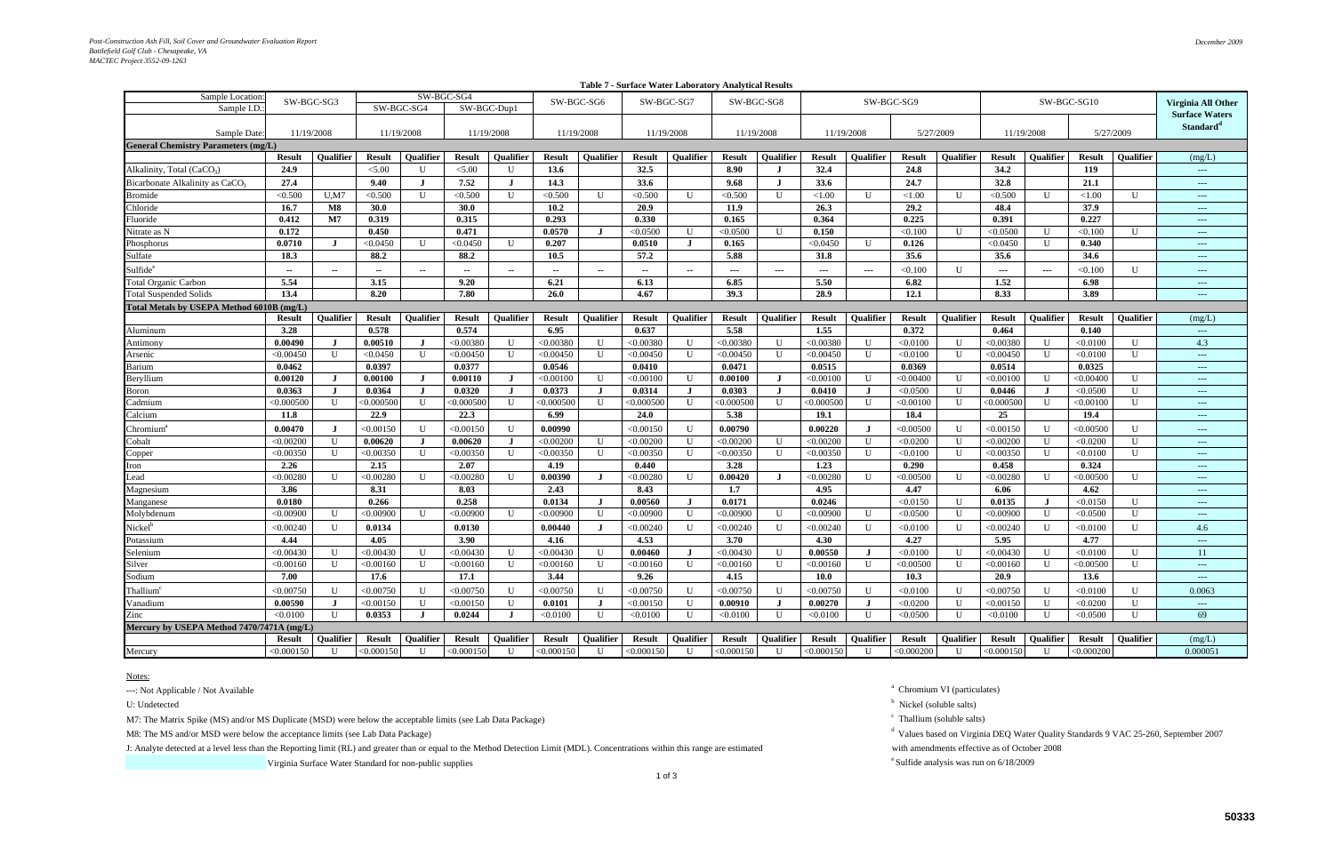**Table 7 - Surface Water Laboratory Analytical Results**

| Sample Location: | SW-BGC-SG3 | | SW-BGC-SG4 | | | | SW-BGC-SG6 | | SW-BGC-SG7 | | SW-BGC-SG8 | | SW-BGC-SG9 | | | | SW-BGC-SG10 | | | | Virginia All Other Surface Waters Standard[d] |
|---|---|---|---|---|---|---|---|---|---|---|---|---|---|---|---|---|---|---|---|---|---|
| Sample I.D.: | | | SW-BGC-SG4 | | SW-BGC-Dup1 | | | | | | | | | | | | | | | | |
| Sample Date: | 11/19/2008 | | 11/19/2008 | | 11/19/2008 | | 11/19/2008 | | 11/19/2008 | | 11/19/2008 | | 11/19/2008 | | 5/27/2009 | | 11/19/2008 | | 5/27/2009 | | |
| **General Chemistry Parameters (mg/L)** | | | | | | | | | | | | | | | | | | | | | |
| | Result | Qualifier | Result | Qualifier | Result | Qualifier | Result | Qualifier | Result | Qualifier | Result | Qualifier | Result | Qualifier | Result | Qualifier | Result | Qualifier | Result | Qualifier | (mg/L) |
| Alkalinity, Total ($CaCO_3$) | **24.9** | | <5.00 | U | <5.00 | U | **13.6** | | **32.5** | | **8.90** | J | **32.4** | | **24.8** | | **34.2** | | **119** | | --- |
| Bicarbonate Alkalinity as $CaCO_3$ | **27.4** | | **9.40** | J | **7.52** | J | **14.3** | | **33.6** | | **9.68** | J | **33.6** | | **24.7** | | **32.8** | | **21.1** | | --- |
| Bromide | <0.500 | U,M7 | <0.500 | U | <0.500 | U | <0.500 | U | <0.500 | U | <0.500 | U | <1.00 | U | <1.00 | U | <0.500 | U | <1.00 | U | --- |
| Chloride | **16.7** | M8 | **30.0** | | **30.0** | | **10.2** | | **20.9** | | **11.9** | | **26.3** | | **29.2** | | **48.4** | | **37.9** | | --- |
| Fluoride | **0.412** | M7 | **0.319** | | **0.315** | | **0.293** | | **0.330** | | **0.165** | | **0.364** | | **0.225** | | **0.391** | | **0.227** | | --- |
| Nitrate as N | **0.172** | | **0.450** | | **0.471** | | **0.0570** | J | <0.0500 | U | <0.0500 | U | **0.150** | | <0.100 | U | <0.0500 | U | <0.100 | U | --- |
| Phosphorus | **0.0710** | J | <0.0450 | U | <0.0450 | U | **0.207** | | **0.0510** | J | **0.165** | | <0.0450 | U | **0.126** | | <0.0450 | U | **0.340** | | --- |
| Sulfate | **18.3** | | **88.2** | | **88.2** | | **10.5** | | **57.2** | | **5.88** | | **31.8** | | **35.6** | | **35.6** | | **34.6** | | --- |
| Sulfide[e] | -- | -- | -- | -- | -- | -- | -- | -- | -- | -- | --- | --- | --- | --- | <0.100 | U | --- | --- | <0.100 | U | --- |
| Total Organic Carbon | **5.54** | | **3.15** | | **9.20** | | **6.21** | | **6.13** | | **6.85** | | **5.50** | | **6.82** | | **1.52** | | **6.98** | | --- |
| Total Suspended Solids | **13.4** | | **8.20** | | **7.80** | | **26.0** | | **4.67** | | **39.3** | | **28.9** | | **12.1** | | **8.33** | | **3.89** | | --- |
| **Total Metals by USEPA Method 6010B (mg/L)** | | | | | | | | | | | | | | | | | | | | | |
| | Result | Qualifier | Result | Qualifier | Result | Qualifier | Result | Qualifier | Result | Qualifier | Result | Qualifier | Result | Qualifier | Result | Qualifier | Result | Qualifier | Result | Qualifier | (mg/L) |
| Aluminum | **3.28** | | **0.578** | | **0.574** | | **6.95** | | **0.637** | | **5.58** | | **1.55** | | **0.372** | | **0.464** | | **0.140** | | --- |
| Antimony | **0.00490** | J | **0.00510** | J | <0.00380 | U | <0.00380 | U | <0.00380 | U | <0.00380 | U | <0.00380 | U | <0.0100 | U | <0.00380 | U | <0.0100 | U | 4.3 |
| Arsenic | <0.00450 | U | <0.0450 | U | <0.00450 | U | <0.00450 | U | <0.00450 | U | <0.00450 | U | <0.00450 | U | <0.0100 | U | <0.00450 | U | <0.0100 | U | --- |
| Barium | **0.0462** | | **0.0397** | | **0.0377** | | **0.0546** | | **0.0410** | | **0.0471** | | **0.0515** | | **0.0369** | | **0.0514** | | **0.0325** | | --- |
| Beryllium | **0.00120** | J | **0.00100** | J | **0.00110** | J | <0.00100 | U | <0.00100 | U | **0.00100** | J | <0.00100 | U | <0.00400 | U | <0.00100 | U | <0.00400 | U | --- |
| Boron | **0.0363** | J | **0.0364** | J | **0.0320** | J | **0.0373** | J | **0.0314** | J | **0.0303** | J | **0.0410** | J | <0.0500 | U | **0.0446** | J | <0.0500 | U | --- |
| Cadmium | <0.000500 | U | <0.000500 | U | <0.000500 | U | <0.000500 | U | <0.000500 | U | <0.000500 | U | <0.000500 | U | <0.00100 | U | <0.000500 | U | <0.00100 | U | --- |
| Calcium | **11.8** | | **22.9** | | **22.3** | | **6.99** | | **24.0** | | **5.38** | | **19.1** | | **18.4** | | **25** | | **19.4** | | --- |
| Chromium[a] | **0.00470** | J | <0.00150 | U | <0.00150 | U | **0.00990** | | <0.00150 | U | **0.00790** | | **0.00220** | J | <0.00500 | U | <0.00150 | U | <0.00500 | U | --- |
| Cobalt | <0.00200 | U | **0.00620** | J | **0.00620** | J | <0.00200 | U | <0.00200 | U | <0.00200 | U | <0.00200 | U | <0.0200 | U | <0.00200 | U | <0.0200 | U | --- |
| Copper | <0.00350 | U | <0.00350 | U | <0.00350 | U | <0.00350 | U | <0.00350 | U | <0.00350 | U | <0.00350 | U | <0.0100 | U | <0.00350 | U | <0.0100 | U | --- |
| Iron | **2.26** | | **2.15** | | **2.07** | | **4.19** | | **0.440** | | **3.28** | | **1.23** | | **0.290** | | **0.458** | | **0.324** | | --- |
| Lead | <0.00280 | U | <0.00280 | U | <0.00280 | U | **0.00390** | J | <0.00280 | U | **0.00420** | J | <0.00280 | U | <0.00500 | U | <0.00280 | U | <0.00500 | U | --- |
| Magnesium | **3.86** | | **8.31** | | **8.03** | | **2.43** | | **8.43** | | **1.7** | | **4.95** | | **4.47** | | **6.06** | | **4.62** | | --- |
| Manganese | **0.0180** | | **0.266** | | **0.258** | | **0.0134** | J | **0.00560** | J | **0.0171** | | **0.0246** | | <0.0150 | U | **0.0135** | J | <0.0150 | U | --- |
| Molybdenum | <0.00900 | U | <0.00900 | U | <0.00900 | U | <0.00900 | U | <0.00900 | U | <0.00900 | U | <0.00900 | U | <0.0500 | U | <0.00900 | U | <0.0500 | U | --- |
| Nickel[b] | <0.00240 | U | **0.0134** | | **0.0130** | | **0.00440** | J | <0.00240 | U | <0.00240 | U | <0.00240 | U | <0.0100 | U | <0.00240 | U | <0.0100 | U | 4.6 |
| Potassium | **4.44** | | **4.05** | | **3.90** | | **4.16** | | **4.53** | | **3.70** | | **4.30** | | **4.27** | | **5.95** | | **4.77** | | --- |
| Selenium | <0.00430 | U | <0.00430 | U | <0.00430 | U | <0.00430 | U | **0.00460** | J | <0.00430 | U | **0.00550** | J | <0.0100 | U | <0.00430 | U | <0.0100 | U | 11 |
| Silver | <0.00160 | U | <0.00160 | U | <0.00160 | U | <0.00160 | U | <0.00160 | U | <0.00160 | U | <0.00160 | U | <0.00500 | U | <0.00160 | U | <0.00500 | U | --- |
| Sodium | **7.00** | | **17.6** | | **17.1** | | **3.44** | | **9.26** | | **4.15** | | **10.0** | | **10.3** | | **20.9** | | **13.6** | | --- |
| Thallium[c] | <0.00750 | U | <0.00750 | U | <0.00750 | U | <0.00750 | U | <0.00750 | U | <0.00750 | U | <0.00750 | U | <0.0100 | U | <0.00750 | U | <0.0100 | U | 0.0063 |
| Vanadium | **0.00590** | J | <0.00150 | U | <0.00150 | U | **0.0101** | J | <0.00150 | U | **0.00910** | J | **0.00270** | J | <0.0200 | U | <0.00150 | U | <0.0200 | U | --- |
| Zinc | <0.0100 | U | **0.0353** | J | **0.0244** | J | <0.0100 | U | <0.0100 | U | <0.0100 | U | <0.0100 | U | <0.0500 | U | <0.0100 | U | <0.0500 | U | 69 |
| **Mercury by USEPA Method 7470/7471A (mg/L)** | | | | | | | | | | | | | | | | | | | | | |
| | Result | Qualifier | Result | Qualifier | Result | Qualifier | Result | Qualifier | Result | Qualifier | Result | Qualifier | Result | Qualifier | Result | Qualifier | Result | Qualifier | Result | Qualifier | (mg/L) |
| Mercury | <0.000150 | U | <0.000150 | U | <0.000150 | U | <0.000150 | U | <0.000150 | U | <0.000150 | U | <0.000150 | U | <0.000200 | U | <0.000150 | U | <0.000200 | | 0.000051 |

Notes:

---: Not Applicable / Not Available

U: Undetected

M7: The Matrix Spike (MS) and/or MS Duplicate (MSD) were below the acceptable limits (see Lab Data Package)

M8: The MS and/or MSD were below the acceptance limits (see Lab Data Package)

J: Analyte detected at a level less than the Reporting limit (RL) and greater than or equal to the Method Detection Limit (MDL). Concentrations within this range are estimated

Virginia Surface Water Standard for non-public supplies

[a] Chromium VI (particulates)

[b] Nickel (soluble salts)

[c] Thallium (soluble salts)

[d] Values based on Virginia DEQ Water Quality Standards 9 VAC 25-260, September 2007 with amendments effective as of October 2008

[e] Sulfide analysis was run on 6/18/2009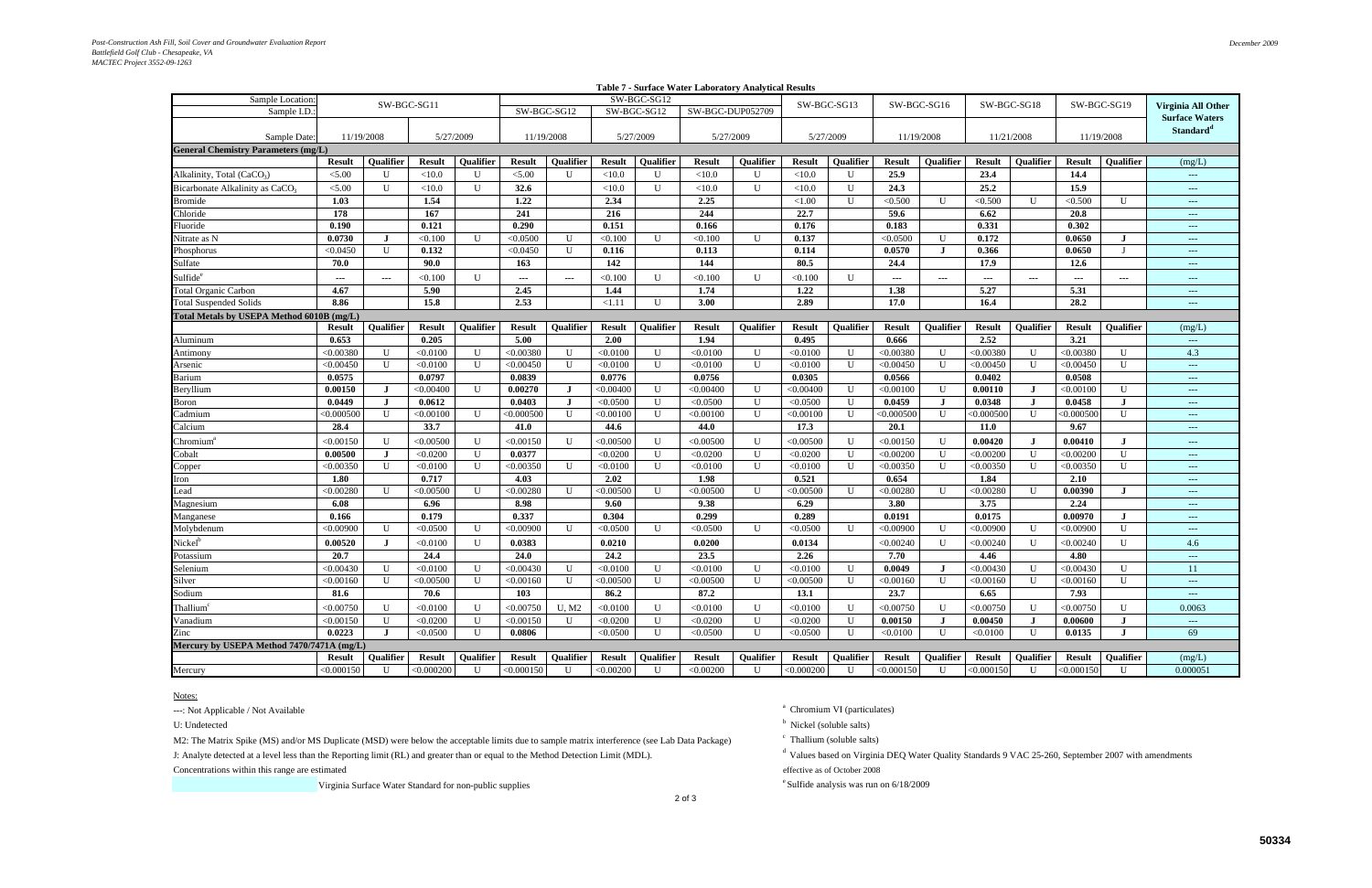**Table 7 - Surface Water Laboratory Analytical Results**

| Sample Location: | SW-BGC-SG11 | | | | SW-BGC-SG12 | | | | | | SW-BGC-SG13 | | SW-BGC-SG16 | | SW-BGC-SG18 | | SW-BGC-SG19 | | Virginia All Other Surface Waters Standard[d] |
|---|---|---|---|---|---|---|---|---|---|---|---|---|---|---|---|---|---|---|---|
| Sample I.D.: | | | | | SW-BGC-SG12 | | SW-BGC-SG12 | | SW-BGC-DUP052709 | | | | | | | | | | |
| Sample Date: | 11/19/2008 | | 5/27/2009 | | 11/19/2008 | | 5/27/2009 | | 5/27/2009 | | 5/27/2009 | | 11/19/2008 | | 11/21/2008 | | 11/19/2008 | | |
| **General Chemistry Parameters (mg/L)** | | | | | | | | | | | | | | | | | | | |
| | **Result** | **Qualifier** | **Result** | **Qualifier** | **Result** | **Qualifier** | **Result** | **Qualifier** | **Result** | **Qualifier** | **Result** | **Qualifier** | **Result** | **Qualifier** | **Result** | **Qualifier** | **Result** | **Qualifier** | (mg/L) |
| Alkalinity, Total ($CaCO_3$) | <5.00 | U | <10.0 | U | <5.00 | U | <10.0 | U | <10.0 | U | <10.0 | U | **25.9** | | **23.4** | | **14.4** | | --- |
| Bicarbonate Alkalinity as $CaCO_3$ | <5.00 | U | <10.0 | U | **32.6** | | <10.0 | U | <10.0 | U | <10.0 | U | **24.3** | | **25.2** | | **15.9** | | --- |
| Bromide | **1.03** | | **1.54** | | **1.22** | | **2.34** | | **2.25** | | <1.00 | U | <0.500 | U | <0.500 | U | <0.500 | U | --- |
| Chloride | **178** | | **167** | | **241** | | **216** | | **244** | | **22.7** | | **59.6** | | **6.62** | | **20.8** | | --- |
| Fluoride | **0.190** | | **0.121** | | **0.290** | | **0.151** | | **0.166** | | **0.176** | | **0.183** | | **0.331** | | **0.302** | | --- |
| Nitrate as N | **0.0730** | **J** | <0.100 | U | <0.0500 | U | <0.100 | U | <0.100 | U | **0.137** | | <0.0500 | U | **0.172** | | **0.0650** | **J** | --- |
| Phosphorus | <0.0450 | U | **0.132** | | <0.0450 | U | **0.116** | | **0.113** | | **0.114** | | **0.0570** | **J** | **0.366** | | **0.0650** | J | --- |
| Sulfate | **70.0** | | **90.0** | | **163** | | **142** | | **144** | | **80.5** | | **24.4** | | **17.9** | | **12.6** | | --- |
| Sulfide[e] | --- | --- | <0.100 | U | --- | --- | <0.100 | U | <0.100 | U | <0.100 | U | --- | --- | --- | --- | --- | --- | --- |
| Total Organic Carbon | **4.67** | | **5.90** | | **2.45** | | **1.44** | | **1.74** | | **1.22** | | **1.38** | | **5.27** | | **5.31** | | --- |
| Total Suspended Solids | **8.86** | | **15.8** | | **2.53** | | <1.11 | U | **3.00** | | **2.89** | | **17.0** | | **16.4** | | **28.2** | | --- |
| **Total Metals by USEPA Method 6010B (mg/L)** | | | | | | | | | | | | | | | | | | | |
| | **Result** | **Qualifier** | **Result** | **Qualifier** | **Result** | **Qualifier** | **Result** | **Qualifier** | **Result** | **Qualifier** | **Result** | **Qualifier** | **Result** | **Qualifier** | **Result** | **Qualifier** | **Result** | **Qualifier** | (mg/L) |
| Aluminum | **0.653** | | **0.205** | | **5.00** | | **2.00** | | **1.94** | | **0.495** | | **0.666** | | **2.52** | | **3.21** | | --- |
| Antimony | <0.00380 | U | <0.0100 | U | <0.00380 | U | <0.0100 | U | <0.0100 | U | <0.0100 | U | <0.00380 | U | <0.00380 | U | <0.00380 | U | 4.3 |
| Arsenic | <0.00450 | U | <0.0100 | U | <0.00450 | U | <0.0100 | U | <0.0100 | U | <0.0100 | U | <0.00450 | U | <0.00450 | U | <0.00450 | U | --- |
| Barium | **0.0575** | | **0.0797** | | **0.0839** | | **0.0776** | | **0.0756** | | **0.0305** | | **0.0566** | | **0.0402** | | **0.0508** | | --- |
| Beryllium | **0.00150** | **J** | <0.00400 | U | **0.00270** | **J** | <0.00400 | U | <0.00400 | U | <0.00400 | U | <0.00100 | U | **0.00110** | **J** | <0.00100 | U | --- |
| Boron | **0.0449** | **J** | **0.0612** | | **0.0403** | **J** | <0.0500 | U | <0.0500 | U | <0.0500 | U | **0.0459** | **J** | **0.0348** | **J** | **0.0458** | **J** | --- |
| Cadmium | <0.000500 | U | <0.00100 | U | <0.000500 | U | <0.00100 | U | <0.00100 | U | <0.00100 | U | <0.000500 | U | <0.000500 | U | <0.000500 | U | --- |
| Calcium | **28.4** | | **33.7** | | **41.0** | | **44.6** | | **44.0** | | **17.3** | | **20.1** | | **11.0** | | **9.67** | | --- |
| Chromium[a] | <0.00150 | U | <0.00500 | U | <0.00150 | U | <0.00500 | U | <0.00500 | U | <0.00500 | U | <0.00150 | U | **0.00420** | **J** | **0.00410** | **J** | --- |
| Cobalt | **0.00500** | **J** | <0.0200 | U | **0.0377** | | <0.0200 | U | <0.0200 | U | <0.0200 | U | <0.00200 | U | <0.00200 | U | <0.00200 | U | --- |
| Copper | <0.00350 | U | <0.0100 | U | <0.00350 | U | <0.0100 | U | <0.0100 | U | <0.0100 | U | <0.00350 | U | <0.00350 | U | <0.00350 | U | --- |
| Iron | **1.80** | | **0.717** | | **4.03** | | **2.02** | | **1.98** | | **0.521** | | **0.654** | | **1.84** | | **2.10** | | --- |
| Lead | <0.00280 | U | <0.00500 | U | <0.00280 | U | <0.00500 | U | <0.00500 | U | <0.00500 | U | <0.00280 | U | <0.00280 | U | **0.00390** | **J** | --- |
| Magnesium | **6.08** | | **6.96** | | **8.98** | | **9.60** | | **9.38** | | **6.29** | | **3.80** | | **3.75** | | **2.24** | | --- |
| Manganese | **0.166** | | **0.179** | | **0.337** | | **0.304** | | **0.299** | | **0.289** | | **0.0191** | | **0.0175** | | **0.00970** | **J** | --- |
| Molybdenum | <0.00900 | U | <0.0500 | U | <0.00900 | U | <0.0500 | U | <0.0500 | U | <0.0500 | U | <0.00900 | U | <0.00900 | U | <0.00900 | U | --- |
| Nickel[b] | **0.00520** | **J** | <0.0100 | U | **0.0383** | | **0.0210** | | **0.0200** | | **0.0134** | | <0.00240 | U | <0.00240 | U | <0.00240 | U | 4.6 |
| Potassium | **20.7** | | **24.4** | | **24.0** | | **24.2** | | **23.5** | | **2.26** | | **7.70** | | **4.46** | | **4.80** | | --- |
| Selenium | <0.00430 | U | <0.0100 | U | <0.00430 | U | <0.0100 | U | <0.0100 | U | <0.0100 | U | **0.0049** | **J** | <0.00430 | U | <0.00430 | U | 11 |
| Silver | <0.00160 | U | <0.00500 | U | <0.00160 | U | <0.00500 | U | <0.00500 | U | <0.00500 | U | <0.00160 | U | <0.00160 | U | <0.00160 | U | --- |
| Sodium | **81.6** | | **70.6** | | **103** | | **86.2** | | **87.2** | | **13.1** | | **23.7** | | **6.65** | | **7.93** | | --- |
| Thallium[c] | <0.00750 | U | <0.0100 | U | <0.00750 | U, M2 | <0.0100 | U | <0.0100 | U | <0.0100 | U | <0.00750 | U | <0.00750 | U | <0.00750 | U | 0.0063 |
| Vanadium | <0.00150 | U | <0.0200 | U | <0.00150 | U | <0.0200 | U | <0.0200 | U | <0.0200 | U | **0.00150** | **J** | **0.00450** | **J** | **0.00600** | **J** | --- |
| Zinc | **0.0223** | **J** | <0.0500 | U | **0.0806** | | <0.0500 | U | <0.0500 | U | <0.0500 | U | <0.0100 | U | <0.0100 | U | **0.0135** | **J** | 69 |
| **Mercury by USEPA Method 7470/7471A (mg/L)** | | | | | | | | | | | | | | | | | | | |
| | **Result** | **Qualifier** | **Result** | **Qualifier** | **Result** | **Qualifier** | **Result** | **Qualifier** | **Result** | **Qualifier** | **Result** | **Qualifier** | **Result** | **Qualifier** | **Result** | **Qualifier** | **Result** | **Qualifier** | (mg/L) |
| Mercury | <0.000150 | U | <0.000200 | U | <0.000150 | U | <0.00200 | U | <0.00200 | U | <0.000200 | U | <0.000150 | U | <0.000150 | U | <0.000150 | U | 0.000051 |

Notes:

---: Not Applicable / Not Available

U: Undetected

M2: The Matrix Spike (MS) and/or MS Duplicate (MSD) were below the acceptable limits due to sample matrix interference (see Lab Data Package)

J: Analyte detected at a level less than the Reporting limit (RL) and greater than or equal to the Method Detection Limit (MDL).

Concentrations within this range are estimated

Virginia Surface Water Standard for non-public supplies

[a] Chromium VI (particulates)

[b] Nickel (soluble salts)

[c] Thallium (soluble salts)

[d] Values based on Virginia DEQ Water Quality Standards 9 VAC 25-260, September 2007 with amendments effective as of October 2008

[e] Sulfide analysis was run on 6/18/2009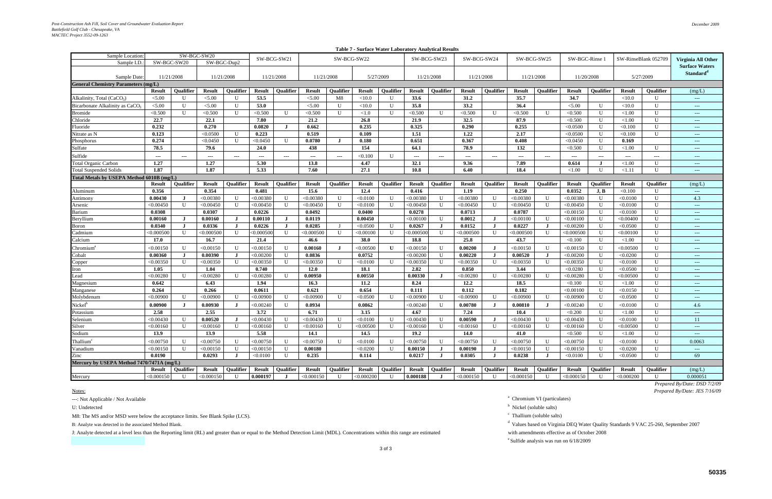**Table 7 - Surface Water Laboratory Analytical Results**

| Sample Location: | SW-BGC-SW20 | | | | SW-BCG-SW21 | | SW-BCG-SW22 | | | | SW-BCG-SW23 | | SW-BCG-SW24 | | SW-BCG-SW25 | | SW-BGC-Rinse 1 | | SW-RinseBlank 052709 | | Virginia All Other Surface Waters Standard[d] |
|---|---|---|---|---|---|---|---|---|---|---|---|---|---|---|---|---|---|---|---|---|---|
| Sample I.D.: | SW-BGC-SW20 | | SW-BGC-Dup2 | | | | | | | | | | | | | | | | | | |
| Sample Date: | 11/21/2008 | | 11/21/2008 | | 11/21/2008 | | 11/21/2008 | | 5/27/2009 | | 11/21/2008 | | 11/21/2008 | | 11/21/2008 | | 11/20/2008 | | 5/27/2009 | | |
| **General Chemistry Parameters (mg/L)** | | | | | | | | | | | | | | | | | | | | | |
| | **Result** | **Qualifier** | **Result** | **Qualifier** | **Result** | **Qualifier** | **Result** | **Qualifier** | **Result** | **Qualifier** | **Result** | **Qualifier** | **Result** | **Qualifier** | **Result** | **Qualifier** | **Result** | **Qualifier** | **Result** | **Qualifier** | (mg/L) |
| Alkalinity, Total ($CaCO_3$) | <5.00 | U | <5.00 | U | **53.5** | | <5.00 | M8 | <10.0 | U | **33.6** | | **31.2** | | **35.7** | | **34.7** | | <10.0 | U | --- |
| Bicarbonate Alkalinity as $CaCO_3$ | <5.00 | U | <5.00 | U | **53.0** | | <5.00 | U | <10.0 | U | **35.8** | | **33.2** | | **36.4** | | <5.00 | U | <10.0 | U | --- |
| Bromide | <0.500 | U | <0.500 | U | <0.500 | U | <0.500 | U | <1.0 | U | <0.500 | U | <0.500 | U | <0.500 | U | <0.500 | U | <1.00 | U | --- |
| Chloride | **22.7** | | **22.1** | | **7.80** | | **21.2** | | **26.8** | | **21.9** | | **32.5** | | **87.9** | | <0.500 | U | <1.00 | U | --- |
| Fluoride | **0.232** | | **0.270** | | **0.0820** | **J** | **0.662** | | **0.235** | | **0.325** | | **0.290** | | **0.255** | | <0.0500 | U | <0.100 | U | --- |
| Nitrate as N | **0.123** | | <0.0500 | U | **0.223** | | **0.519** | | **0.109** | | **1.51** | | **1.22** | | **2.17** | | <0.0500 | U | <0.100 | U | --- |
| Phosphorus | **0.274** | | <0.0450 | U | <0.0450 | U | **0.0780** | **J** | **0.180** | | **0.651** | | **0.367** | | **0.408** | | <0.0450 | U | **0.169** | | --- |
| Sulfate | **78.5** | | **79.6** | | **24.0** | | **438** | | **154** | | **64.1** | | **78.9** | | **132** | | <0.500 | U | <1.00 | U | --- |
| Sulfide | --- | --- | --- | --- | --- | --- | --- | --- | <0.100 | U | --- | --- | --- | --- | --- | --- | --- | --- | --- | --- | --- |
| Total Organic Carbon | **1.27** | | **1.27** | | **5.30** | | **13.8** | | **4.47** | | **32.1** | | **9.36** | | **7.89** | | **0.614** | **J** | <1.00 | U | --- |
| Total Suspended Solids | **1.87** | | **1.87** | | **5.33** | | **7.60** | | **27.1** | | **10.8** | | **6.40** | | **18.4** | | <1.00 | U | <1.11 | U | --- |
| **Total Metals by USEPA Method 6010B (mg/L)** | | | | | | | | | | | | | | | | | | | | | |
| | **Result** | **Qualifier** | **Result** | **Qualifier** | **Result** | **Qualifier** | **Result** | **Qualifier** | **Result** | **Qualifier** | **Result** | **Qualifier** | **Result** | **Qualifier** | **Result** | **Qualifier** | **Result** | **Qualifier** | **Result** | **Qualifier** | (mg/L) |
| Aluminum | **0.356** | | **0.354** | | **0.481** | | **15.6** | | **12.4** | | **0.416** | | **1.19** | | **0.250** | | **0.0352** | **J, B** | <0.100 | U | --- |
| Antimony | **0.00430** | **J** | <0.00380 | U | <0.00380 | U | <0.00380 | U | <0.0100 | U | <0.00380 | U | <0.00380 | U | <0.00380 | U | <0.00380 | U | <0.0100 | U | 4.3 |
| Arsenic | <0.00450 | U | <0.00450 | U | <0.00450 | U | <0.00450 | U | <0.0100 | U | <0.00450 | U | <0.00450 | U | <0.00450 | U | <0.00450 | U | <0.0100 | U | --- |
| Barium | **0.0308** | | **0.0307** | | **0.0226** | | **0.0492** | | **0.0400** | | **0.0278** | | **0.0713** | | **0.0787** | | <0.00150 | U | <0.0100 | U | --- |
| Beryllium | **0.00160** | **J** | **0.00160** | **J** | **0.00110** | **J** | **0.0119** | | **0.00450** | | <0.00100 | U | **0.0012** | **J** | <0.00100 | U | <0.00100 | U | <0.00400 | U | --- |
| Boron | **0.0340** | **J** | **0.0336** | **J** | **0.0226** | **J** | **0.0285** | J | <0.0500 | U | **0.0267** | **J** | **0.0152** | **J** | **0.0227** | **J** | <0.00200 | U | <0.0500 | U | --- |
| Cadmium | <0.000500 | U | <0.000500 | U | <0.000500 | U | <0.000500 | U | <0.00100 | U | <0.000500 | U | <0.000500 | U | <0.000500 | U | <0.000500 | U | <0.00100 | U | --- |
| Calcium | **17.0** | | **16.7** | | **21.4** | | **46.6** | | **38.0** | | **18.8** | | **25.8** | | **43.7** | | <0.100 | U | <1.00 | U | --- |
| Chromium[a] | <0.00150 | U | <0.00150 | U | <0.00150 | U | **0.00160** | **J** | <0.00500 | **U** | <0.00150 | U | **0.00200** | **J** | <0.00150 | U | <0.00150 | U | <0.00500 | U | --- |
| Cobalt | **0.00360** | **J** | **0.00390** | **J** | <0.00200 | U | **0.0836** | | **0.0752** | | <0.00200 | U | **0.00220** | **J** | **0.00520** | **J** | <0.00200 | U | <0.0200 | U | --- |
| Copper | <0.00350 | U | <0.00350 | U | <0.00350 | U | <0.00350 | U | <0.0100 | U | <0.00350 | U | <0.00350 | U | <0.00350 | U | <0.00350 | U | <0.0100 | U | --- |
| Iron | **1.05** | | **1.04** | | **0.740** | | **12.0** | | **18.1** | | **2.82** | | **0.850** | | **3.44** | | <0.0280 | U | <0.0500 | U | --- |
| Lead | <0.00280 | U | <0.00280 | U | <0.00280 | U | **0.00950** | | **0.00550** | | **0.00330** | **J** | <0.00280 | U | <0.00280 | U | <0.00280 | U | <0.00500 | U | --- |
| Magnesium | **0.642** | | **6.43** | | **1.94** | | **16.3** | | **11.2** | | **8.24** | | **12.2** | | **18.5** | | <0.100 | U | <1.00 | U | --- |
| Manganese | **0.264** | | **0.266** | | **0.0611** | | **0.621** | | **0.654** | | **0.111** | | **0.112** | | **0.182** | | <0.00100 | U | <0.0150 | U | --- |
| Molybdenum | <0.00900 | U | <0.00900 | U | <0.00900 | U | <0.00900 | U | <0.0500 | U | <0.00900 | U | <0.00900 | U | <0.00900 | U | <0.00900 | U | <0.0500 | U | --- |
| Nickel[b] | **0.00900** | **J** | **0.00930** | **J** | <0.00240 | U | **0.0934** | | **0.0862** | | <0.00240 | U | **0.00780** | **J** | **0.00810** | **J** | <0.00240 | U | <0.0100 | U | 4.6 |
| Potassium | **2.58** | | **2.55** | | **3.72** | | **6.71** | | **3.15** | | **4.67** | | **7.24** | | **10.4** | | <0.200 | U | <1.00 | U | --- |
| Selenium | <0.00430 | U | **0.00520** | **J** | <0.00430 | U | <0.00430 | U | <0.0100 | U | <0.00430 | U | **0.00590** | **J** | <0.00430 | U | <0.00430 | U | <0.0100 | U | 11 |
| Silver | <0.00160 | U | <0.00160 | U | <0.00160 | U | <0.00160 | U | <0.00500 | U | <0.00160 | U | <0.00160 | U | <0.00160 | U | <0.00160 | U | <0.00500 | U | --- |
| Sodium | **13.9** | | **13.9** | | **5.58** | | **14.1** | | **14.5** | | **19.2** | | **14.0** | | **41.0** | | <0.500 | U | <1.00 | U | --- |
| Thallium[c] | <0.00750 | U | <0.00750 | U | <0.00750 | U | <0.00750 | U | <0.0100 | U | <0.00750 | U | <0.00750 | U | <0.00750 | U | <0.00750 | U | <0.0100 | U | 0.0063 |
| Vanadium | <0.00150 | U | <0.00150 | U | <0.00150 | U | **0.00180** | | <0.0200 | U | **0.00150** | **J** | **0.00190** | **J** | <0.00150 | U | <0.00150 | U | <0.0200 | U | --- |
| Zinc | **0.0190** | | **0.0293** | **J** | <0.0100 | U | **0.235** | | **0.114** | | **0.0217** | **J** | **0.0305** | **J** | **0.0238** | **J** | <0.0100 | U | <0.0500 | U | 69 |
| **Mercury by USEPA Method 7470/7471A (mg/L)** | | | | | | | | | | | | | | | | | | | | | |
| | **Result** | **Qualifier** | **Result** | **Qualifier** | **Result** | **Qualifier** | **Result** | **Qualifier** | **Result** | **Qualifier** | **Result** | **Qualifier** | **Result** | **Qualifier** | **Result** | **Qualifier** | **Result** | **Qualifier** | **Result** | **Qualifier** | (mg/L) |
| Mercury | <0.000150 | U | <0.000150 | U | **0.000197** | **J** | <0.000150 | U | <0.000200 | U | **0.000188** | **J** | <0.000150 | U | <0.000150 | U | <0.000150 | U | <0.000200 | U | 0.000051 |

*Prepared By/Date: DSD 7/2/09*
*Prepared By/Date: JES 7/16/09*

Notes:

---: Not Applicable / Not Available

U: Undetected

M8: The MS and/or MSD were below the acceptance limits. See Blank Spike (LCS).

B: Analyte was detected in the associated Method Blank.

J: Analyte detected at a level less than the Reporting limit (RL) and greater than or equal to the Method Detection Limit (MDL). Concentrations within this range are estimated

[a] Chromium VI (particulates)

[b] Nickel (soluble salts)

[c] Thallium (soluble salts)

[d] Values based on Virginia DEQ Water Quality Standards 9 VAC 25-260, September 2007 with amendments effective as of October 2008

[e] Sulfide analysis was run on 6/18/2009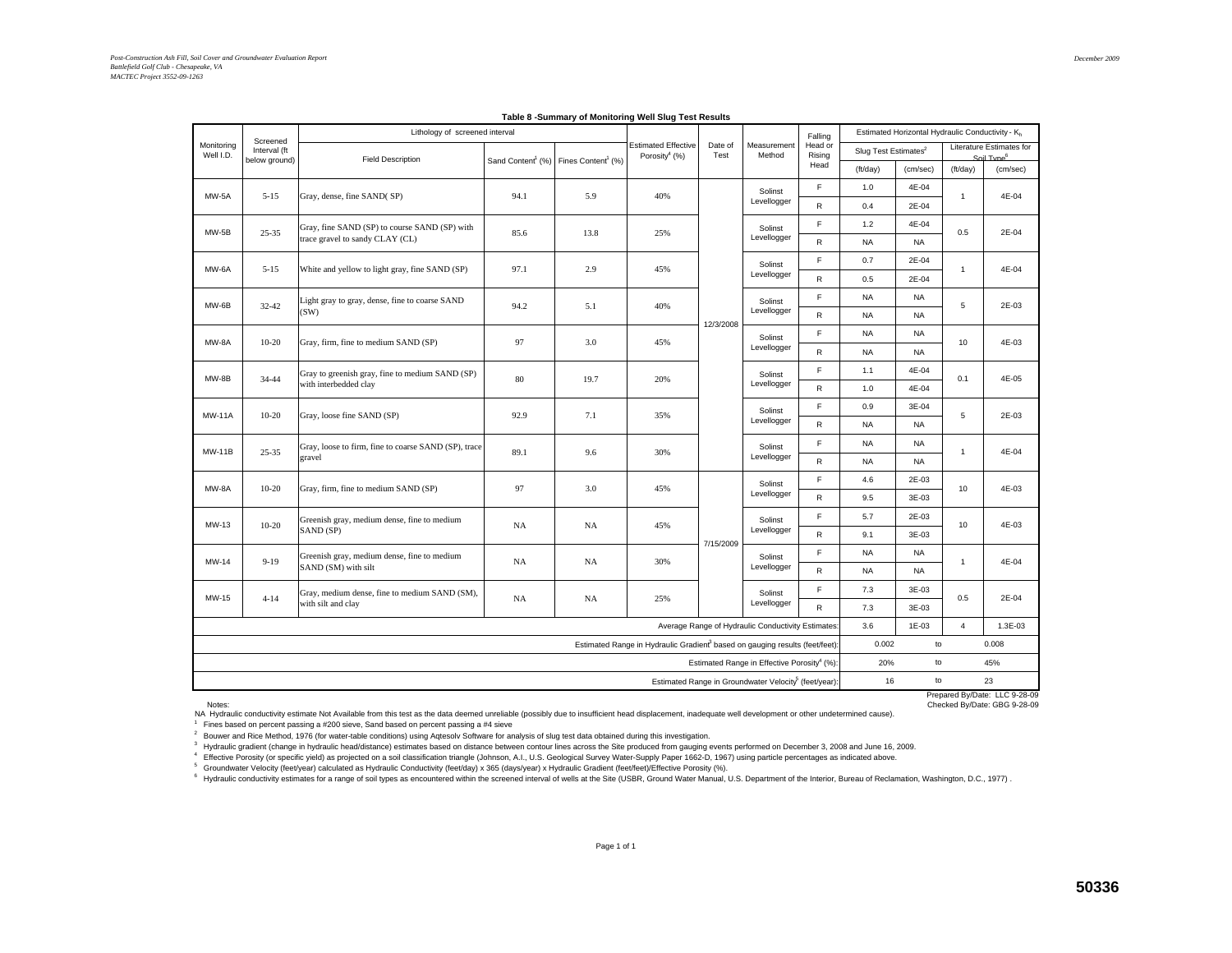**Table 8 -Summary of Monitoring Well Slug Test Results**

| Monitoring Well I.D. | Screened Interval (ft below ground) | Lithology of screened interval | | | Estimated Effective Porosity[4] (%) | Date of Test | Measurement Method | Falling Head or Rising Head | Estimated Horizontal Hydraulic Conductivity - $K_h$ | | | |
|---|---|---|---|---|---|---|---|---|---|---|---|---|
| | | Field Description | Sand Content[1] (%) | Fines Content[1] (%) | | | | | Slug Test Estimates[2] | | Literature Estimates for Soil Type[6] | |
| | | | | | | | | | (ft/day) | (cm/sec) | (ft/day) | (cm/sec) |
| MW-5A | 5-15 | Gray, dense, fine SAND( SP) | 94.1 | 5.9 | 40% | 12/3/2008 | Solinst Levellogger | F | 1.0 | 4E-04 | 1 | 4E-04 |
| | | | | | | | | R | 0.4 | 2E-04 | | |
| MW-5B | 25-35 | Gray, fine SAND (SP) to course SAND (SP) with trace gravel to sandy CLAY (CL) | 85.6 | 13.8 | 25% | | Solinst Levellogger | F | 1.2 | 4E-04 | 0.5 | 2E-04 |
| | | | | | | | | R | NA | NA | | |
| MW-6A | 5-15 | White and yellow to light gray, fine SAND (SP) | 97.1 | 2.9 | 45% | | Solinst Levellogger | F | 0.7 | 2E-04 | 1 | 4E-04 |
| | | | | | | | | R | 0.5 | 2E-04 | | |
| MW-6B | 32-42 | Light gray to gray, dense, fine to coarse SAND (SW) | 94.2 | 5.1 | 40% | | Solinst Levellogger | F | NA | NA | 5 | 2E-03 |
| | | | | | | | | R | NA | NA | | |
| MW-8A | 10-20 | Gray, firm, fine to medium SAND (SP) | 97 | 3.0 | 45% | | Solinst Levellogger | F | NA | NA | 10 | 4E-03 |
| | | | | | | | | R | NA | NA | | |
| MW-8B | 34-44 | Gray to greenish gray, fine to medium SAND (SP) with interbedded clay | 80 | 19.7 | 20% | | Solinst Levellogger | F | 1.1 | 4E-04 | 0.1 | 4E-05 |
| | | | | | | | | R | 1.0 | 4E-04 | | |
| MW-11A | 10-20 | Gray, loose fine SAND (SP) | 92.9 | 7.1 | 35% | | Solinst Levellogger | F | 0.9 | 3E-04 | 5 | 2E-03 |
| | | | | | | | | R | NA | NA | | |
| MW-11B | 25-35 | Gray, loose to firm, fine to coarse SAND (SP), trace gravel | 89.1 | 9.6 | 30% | | Solinst Levellogger | F | NA | NA | 1 | 4E-04 |
| | | | | | | | | R | NA | NA | | |
| MW-8A | 10-20 | Gray, firm, fine to medium SAND (SP) | 97 | 3.0 | 45% | 7/15/2009 | Solinst Levellogger | F | 4.6 | 2E-03 | 10 | 4E-03 |
| | | | | | | | | R | 9.5 | 3E-03 | | |
| MW-13 | 10-20 | Greenish gray, medium dense, fine to medium SAND (SP) | NA | NA | 45% | | Solinst Levellogger | F | 5.7 | 2E-03 | 10 | 4E-03 |
| | | | | | | | | R | 9.1 | 3E-03 | | |
| MW-14 | 9-19 | Greenish gray, medium dense, fine to medium SAND (SM) with silt | NA | NA | 30% | | Solinst Levellogger | F | NA | NA | 1 | 4E-04 |
| | | | | | | | | R | NA | NA | | |
| MW-15 | 4-14 | Gray, medium dense, fine to medium SAND (SM), with silt and clay | NA | NA | 25% | | Solinst Levellogger | F | 7.3 | 3E-03 | 0.5 | 2E-04 |
| | | | | | | | | R | 7.3 | 3E-03 | | |
| Average Range of Hydraulic Conductivity Estimates: | | | | | | | | | 3.6 | 1E-03 | 4 | 1.3E-03 |
| Estimated Range in Hydraulic Gradient[3] based on gauging results (feet/feet): | | | | | | | | | 0.002 | to | | 0.008 |
| Estimated Range in Effective Porosity[4] (%): | | | | | | | | | 20% | to | | 45% |
| Estimated Range in Groundwater Velocity[5] (feet/year): | | | | | | | | | 16 | to | | 23 |

Prepared By/Date: LLC 9-28-09
Checked By/Date: GBG 9-28-09

Notes:

NA Hydraulic conductivity estimate Not Available from this test as the data deemed unreliable (possibly due to insufficient head displacement, inadequate well development or other undetermined cause).

[1] Fines based on percent passing a #200 sieve, Sand based on percent passing a #4 sieve

[2] Bouwer and Rice Method, 1976 (for water-table conditions) using Aqtesolv Software for analysis of slug test data obtained during this investigation.

[3] Hydraulic gradient (change in hydraulic head/distance) estimates based on distance between contour lines across the Site produced from gauging events performed on December 3, 2008 and June 16, 2009.

[4] Effective Porosity (or specific yield) as projected on a soil classification triangle (Johnson, A.I., U.S. Geological Survey Water-Supply Paper 1662-D, 1967) using particle percentages as indicated above.

[5] Groundwater Velocity (feet/year) calculated as Hydraulic Conductivity (feet/day) x 365 (days/year) x Hydraulic Gradient (feet/feet)/Effective Porosity (%).

[6] Hydraulic conductivity estimates for a range of soil types as encountered within the screened interval of wells at the Site (USBR, Ground Water Manual, U.S. Department of the Interior, Bureau of Reclamation, Washington, D.C., 1977) .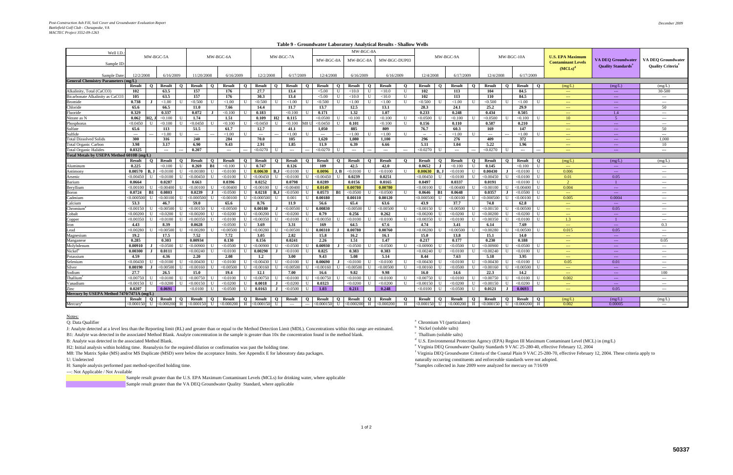**Table 9 - Groundwater Laboratory Analytical Results - Shallow Wells**

| Well I.D.: | MW-BGC-5A | | | | MW-BGC-6A | | | | MW-BGC-7A | | | | MW-BGC-8A | | | | | | MW-BGC-9A | | | | MW-BGC-10A | | | | U.S. EPA Maximum Contaminant Levels (MCLs)[d] | VA DEQ Groundwater Quality Standards[e] | VA DEQ Groundwater Quality Criteria[f] |
|---|---|---|---|---|---|---|---|---|---|---|---|---|---|---|---|---|---|---|---|---|---|---|---|---|---|---|---|---|---|
| Sample ID: | | | | | | | | | | | | | MW-BGC-8A | | MW-BGC-8A | | MW-BGC-DUP03 | | | | | | | | | | | | |
| Sample Date: | 12/2/2008 | | 6/16/2009 | | 11/20/2008 | | 6/16/2009 | | 12/2/2008 | | 6/17/2009 | | 12/4/2008 | | 6/16/2009 | | 6/16/2009 | | 12/4/2008 | | 6/17/2009 | | 12/4/2008 | | 6/17/2009 | | | | |
| **General Chemistry Parameters (mg/L)** | | | | | | | | | | | | | | | | | | | | | | | | | | | | | |
| | **Result** | **Q** | **Result** | **Q** | **Result** | **Q** | **Result** | **Q** | **Result** | **Q** | **Result** | **Q** | **Result** | **Q** | **Result** | **Q** | **Result** | **Q** | **Result** | **Q** | **Result** | **Q** | **Result** | **Q** | **Result** | **Q** | (mg/L) | (mg/L) | (mg/L) |
| Alkalinity, Total (CaCO3) | **102** | | **63.5** | | **157** | | **176** | | **27.7** | | **13.4** | | <5.00 | U | <10.0 | U | <10.0 | U | **102** | | **113** | | **104** | | **84.5** | | --- | --- | 30-500 |
| Bicarbonate Alkalinity as CaCO3 | **105** | | **63.5** | | **157** | | **176** | | **30.3** | | **13.4** | | <5.00 | U | <10.0 | U | <10.0 | U | **102** | | **113** | | **110** | | **84.5** | | --- | --- | --- |
| Bromide | **0.738** | J | <1.00 | U | <0.500 | U | <1.00 | U | <0.500 | U | <1.00 | U | <0.500 | U | <1.00 | U | <1.00 | U | <0.500 | U | <1.00 | U | <0.500 | U | <1.00 | U | --- | --- | --- |
| Chloride | **65.6** | | **66.5** | | **11.0** | | **7.66** | | **14.4** | | **11.7** | | **13.7** | | **12.5** | | **13.1** | | **28.3** | | **24.1** | | **25.2** | | **29.9** | | --- | --- | 50 |
| Fluoride | **0.329** | | **0.337** | | **0.072** | J | <0.100 | U | **0.183** | | <0.100 | U | **0.171** | | **1.32** | | **1.07** | | **0.233** | | **0.248** | | **0.434** | | **0.505** | | --- | 1.4 | --- |
| Nitrate as N | **0.062** | H2, J | <0.100 | U | **1.74** | | **1.51** | | **0.109** | H2 | **0.115** | | <0.0500 | U | <0.100 | U | <0.100 | U | <0.0500 | U | <0.100 | U | <0.0500 | U | <0.100 | U | 10 | 5 | --- |
| Phosphorus | <0.0450 | U | <0.100 | U | <0.0450 | U | <0.100 | U | <0.0450 | U | <0.100 | M8 U | <0.0450 | U | **0.101** | | <0.100 | U | **0.156** | | **0.110** | | **0.587** | | **0.210** | | --- | --- | --- |
| Sulfate | **65.6** | | **113** | | **51.5** | | **61.7** | | **12.7** | | **41.1** | | **1,050** | | **885** | | **809** | | **76.7** | | **60.3** | | **169** | | **147** | | --- | --- | 50 |
| Sulfide | --- | --- | <1.00 | U | --- | --- | <1.00 | U | --- | --- | <1.00 | U | --- | --- | <1.00 | U | <1.00 | U | -- | -- | <1.00 | U | --- | --- | <1.00 | U | --- | --- | --- |
| Total Dissolved Solids | **300** | | **316** | | **240** | | **284** | | **70.0** | | **105** | | **1,620** | | **1,080** | | **1,100** | | **296** | | **276** | | **409** | | **372** | | --- | --- | 1,000 |
| Total Organic Carbon | **3.98** | | **3.17** | | **6.90** | | **9.43** | | **2.91** | | **1.85** | | **11.9** | | **6.39** | | **6.66** | | **5.11** | | **1.04** | | **5.22** | | **1.96** | | --- | --- | 10 |
| Total Organic Halides | **0.0325** | | --- | --- | **0.207** | | --- | --- | <0.0270 | U | --- | --- | <0.0270 | U | --- | --- | --- | --- | <0.0270 | U | --- | --- | <0.0270 | U | --- | --- | --- | --- | --- |
| **Total Metals by USEPA Method 6010B (mg/L)** | | | | | | | | | | | | | | | | | | | | | | | | | | | | | |
| | **Result** | **Q** | **Result** | **Q** | **Result** | **Q** | **Result** | **Q** | **Result** | **Q** | **Result** | **Q** | **Result** | **Q** | **Result** | **Q** | **Result** | **Q** | **Result** | **Q** | **Result** | **Q** | **Result** | **Q** | **Result** | **Q** | (mg/L) | (mg/L) | (mg/L) |
| Aluminum | **0.225** | | <0.100 | U | **0.269** | B1 | <0.100 | U | **0.747** | | **0.126** | | **109** | | **42.5** | | **42.0** | | **0.0652** | J | <0.100 | U | **0.145** | | <0.100 | U | --- | --- | --- |
| Antimony | **0.00570** | B, J | <0.0100 | U | <0.00380 | U | <0.0100 | U | **0.00630** | B,J | <0.0100 | U | **0.0096** | J, B | <0.0100 | U | <0.0100 | U | **0.00630** | B, J | <0.0100 | U | **0.00430** | J | <0.0100 | U | 0.006 | --- | --- |
| Arsenic | <0.00450 | U | <0.0100 | U | <0.00450 | U | <0.0100 | U | <0.00450 | U | <0.0100 | U | <0.00450 | U | **0.0239** | | **0.0251** | | <0.00450 | U | <0.0100 | U | <0.00450 | U | <0.0100 | U | 0.01 | 0.05 | --- |
| Barium | **0.0664** | | **0.0287** | | **0.663** | | **0.0396** | | **0.0252** | | **0.0798** | | **0.0289** | | **0.0156** | | **0.0165** | | **0.0497** | | **0.0337** | | **0.0191** | | <0.0100 | U | 2 | 1 | --- |
| Beryllium | <0.00100 | U | <0.00400 | U | <0.00100 | U | <0.00400 | U | <0.00100 | U | <0.00400 | U | **0.0149** | | **0.00780** | | **0.00780** | | <0.00100 | U | <0.00400 | U | <0.00100 | U | <0.00400 | U | 0.004 | --- | --- |
| Boron | **0.0724** | B1 | **0.0803** | | **0.0239** | J | <0.0500 | U | **0.0218** | B,J | <0.0500 | U | **0.0573** | B1 | <0.0500 | U | <0.0500 | U | **0.0646** | B1 | **0.0648** | | **0.0357** | J | <0.0500 | U | --- | --- | --- |
| Cadmium | <0.000500 | U | <0.00100 | U | <0.000500 | U | <0.00100 | U | <0.000500 | U | 0.001 | U | **0.00180** | | **0.00110** | | **0.00120** | | <0.000500 | U | <0.00100 | U | <0.000500 | U | <0.00100 | U | 0.005 | 0.0004 | --- |
| Calcium | **53.3** | | **46.7** | | **59.0** | | **65.6** | | **8.76** | | **11.9** | | **56.6** | | **65.4** | | **63.6** | | **43.9** | | **37.7** | | **74.8** | | **62.8** | | --- | --- | --- |
| Chromium[a] | <0.00150 | U | <0.00500 | U | <0.00150 | U | <0.00500 | U | **0.00180** | J | <0.00500 | U | **0.00830** | | <0.00500 | U | <0.00500 | U | <0.00150 | U | <0.00500 | U | <0.00150 | U | <0.00500 | U | --- | 0.05 | --- |
| Cobalt | <0.00200 | U | <0.0200 | U | <0.00200 | U | <0.0200 | U | <0.00200 | U | <0.0200 | U | **0.79** | | **0.256** | | **0.262** | | <0.00200 | U | <0.0200 | U | <0.00200 | U | <0.0200 | U | --- | --- | --- |
| Copper | <0.00350 | U | <0.0100 | U | <0.00350 | U | <0.0100 | U | <0.00350 | U | <0.0100 | U | <0.00350 | U | <0.0100 | U | <0.0100 | U | <0.00350 | U | <0.0100 | U | <0.00350 | U | <0.0100 | U | 1.3 | 1 | --- |
| Iron | **4.43** | | **8.39** | | **0.0628** | | <0.0500 | U | **3.69** | | **3.31** | | **169** | | **64.5** | | **67.6** | | **4.74** | | **3.41** | | **6.14** | | **7.69** | | --- | --- | 0.3 |
| Lead | <0.00280 | U | <0.00500 | U | <0.00280 | U | <0.00500 | U | <0.00280 | U | <0.00500 | U | **0.00310** | J | **0.00780** | | **0.00760** | | <0.00280 | U | <0.00500 | U | <0.00280 | U | <0.00500 | U | 0.015 | 0.05 | --- |
| Magnesium | **19.2** | | **17.5** | | **7.52** | | **7.72** | | **3.05** | | **2.82** | | **15.8** | | **16.2** | | **16.1** | | **15.0** | | **13.8** | | **15.1** | | **14.0** | | --- | --- | --- |
| Manganese | **0.285** | | **0.303** | | **0.00934** | | **0.130** | | **0.156** | | **0.0241** | | **2.26** | | **1.51** | | **1.47** | | **0.217** | | **0.177** | | **0.230** | | **0.188** | | --- | --- | 0.05 |
| Molybdenum | **0.00910** | J | <0.0500 | U | <0.00900 | U | <0.0500 | U | <0.00900 | U | <0.0500 | U | **0.00930** | J | <0.0500 | U | <0.0500 | U | <0.00900 | U | <0.0500 | U | <0.00900 | U | <0.0500 | U | --- | --- | --- |
| Nickel[b] | **0.00300** | J | **0.0111** | | <0.00240 | U | <0.0100 | U | **0.00290** | J | <0.0100 | U | **0.825** | | **0.383** | | **0.383** | | <0.00240 | U | <0.0100 | U | <0.00240 | U | <0.0100 | U | --- | --- | --- |
| Potassium | **4.59** | | **4.36** | | **2.20** | | **2.08** | | **1.2** | | **3.00** | | **9.43** | | **5.08** | | **5.14** | | **8.44** | | **7.63** | | **5.18** | | **3.95** | | --- | --- | --- |
| Selenium | <0.00430 | U | <0.0100 | U | <0.00430 | U | <0.0100 | U | <0.00430 | U | <0.0100 | U | **0.00690** | J | <0.0100 | U | <0.0100 | U | <0.00430 | U | <0.0100 | U | <0.00430 | U | <0.0100 | U | 0.05 | 0.01 | --- |
| Silver | **0.00190** | J | <0.00500 | U | <0.00160 | U | <0.00500 | U | <0.00160 | U | <0.00500 | U | <0.00160 | U | <0.00500 | U | <0.00500 | U | <0.00160 | U | <0.0500 | U | <0.00160 | U | <0.00500 | U | --- | --- | --- |
| Sodium | **27.7** | | **26.5** | | **15.0** | | **19.4** | | **12.1** | | **7.00** | | **16.6** | | **9.82** | | **9.98** | | **16.0** | | **14.6** | | **22.3** | | **14.2** | | --- | --- | 100 |
| Thallium[c] | <0.00750 | U | <0.0100 | U | <0.00750 | U | <0.0100 | U | <0.00750 | U | <0.0100 | U | <0.00750 | U | <0.0100 | U | <0.0100 | U | <0.00750 | U | <0.0100 | U | <0.00750 | U | <0.0100 | U | 0.002 | --- | --- |
| Vanadium | <0.00150 | U | <0.0200 | U | <0.00150 | U | <0.0200 | U | **0.0018** | J | <0.0200 | U | **0.0323** | | <0.0200 | U | <0.0200 | U | <0.00150 | U | <0.0200 | U | <0.00150 | U | <0.0200 | U | --- | --- | --- |
| Zinc | **0.0207** | | **0.0691** | | <0.0100 | U | <0.0500 | U | **0.0163** | J | <0.0500 | U | **1.03** | | **0.211** | | **0.248** | | <0.0100 | U | <0.0500 | U | **0.0121** | J | **0.0693** | | --- | 0.05 | --- |
| **Mercury by USEPA Method 7470/7471A (mg/L)** | | | | | | | | | | | | | | | | | | | | | | | | | | | | | |
| | **Result** | **Q** | **Result** | **Q** | **Result** | **Q** | **Result** | **Q** | **Result** | **Q** | **Result** | **Q** | **Result** | **Q** | **Result** | **Q** | **Result** | **Q** | **Result** | **Q** | **Result** | **Q** | **Result** | **Q** | **Result** | **Q** | (mg/L) | (mg/L) | (mg/L) |
| Mercury[g] | <0.000150 | U | <0.000200 | H | <0.000150 | U | <0.000200 | H | <0.000150 | U | --- | --- | <0.000150 | U | <0.000200 | H | <0.000200 | H | <0.000150 | U | <0.000200 | H | <0.000150 | U | <0.000200 | H | 0.002 | 0.00005 | --- |

Notes:

Q: Data Qualifier

J: Analyte detected at a level less than the Reporting limit (RL) and greater than or equal to the Method Detection Limit (MDL). Concentrations within this range are estimated.

B1: Analyte was detected in the associated Method Blank. Analyte concentration in the sample is greater than 10x the concentration found in the method blank.

B: Analyte was detected in the associated Method Blank.

H2: Initial analysis within holding time. Reanalysis for the required dilution or confirmation was past the holding time.

M8: The Matrix Spike (MS) and/or MS Duplicate (MSD) were below the acceptance limits. See Appendix E for laboratory data packages.

U: Undetected

H: Sample analysis performed past method-specified holding time.

---: Not Applicable / Not Available

Sample result greater than the U.S. EPA Maximum Contaminant Levels (MCLs) for drinking water, where applicable

Sample result greater than the VA DEQ Groundwater Quality Standard, where applicable

[a] Chromium VI (particulates)

[b] Nickel (soluble salts)

[c] Thallium (soluble salts)

[d] U.S. Environmental Protection Agency (EPA) Region III Maximum Contaminant Level (MCL) in (mg/L)

[e] Virginia DEQ Groundwater Quality Standards 9 VAC 25-280-40, effective February 12, 2004

[f] Virginia DEQ Groundwater Criteria of the Coastal Plain 9 VAC 25-280-70, effective February 12, 2004. These criteria apply to naturally occurring constituents and enforceable standards were not adopted.

[g] Samples collected in June 2009 were analyzed for mercury on 7/16/09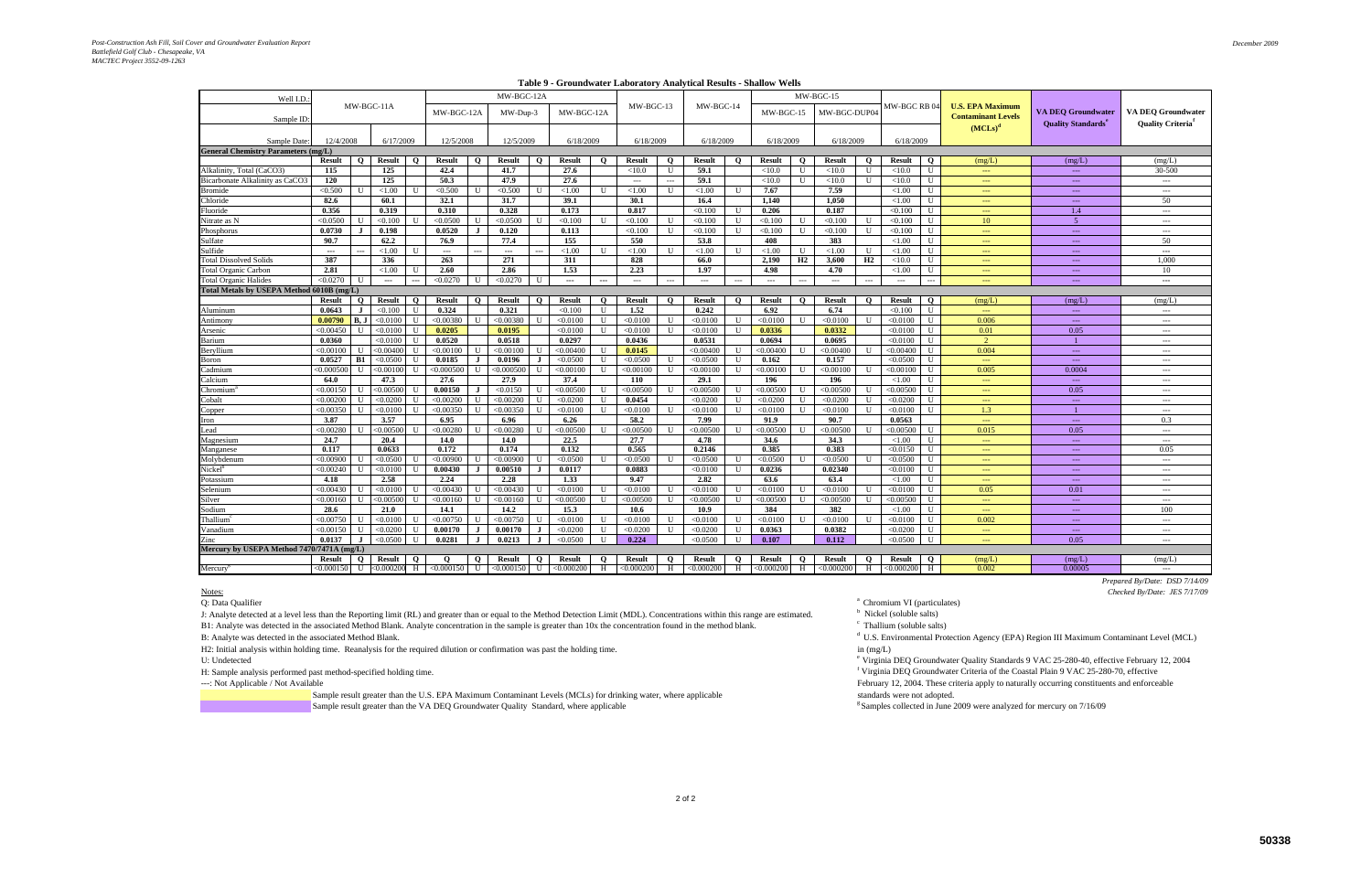**Table 9 - Groundwater Laboratory Analytical Results - Shallow Wells**

| Well I.D.: | MW-BGC-11A | | | | MW-BGC-12A | | | | | | MW-BGC-13 | | MW-BGC-14 | | MW-BGC-15 | | | | MW-BGC RB 04 | | U.S. EPA Maximum Contaminant Levels (MCLs)[d] | VA DEQ Groundwater Quality Standards[e] | VA DEQ Groundwater Quality Criteria[f] |
|---|---|---|---|---|---|---|---|---|---|---|---|---|---|---|---|---|---|---|---|---|---|---|---|
| Sample ID: | MW-BGC-11A | | | | MW-BGC-12A | | MW-Dup-3 | | MW-BGC-12A | | MW-BGC-13 | | MW-BGC-14 | | MW-BGC-15 | | MW-BGC-DUP04 | | MW-BGC RB 04 | | | | |
| Sample Date: | 12/4/2008 | | 6/17/2009 | | 12/5/2008 | | 12/5/2009 | | 6/18/2009 | | 6/18/2009 | | 6/18/2009 | | 6/18/2009 | | 6/18/2009 | | 6/18/2009 | | | | |
| **General Chemistry Parameters (mg/L)** | | | | | | | | | | | | | | | | | | | | | | | |
| | **Result** | **Q** | **Result** | **Q** | **Result** | **Q** | **Result** | **Q** | **Result** | **Q** | **Result** | **Q** | **Result** | **Q** | **Result** | **Q** | **Result** | **Q** | **Result** | **Q** | (mg/L) | (mg/L) | (mg/L) |
| Alkalinity, Total (CaCO3) | **115** | | **125** | | **42.4** | | **41.7** | | **27.6** | | <10.0 | U | **59.1** | | <10.0 | U | <10.0 | U | <10.0 | U | --- | --- | 30-500 |
| Bicarbonate Alkalinity as CaCO3 | **120** | | **125** | | **50.3** | | **47.9** | | **27.6** | | --- | --- | **59.1** | | <10.0 | U | <10.0 | U | <10.0 | U | --- | --- | --- |
| Bromide | <0.500 | U | <1.00 | U | <0.500 | U | <0.500 | U | <1.00 | U | <1.00 | U | <1.00 | U | **7.67** | | **7.59** | | <1.00 | U | --- | --- | --- |
| Chloride | **82.6** | | **60.1** | | **32.1** | | **31.7** | | **39.1** | | **30.1** | | **16.4** | | **1,140** | | **1,050** | | <1.00 | U | --- | --- | 50 |
| Fluoride | **0.356** | | **0.319** | | **0.310** | | **0.328** | | **0.173** | | **0.817** | | <0.100 | U | **0.206** | | **0.187** | | <0.100 | U | --- | 1.4 | --- |
| Nitrate as N | <0.0500 | U | <0.100 | U | <0.0500 | U | <0.0500 | U | <0.100 | U | <0.100 | U | <0.100 | U | <0.100 | U | <0.100 | U | <0.100 | U | 10 | 5 | --- |
| Phosphorus | **0.0730** | **J** | **0.198** | | **0.0520** | **J** | **0.120** | | **0.113** | | <0.100 | U | <0.100 | U | <0.100 | U | <0.100 | U | <0.100 | U | --- | --- | --- |
| Sulfate | **90.7** | | **62.2** | | **76.9** | | **77.4** | | **155** | | **550** | | **53.8** | | **408** | | **383** | | <1.00 | U | --- | --- | 50 |
| Sulfide | --- | --- | <1.00 | U | --- | --- | --- | --- | <1.00 | U | <1.00 | U | <1.00 | U | <1.00 | U | <1.00 | U | <1.00 | U | --- | --- | --- |
| Total Dissolved Solids | **387** | | **336** | | **263** | | **271** | | **311** | | **828** | | **66.0** | | **2,190** | **H2** | **3,600** | **H2** | <10.0 | U | --- | --- | 1,000 |
| Total Organic Carbon | **2.81** | | <1.00 | U | **2.60** | | **2.86** | | **1.53** | | **2.23** | | **1.97** | | **4.98** | | **4.70** | | <1.00 | U | --- | --- | 10 |
| Total Organic Halides | <0.0270 | U | --- | --- | <0.0270 | U | <0.0270 | U | --- | --- | --- | --- | --- | --- | --- | --- | --- | --- | --- | --- | --- | --- | --- |
| **Total Metals by USEPA Method 6010B (mg/L)** | | | | | | | | | | | | | | | | | | | | | | | |
| | **Result** | **Q** | **Result** | **Q** | **Result** | **Q** | **Result** | **Q** | **Result** | **Q** | **Result** | **Q** | **Result** | **Q** | **Result** | **Q** | **Result** | **Q** | **Result** | **Q** | (mg/L) | (mg/L) | (mg/L) |
| Aluminum | **0.0643** | **J** | <0.100 | U | **0.324** | | **0.321** | | <0.100 | U | **1.52** | | **0.242** | | **6.92** | | **6.74** | | <0.100 | U | --- | --- | --- |
| Antimony | **0.00790** | **B, J** | <0.0100 | U | <0.00380 | U | <0.00380 | U | <0.0100 | U | <0.0100 | U | <0.0100 | U | <0.0100 | U | <0.0100 | U | <0.0100 | U | 0.006 | --- | --- |
| Arsenic | <0.00450 | U | <0.0100 | U | **0.0205** | | **0.0195** | | <0.0100 | U | <0.0100 | U | <0.0100 | U | **0.0336** | | **0.0332** | | <0.0100 | U | 0.01 | 0.05 | --- |
| Barium | **0.0360** | | <0.0100 | U | **0.0520** | | **0.0518** | | **0.0297** | | **0.0436** | | **0.0531** | | **0.0694** | | **0.0695** | | <0.0100 | U | 2 | 1 | --- |
| Beryllium | <0.00100 | U | <0.00400 | U | <0.00100 | U | <0.00100 | U | <0.00400 | U | **0.0145** | | <0.00400 | U | <0.00400 | U | <0.00400 | U | <0.00400 | U | 0.004 | --- | --- |
| Boron | **0.0527** | **B1** | <0.0500 | U | **0.0185** | **J** | **0.0196** | **J** | <0.0500 | U | <0.0500 | U | <0.0500 | U | **0.162** | | **0.157** | | <0.0500 | U | --- | --- | --- |
| Cadmium | <0.000500 | U | <0.00100 | U | <0.000500 | U | <0.000500 | U | <0.00100 | U | <0.00100 | U | <0.00100 | U | <0.00100 | U | <0.00100 | U | <0.00100 | U | 0.005 | 0.0004 | --- |
| Calcium | **64.0** | | **47.3** | | **27.6** | | **27.9** | | **37.4** | | **110** | | **29.1** | | **196** | | **196** | | <1.00 | U | --- | --- | --- |
| Chromium[a] | <0.00150 | U | <0.00500 | U | **0.00150** | **J** | <0.0150 | U | <0.00500 | U | <0.00500 | U | <0.00500 | U | <0.00500 | U | <0.00500 | U | <0.00500 | U | --- | 0.05 | --- |
| Cobalt | <0.00200 | U | <0.0200 | U | <0.00200 | U | <0.00200 | U | <0.0200 | U | **0.0454** | | <0.0200 | U | <0.0200 | U | <0.0200 | U | <0.0200 | U | --- | --- | --- |
| Copper | <0.00350 | U | <0.0100 | U | <0.00350 | U | <0.00350 | U | <0.0100 | U | <0.0100 | U | <0.0100 | U | <0.0100 | U | <0.0100 | U | <0.0100 | U | 1.3 | 1 | --- |
| Iron | **3.87** | | **3.57** | | **6.95** | | **6.96** | | **6.26** | | **58.2** | | **7.99** | | **91.9** | | **90.7** | | **0.0563** | | --- | --- | 0.3 |
| Lead | <0.00280 | U | <0.00500 | U | <0.00280 | U | <0.00280 | U | <0.00500 | U | <0.00500 | U | <0.00500 | U | <0.00500 | U | <0.00500 | U | <0.00500 | U | 0.015 | 0.05 | --- |
| Magnesium | **24.7** | | **20.4** | | **14.0** | | **14.0** | | **22.5** | | **27.7** | | **4.78** | | **34.6** | | **34.3** | | <1.00 | U | --- | --- | --- |
| Manganese | **0.117** | | **0.0633** | | **0.172** | | **0.174** | | **0.132** | | **0.565** | | **0.2146** | | **0.385** | | **0.383** | | <0.0150 | U | --- | --- | 0.05 |
| Molybdenum | <0.00900 | U | <0.0500 | U | <0.00900 | U | <0.00900 | U | <0.0500 | U | <0.0500 | U | <0.0500 | U | <0.0500 | U | <0.0500 | U | <0.0500 | U | --- | --- | --- |
| Nickel[b] | <0.00240 | U | <0.0100 | U | **0.00430** | **J** | **0.00510** | **J** | **0.0117** | | **0.0883** | | <0.0100 | U | **0.0236** | | **0.02340** | | <0.0100 | U | --- | --- | --- |
| Potassium | **4.18** | | **2.58** | | **2.24** | | **2.28** | | **1.33** | | **9.47** | | **2.82** | | **63.6** | | **63.4** | | <1.00 | U | --- | --- | --- |
| Selenium | <0.00430 | U | <0.0100 | U | <0.00430 | U | <0.00430 | U | <0.0100 | U | <0.0100 | U | <0.0100 | U | <0.0100 | U | <0.0100 | U | <0.0100 | U | 0.05 | 0.01 | --- |
| Silver | <0.00160 | U | <0.00500 | U | <0.00160 | U | <0.00160 | U | <0.00500 | U | <0.00500 | U | <0.00500 | U | <0.00500 | U | <0.00500 | U | <0.00500 | U | --- | --- | --- |
| Sodium | **28.6** | | **21.0** | | **14.1** | | **14.2** | | **15.3** | | **10.6** | | **10.9** | | **384** | | **382** | | <1.00 | U | --- | --- | 100 |
| Thallium[c] | <0.00750 | U | <0.0100 | U | <0.00750 | U | <0.00750 | U | <0.0100 | U | <0.0100 | U | <0.0100 | U | <0.0100 | U | <0.0100 | U | <0.0100 | U | 0.002 | --- | --- |
| Vanadium | <0.00150 | U | <0.0200 | U | **0.00170** | **J** | **0.00170** | **J** | <0.0200 | U | <0.0200 | U | <0.0200 | U | **0.0363** | | **0.0382** | | <0.0200 | U | --- | --- | --- |
| Zinc | **0.0137** | **J** | <0.0500 | U | **0.0281** | **J** | **0.0213** | **J** | <0.0500 | U | **0.224** | | <0.0500 | U | **0.107** | | **0.112** | | <0.0500 | U | --- | 0.05 | --- |
| **Mercury by USEPA Method 7470/7471A (mg/L)** | | | | | | | | | | | | | | | | | | | | | | | |
| | **Result** | **Q** | **Result** | **Q** | **Q** | **Q** | **Result** | **Q** | **Result** | **Q** | **Result** | **Q** | **Result** | **Q** | **Result** | **Q** | **Result** | **Q** | **Result** | **Q** | (mg/L) | (mg/L) | (mg/L) |
| Mercury[g] | <0.000150 | U | <0.000200 | H | <0.000150 | U | <0.000150 | U | <0.000200 | H | <0.000200 | H | <0.000200 | H | <0.000200 | H | <0.000200 | H | <0.000200 | H | 0.002 | 0.00005 | --- |

*Prepared By/Date: DSD 7/14/09*
*Checked By/Date: JES 7/17/09*

Notes:

Q: Data Qualifier

J: Analyte detected at a level less than the Reporting limit (RL) and greater than or equal to the Method Detection Limit (MDL). Concentrations within this range are estimated.

B1: Analyte was detected in the associated Method Blank. Analyte concentration in the sample is greater than 10x the concentration found in the method blank.

B: Analyte was detected in the associated Method Blank.

H2: Initial analysis within holding time. Reanalysis for the required dilution or confirmation was past the holding time.

U: Undetected

H: Sample analysis performed past method-specified holding time.

---: Not Applicable / Not Available

Sample result greater than the U.S. EPA Maximum Contaminant Levels (MCLs) for drinking water, where applicable

Sample result greater than the VA DEQ Groundwater Quality Standard, where applicable

[a] Chromium VI (particulates)

[b] Nickel (soluble salts)

[c] Thallium (soluble salts)

[d] U.S. Environmental Protection Agency (EPA) Region III Maximum Contaminant Level (MCL) in (mg/L)

[e] Virginia DEQ Groundwater Quality Standards 9 VAC 25-280-40, effective February 12, 2004

[f] Virginia DEQ Groundwater Criteria of the Coastal Plain 9 VAC 25-280-70, effective February 12, 2004. These criteria apply to naturally occurring constituents and enforceable standards were not adopted.

[g] Samples collected in June 2009 were analyzed for mercury on 7/16/09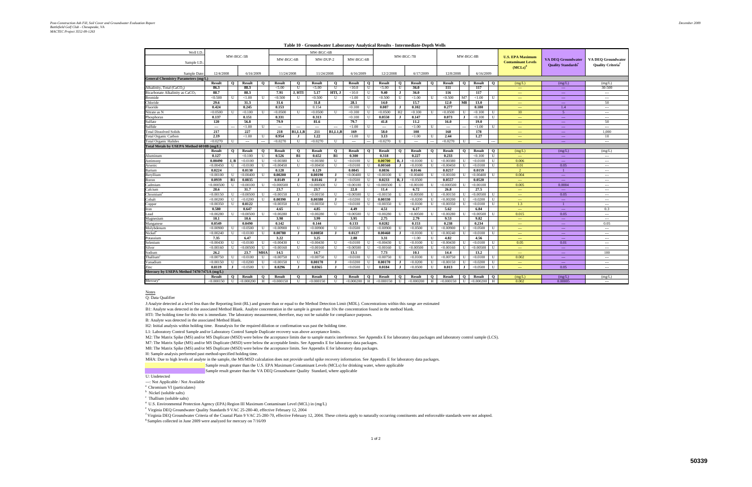**Table 10 - Groundwater Laboratory Analytical Results - Intermediate-Depth Wells**

| Well I.D.: | MW-BGC-5B | | | | MW-BGC-6B | | | | | | MW-BGC-7B | | | | MW-BGC-8B | | | | U.S. EPA Maximum Contaminant Levels (MCLs)[d] | VA DEQ Groundwater Quality Standards[e] | VA DEQ Groundwater Quality Criteria[f] |
|---|---|---|---|---|---|---|---|---|---|---|---|---|---|---|---|---|---|---|---|---|---|
| Sample I.D.: | | | | | MW-BGC-6B | | MW-DUP-2 | | MW-BGC-6B | | | | | | | | | | | | |
| Sample Date: | 12/4/2008 | | 6/16/2009 | | 11/24/2008 | | 11/24/2008 | | 6/16/2009 | | 12/2/2008 | | 6/17/2009 | | 12/8/2008 | | 6/16/2009 | | | | |
| **General Chemistry Parameters (mg/L)** | | | | | | | | | | | | | | | | | | | | | |
| | Result | Q | Result | Q | Result | Q | Result | Q | Result | Q | Result | Q | Result | Q | Result | Q | Result | Q | (mg/L) | (mg/L) | (mg/L) |
| Alkalinity, Total ($CaCO_3$) | 86.3 | | 88.3 | | <5.00 | U | <5.00 | U | <10.0 | U | <5.00 | U | 36.0 | | 111 | | 117 | | --- | --- | 30-500 |
| Bicarbonate Alkalinity as $CaCO_3$ | 88.7 | | 88.3 | | 7.91 | J, HTI | 5.17 | HTI, J | <10.0 | U | 9.40 | J | 36.0 | | 116 | | 117 | | --- | --- | --- |
| Bromide | <0.500 | U | <1.00 | U | <0.500 | U | <0.500 | U | <1.00 | U | <0.500 | U | <1.00 | U | <0.500 | M7 | <1.00 | U | --- | --- | --- |
| Chloride | 29.6 | | 31.3 | | 31.6 | | 31.8 | | 28.1 | | 14.0 | | 15.7 | | 12.0 | M8 | 13.0 | | --- | --- | 50 |
| Fluoride | 0.424 | | 0.245 | | 0.153 | | 0.154 | | <0.100 | U | 0.087 | J | 0.102 | | 0.277 | | 0.180 | | --- | 1.4 | --- |
| Nitrate as N | <0.0500 | U | <0.100 | U | <0.0500 | U | <0.0500 | U | <0.100 | U | <0.0500 | H2 | <0.100 | U | <0.0500 | U | <0.100 | U | 10 | 5 | --- |
| Phosphorus | 0.137 | | 0.151 | | 0.331 | | 0.313 | | <0.100 | U | 0.0550 | J | 0.147 | | 0.073 | J | <0.100 | U | --- | --- | --- |
| Sulfate | 120 | | 56.8 | | 79.9 | | 81.6 | | 79.7 | | 41.8 | | 11.2 | | 16.0 | | 19.0 | | --- | --- | 50 |
| Sulfide | --- | --- | <1.00 | U | --- | --- | --- | --- | <1.00 | U | --- | --- | <1.00 | U | --- | --- | <1.00 | U | --- | --- | --- |
| Total Dissolved Solids | 217 | | 227 | | 218 | B1,L1,B | 211 | B1,L1,B | 169 | | 58.0 | | 108 | | 168 | | 178 | | --- | --- | 1,000 |
| Total Organic Carbon | 2.19 | | <1.00 | U | 0.954 | J | 1.22 | | <1.00 | U | 3.13 | | <1.00 | U | 2.44 | | 1.27 | | --- | --- | 10 |
| Total Organic Halides | <0.0270 | U | --- | --- | <0.0270 | U | <0.0270 | U | --- | --- | <0.0270 | U | --- | --- | <0.0270 | U | --- | --- | --- | --- | --- |
| **Total Metals by USEPA Method 6010B (mg/L)** | | | | | | | | | | | | | | | | | | | | | |
| | Result | Q | Result | Q | Result | Q | Result | Q | Result | Q | Result | Q | Result | Q | Result | Q | Result | Q | (mg/L) | (mg/L) | (mg/L) |
| Aluminum | 0.127 | | <0.100 | U | 0.526 | B1 | 0.652 | B1 | 0.300 | | 0.318 | | 0.227 | | 0.233 | | <0.100 | U | --- | --- | --- |
| Antimony | 0.00490 | J, B | <0.0100 | U | <0.00380 | U | <0.00380 | U | <0.0100 | U | 0.00700 | B, J | <0.0100 | U | <0.00380 | U | <0.0100 | U | 0.006 | --- | --- |
| Arsenic | <0.00450 | U | <0.0100 | U | <0.00450 | U | <0.00450 | U | <0.0100 | U | 0.00560 | J | <0.0100 | U | <0.00450 | U | <0.0100 | U | 0.01 | 0.05 | --- |
| Barium | 0.0224 | | 0.0130 | | 0.128 | | 0.129 | | 0.0845 | | 0.0836 | | 0.0146 | | 0.0257 | | 0.0159 | | 2 | 1 | --- |
| Beryllium | <0.00100 | U | <0.00400 | U | 0.00200 | J | 0.00190 | J | <0.00400 | U | <0.00100 | U | <0.00400 | U | <0.00100 | U | <0.00400 | U | 0.004 | --- | --- |
| Boron | 0.0939 | B1 | 0.0835 | | 0.0149 | J | 0.0146 | J | <0.0500 | U | 0.0233 | B, J | <0.0500 | | 0.0557 | | 0.0520 | | --- | --- | --- |
| Cadmium | <0.000500 | U | <0.00100 | U | <0.000500 | U | <0.000500 | U | <0.00100 | U | <0.000500 | U | <0.00100 | U | <0.000500 | U | <0.00100 | | 0.005 | 0.0004 | --- |
| Calcium | 28.6 | | 31.7 | | 23.7 | | 23.7 | | 22.0 | | 11.4 | | 6.72 | | 26.8 | | 27.5 | | --- | --- | --- |
| Chromium[a] | <0.00150 | U | <0.00500 | U | <0.00150 | U | <0.00150 | U | <0.00500 | U | <0.00150 | U | <0.00500 | U | <0.00150 | U | <0.00500 | U | --- | 0.05 | --- |
| Cobalt | <0.00200 | U | <0.0200 | U | 0.00390 | J | 0.00380 | J | <0.0200 | U | 0.00330 | | <0.0200 | U | <0.00200 | U | <0.0200 | U | --- | --- | --- |
| Copper | <0.00350 | U | 0.0122 | | <0.00350 | U | <0.00350 | U | <0.0100 | U | <0.00350 | U | <0.0100 | U | <0.00350 | U | <0.0100 | U | 1.3 | 1 | --- |
| Iron | 0.580 | | 0.647 | | 4.65 | | 4.85 | | 4.49 | | 4.51 | | 6.17 | | 5.62 | | 6.84 | | --- | --- | 0.3 |
| Lead | <0.00280 | U | <0.00500 | U | <0.00280 | U | <0.00280 | U | <0.00500 | U | <0.00280 | U | <0.00500 | U | <0.00280 | U | <0.00500 | U | 0.015 | 0.05 | --- |
| Magnesium | 10.1 | | 10.6 | | 3.98 | | 3.99 | | 3.95 | | 2.75 | | 2.79 | | 9.53 | | 9.82 | | --- | --- | --- |
| Manganese | 0.0549 | | 0.0490 | | 0.142 | | 0.144 | | 0.133 | | 0.0282 | | 0.153 | | 0.238 | | 0.234 | | --- | --- | 0.05 |
| Molybdenum | <0.00900 | U | <0.0500 | U | <0.00900 | U | <0.00900 | U | <0.0500 | U | <0.00900 | U | <0.0500 | U | <0.00900 | U | <0.0500 | U | --- | --- | --- |
| Nickel[b] | <0.00240 | U | <0.0100 | U | 0.00780 | J | 0.00850 | J | 0.0127 | | 0.00460 | J | <0.0100 | U | <0.00240 | U | <0.0100 | U | --- | --- | --- |
| Potassium | 7.35 | | 6.47 | | 3.22 | | 3.25 | | 2.88 | | 3.31 | | <1.00 | U | 4.82 | | 4.56 | | --- | --- | --- |
| Selenium | <0.00430 | U | <0.0100 | U | <0.00430 | U | <0.00430 | U | <0.0100 | U | <0.00430 | U | <0.0100 | U | <0.00430 | U | <0.0100 | U | 0.05 | 0.01 | --- |
| Silver | <0.00160 | U | <0.00500 | U | <0.00160 | U | <0.00160 | U | <0.00500 | U | <0.00160 | U | <0.00500 | U | <0.00160 | U | <0.00500 | U | --- | --- | --- |
| Sodium | 26.2 | | 23.7 | MHA | 14.5 | | 14.7 | | 13.1 | | 7.73 | | 10.1 | | 14.4 | | 13.2 | | --- | --- | 100 |
| Thallium[c] | <0.00750 | U | <0.0100 | U | <0.00750 | U | <0.00750 | U | <0.0100 | U | <0.00750 | U | <0.0100 | U | <0.00750 | U | <0.0100 | U | 0.002 | --- | --- |
| Vanadium | <0.00150 | U | <0.0200 | U | <0.00150 | U | 0.00170 | J | <0.0200 | U | 0.00170 | J | <0.0200 | U | <0.00150 | U | <0.0200 | U | --- | --- | --- |
| Zinc | 0.0119 | J | <0.0500 | U | 0.0296 | J | 0.0365 | J | <0.0500 | U | 0.0184 | J | <0.0500 | U | 0.013 | J | <0.0500 | U | --- | 0.05 | --- |
| **Mercury by USEPA Method 7470/7471A (mg/L)** | | | | | | | | | | | | | | | | | | | | | |
| | Result | Q | Result | Q | Result | Q | Result | Q | Result | Q | Result | Q | Result | Q | Result | Q | Result | Q | (mg/L) | (mg/L) | (mg/L) |
| Mercury[g] | <0.000150 | U | <0.000200 | H | <0.000150 | U | <0.000150 | U | <0.000200 | H | <0.000150 | U | <0.000200 | H | <0.000150 | U | <0.000200 | H | 0.002 | 0.00005 | --- |

Notes

Q: Data Qualifier

J:Analyte detected at a level less than the Reporting limit (RL) and greater than or equal to the Method Detection Limit (MDL). Concentrations within this range are estimated

B1: Analyte was detected in the associated Method Blank. Analyte concentration in the sample is greater than 10x the concentration found in the method blank.

HTI: The holding time for this test is immediate. The laboratory measurement, therefore, may not be suitable for compliance purposes.

B: Analyte was detected in the associated Method Blank.

H2: Initial analysis within holding time. Reanalysis for the required dilution or confirmation was past the holding time.

L1: Laboratory Control Sample and/or Laboratory Control Sample Duplicate recovery was above acceptance limits.

M2: The Matrix Spike (MS) and/or MS Duplicate (MSD) were below the acceptance limits due to sample matrix interference. See Appendix E for laboratory data packages and laboratory control sample (LCS).

M7: The Matrix Spike (MS) and/or MS Duplicate (MSD) were below the acceptable limits. See Appendix E for laboratory data packages.

M8: The Matrix Spike (MS) and/or MS Duplicate (MSD) were below the acceptance limits. See Appendix E for laboratory data packages.

H: Sample analysis performed past method-specified holding time.

MHA: Due to high levels of analyte in the sample, the MS/MSD calculation does not provide useful spike recovery information. See Appendix E for laboratory data packages.

Sample result greater than the U.S. EPA Maximum Contaminant Levels (MCLs) for drinking water, where applicable

Sample result greater than the VA DEQ Groundwater Quality Standard, where applicable

U: Undetected

---: Not Applicable / Not Available

[a] Chromium VI (particulates)

[b] Nickel (soluble salts)

[c] Thallium (soluble salts)

[d] U.S. Environmental Protection Agency (EPA) Region III Maximum Contaminant Level (MCL) in (mg/L)

[e] Virginia DEQ Groundwater Quality Standards 9 VAC 25-280-40, effective February 12, 2004

[f] Virginia DEQ Groundwater Criteria of the Coastal Plain 9 VAC 25-280-70, effective February 12, 2004. These criteria apply to naturally occurring constituents and enforceable standards were not adopted.

[g] Samples collected in June 2009 were analyzed for mercury on 7/16/09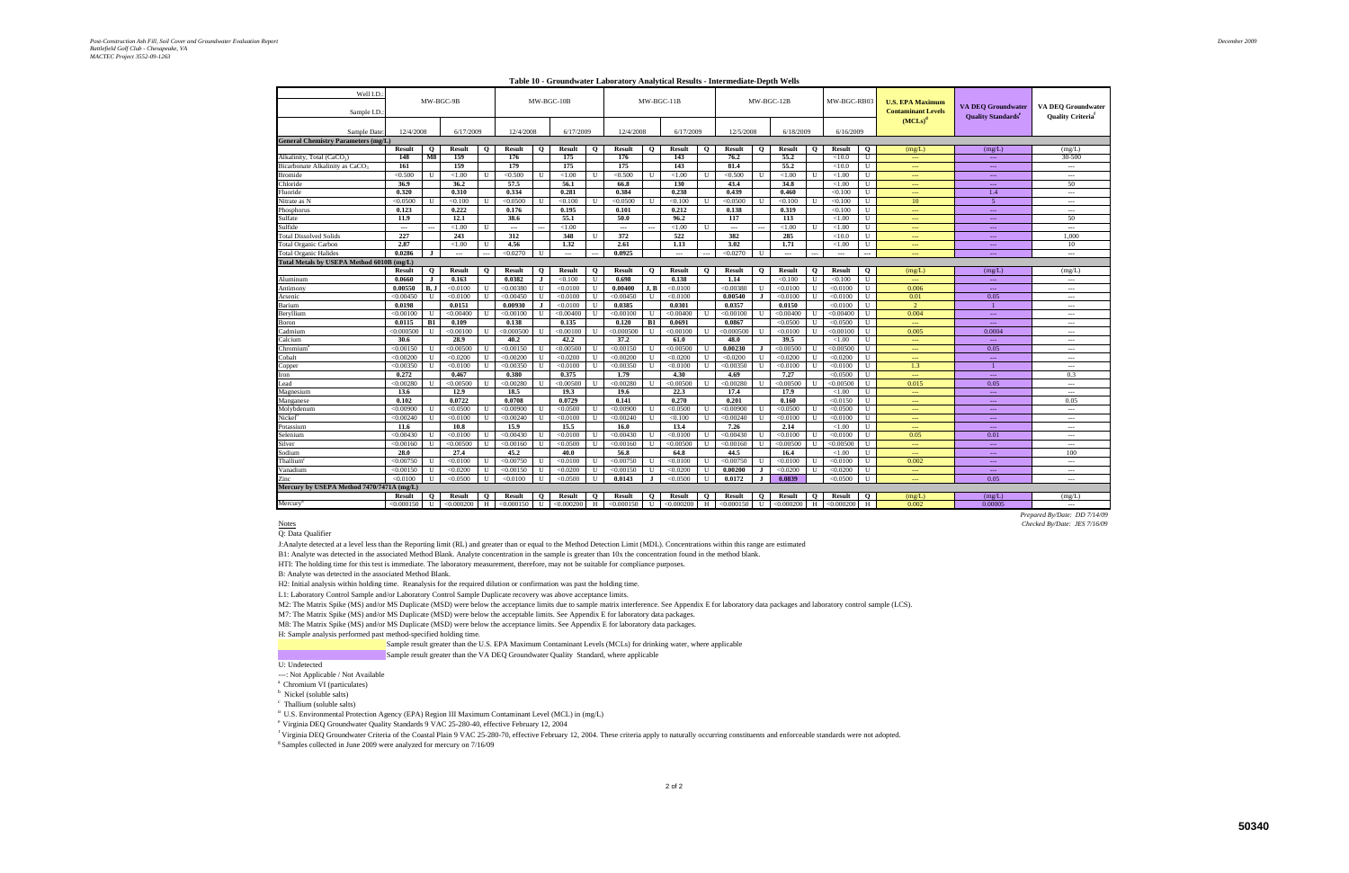**Table 10 - Groundwater Laboratory Analytical Results - Intermediate-Depth Wells**

| Well I.D.: Sample I.D.: | MW-BGC-9B | | | | MW-BGC-10B | | | | MW-BGC-11B | | | | MW-BGC-12B | | | | MW-BGC-RB03 | | U.S. EPA Maximum Contaminant Levels (MCLs)[d] | VA DEQ Groundwater Quality Standards[e] | VA DEQ Groundwater Quality Criteria[f] |
|---|---|---|---|---|---|---|---|---|---|---|---|---|---|---|---|---|---|---|---|---|---|
| Sample Date: | 12/4/2008 | | 6/17/2009 | | 12/4/2008 | | 6/17/2009 | | 12/4/2008 | | 6/17/2009 | | 12/5/2008 | | 6/18/2009 | | 6/16/2009 | | | | |
| **General Chemistry Parameters (mg/L)** | | | | | | | | | | | | | | | | | | | | | |
| | **Result** | **Q** | **Result** | **Q** | **Result** | **Q** | **Result** | **Q** | **Result** | **Q** | **Result** | **Q** | **Result** | **Q** | **Result** | **Q** | **Result** | **Q** | (mg/L) | (mg/L) | (mg/L) |
| Alkalinity, Total ($CaCO_3$) | **148** | **M8** | **159** | | **176** | | **175** | | **176** | | **143** | | **76.2** | | **55.2** | | <10.0 | U | --- | --- | 30-500 |
| Bicarbonate Alkalinity as $CaCO_3$ | **161** | | **159** | | **179** | | **175** | | **175** | | **143** | | **81.4** | | **55.2** | | <10.0 | U | --- | --- | --- |
| Bromide | <0.500 | U | <1.00 | U | <0.500 | U | <1.00 | U | <0.500 | U | <1.00 | U | <0.500 | U | <1.00 | U | <1.00 | U | --- | --- | --- |
| Chloride | **36.9** | | **36.2** | | **57.5** | | **56.1** | | **66.8** | | **130** | | **43.4** | | **34.8** | | <1.00 | U | --- | --- | 50 |
| Fluoride | **0.320** | | **0.310** | | **0.334** | | **0.281** | | **0.384** | | **0.238** | | **0.439** | | **0.460** | | <0.100 | U | --- | 1.4 | --- |
| Nitrate as N | <0.0500 | U | <0.100 | U | <0.0500 | U | <0.100 | U | <0.0500 | U | <0.100 | U | <0.0500 | U | <0.100 | U | <0.100 | U | 10 | 5 | --- |
| Phosphorus | **0.123** | | **0.222** | | **0.176** | | **0.195** | | **0.101** | | **0.212** | | **0.138** | | **0.319** | | <0.100 | U | --- | --- | --- |
| Sulfate | **11.9** | | **12.1** | | **38.6** | | **55.1** | | **50.0** | | **96.2** | | **117** | | **113** | | <1.00 | U | --- | --- | 50 |
| Sulfide | --- | --- | <1.00 | U | --- | --- | <1.00 | | --- | --- | <1.00 | U | --- | --- | <1.00 | U | <1.00 | U | --- | --- | --- |
| Total Dissolved Solids | **227** | | **243** | | **312** | | **348** | U | **372** | | **522** | | **382** | | **285** | | <10.0 | U | --- | --- | 1,000 |
| Total Organic Carbon | **2.87** | | <1.00 | U | **4.56** | | **1.32** | | **2.61** | | **1.13** | | **3.02** | | **1.71** | | <1.00 | U | --- | --- | 10 |
| Total Organic Halides | **0.0286** | **J** | --- | --- | <0.0270 | U | --- | --- | **0.0925** | | --- | --- | <0.0270 | U | --- | --- | --- | --- | --- | --- | --- |
| **Total Metals by USEPA Method 6010B (mg/L)** | | | | | | | | | | | | | | | | | | | | | |
| | **Result** | **Q** | **Result** | **Q** | **Result** | **Q** | **Result** | **Q** | **Result** | **Q** | **Result** | **Q** | **Result** | **Q** | **Result** | **Q** | **Result** | **Q** | (mg/L) | (mg/L) | (mg/L) |
| Aluminum | **0.0660** | **J** | **0.163** | | **0.0382** | **J** | <0.100 | U | **0.698** | | **0.138** | | **1.14** | | <0.100 | U | <0.100 | U | --- | --- | --- |
| Antimony | **0.00550** | **B, J** | <0.0100 | U | <0.00380 | U | <0.0100 | U | **0.00400** | **J, B** | <0.0100 | | <0.00380 | U | <0.0100 | U | <0.0100 | U | 0.006 | --- | --- |
| Arsenic | <0.00450 | U | <0.0100 | U | <0.00450 | U | <0.0100 | U | <0.00450 | U | <0.0100 | | **0.00540** | **J** | <0.0100 | U | <0.0100 | U | 0.01 | 0.05 | --- |
| Barium | **0.0198** | | **0.0151** | | **0.00930** | **J** | <0.0100 | U | **0.0385** | | **0.0301** | | **0.0357** | | **0.0150** | | <0.0100 | U | 2 | 1 | --- |
| Beryllium | <0.00100 | U | <0.00400 | U | <0.00100 | U | <0.00400 | U | <0.00100 | U | <0.00400 | U | <0.00100 | U | <0.00400 | U | <0.00400 | U | 0.004 | --- | --- |
| Boron | **0.0115** | **B1** | **0.109** | | **0.138** | | **0.135** | | **0.120** | **B1** | **0.0691** | | **0.0867** | | <0.0500 | U | <0.0500 | U | --- | --- | --- |
| Cadmium | <0.000500 | U | <0.00100 | U | <0.000500 | U | <0.00100 | U | <0.000500 | U | <0.00100 | U | <0.000500 | U | <0.0100 | U | <0.00100 | U | 0.005 | 0.0004 | --- |
| Calcium | **30.6** | | **28.9** | | **40.2** | | **42.2** | | **37.2** | | **61.0** | | **48.0** | | **39.5** | | <1.00 | U | --- | --- | --- |
| Chromium[a] | <0.00150 | U | <0.00500 | U | <0.00150 | U | <0.00500 | U | <0.00150 | U | <0.00500 | U | **0.00230** | **J** | <0.00500 | U | <0.00500 | U | --- | 0.05 | --- |
| Cobalt | <0.00200 | U | <0.0200 | U | <0.00200 | U | <0.0200 | U | <0.00200 | U | <0.0200 | U | <0.0200 | U | <0.0200 | U | <0.0200 | U | --- | --- | --- |
| Copper | <0.00350 | U | <0.0100 | U | <0.00350 | U | <0.0100 | U | <0.00350 | U | <0.0100 | U | <0.00350 | U | <0.0100 | U | <0.0100 | U | 1.3 | 1 | --- |
| Iron | **0.272** | | **0.467** | | **0.380** | | **0.375** | | **1.79** | | **4.30** | | **4.69** | | **7.27** | | <0.0500 | U | --- | --- | 0.3 |
| Lead | <0.00280 | U | <0.00500 | U | <0.00280 | U | <0.00500 | U | <0.00280 | U | <0.00500 | U | <0.00280 | U | <0.00500 | U | <0.00500 | U | 0.015 | 0.05 | --- |
| Magnesium | **13.6** | | **12.9** | | **18.5** | | **19.3** | | **19.6** | | **22.3** | | **17.4** | | **17.9** | | <1.00 | U | --- | --- | --- |
| Manganese | **0.102** | | **0.0722** | | **0.0708** | | **0.0729** | | **0.141** | | **0.270** | | **0.201** | | **0.160** | | <0.0150 | U | --- | --- | 0.05 |
| Molybdenum | <0.00900 | U | <0.0500 | U | <0.00900 | U | <0.0500 | U | <0.00900 | U | <0.0500 | U | <0.00900 | U | <0.0500 | U | <0.0500 | U | --- | --- | --- |
| Nickel[b] | <0.00240 | U | <0.0100 | U | <0.00240 | U | <0.0100 | U | <0.00240 | U | <0.100 | U | <0.00240 | U | <0.0100 | U | <0.0100 | U | --- | --- | --- |
| Potassium | **11.6** | | **10.8** | | **15.9** | | **15.5** | | **16.0** | | **13.4** | | **7.26** | | **2.14** | | <1.00 | U | --- | --- | --- |
| Selenium | <0.00430 | U | <0.0100 | U | <0.00430 | U | <0.0100 | U | <0.00430 | U | <0.0100 | U | <0.00430 | U | <0.0100 | U | <0.0100 | U | 0.05 | 0.01 | --- |
| Silver | <0.00160 | U | <0.00500 | U | <0.00160 | U | <0.0500 | U | <0.00160 | U | <0.00500 | U | <0.00160 | U | <0.00500 | U | <0.00500 | U | --- | --- | --- |
| Sodium | **28.0** | | **27.4** | | **45.2** | | **40.0** | | **56.8** | | **64.8** | | **44.5** | | **16.4** | | <1.00 | U | --- | --- | 100 |
| Thallium[c] | <0.00750 | U | <0.0100 | U | <0.00750 | U | <0.0100 | U | <0.00750 | U | <0.0100 | U | <0.00750 | U | <0.0100 | U | <0.0100 | U | 0.002 | --- | --- |
| Vanadium | <0.00150 | U | <0.0200 | U | <0.00150 | U | <0.0200 | U | <0.00150 | U | <0.0200 | U | **0.00200** | **J** | <0.0200 | U | <0.0200 | U | --- | --- | --- |
| Zinc | <0.0100 | U | <0.0500 | U | <0.0100 | U | <0.0500 | U | **0.0143** | **J** | <0.0500 | U | **0.0172** | **J** | **0.0839** | | <0.0500 | U | --- | 0.05 | --- |
| **Mercury by USEPA Method 7470/7471A (mg/L)** | | | | | | | | | | | | | | | | | | | | | |
| | **Result** | **Q** | **Result** | **Q** | **Result** | **Q** | **Result** | **Q** | **Result** | **Q** | **Result** | **Q** | **Result** | **Q** | **Result** | **Q** | **Result** | **Q** | (mg/L) | (mg/L) | (mg/L) |
| Mercury[g] | <0.000150 | U | <0.000200 | H | <0.000150 | U | <0.000200 | H | <0.000150 | U | <0.000200 | H | <0.000150 | U | <0.000200 | H | <0.000200 | H | 0.002 | 0.00005 | --- |

*Prepared By/Date: DD 7/14/09*
*Checked By/Date: JES 7/16/09*

Notes

Q: Data Qualifier

J:Analyte detected at a level less than the Reporting limit (RL) and greater than or equal to the Method Detection Limit (MDL). Concentrations within this range are estimated

B1: Analyte was detected in the associated Method Blank. Analyte concentration in the sample is greater than 10x the concentration found in the method blank.

HTI: The holding time for this test is immediate. The laboratory measurement, therefore, may not be suitable for compliance purposes.

B: Analyte was detected in the associated Method Blank.

H2: Initial analysis within holding time. Reanalysis for the required dilution or confirmation was past the holding time.

L1: Laboratory Control Sample and/or Laboratory Control Sample Duplicate recovery was above acceptance limits.

M2: The Matrix Spike (MS) and/or MS Duplicate (MSD) were below the acceptance limits due to sample matrix interference. See Appendix E for laboratory data packages and laboratory control sample (LCS).

M7: The Matrix Spike (MS) and/or MS Duplicate (MSD) were below the acceptable limits. See Appendix E for laboratory data packages.

M8: The Matrix Spike (MS) and/or MS Duplicate (MSD) were below the acceptance limits. See Appendix E for laboratory data packages.

H: Sample analysis performed past method-specified holding time.

Sample result greater than the U.S. EPA Maximum Contaminant Levels (MCLs) for drinking water, where applicable

Sample result greater than the VA DEQ Groundwater Quality Standard, where applicable

U: Undetected

---: Not Applicable / Not Available

[a] Chromium VI (particulates)

[b] Nickel (soluble salts)

[c] Thallium (soluble salts)

[d] U.S. Environmental Protection Agency (EPA) Region III Maximum Contaminant Level (MCL) in (mg/L)

[e] Virginia DEQ Groundwater Quality Standards 9 VAC 25-280-40, effective February 12, 2004

[f] Virginia DEQ Groundwater Criteria of the Coastal Plain 9 VAC 25-280-70, effective February 12, 2004. These criteria apply to naturally occurring constituents and enforceable standards were not adopted.

[g] Samples collected in June 2009 were analyzed for mercury on 7/16/09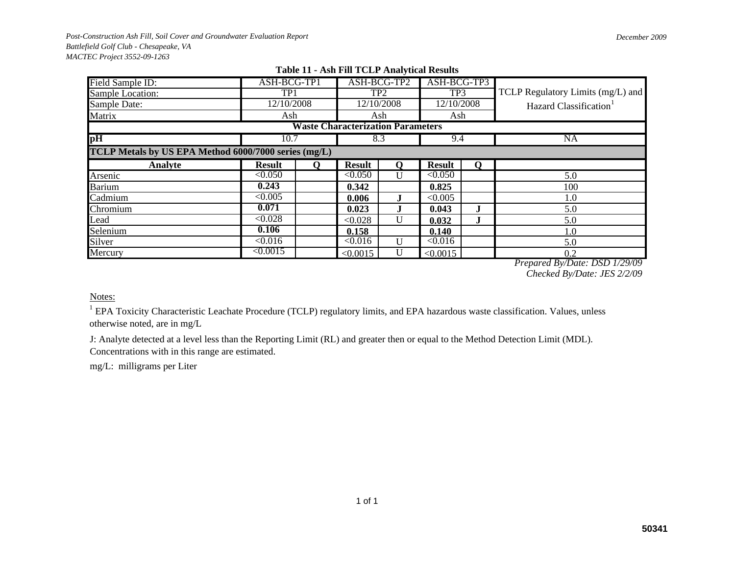**Table 11 - Ash Fill TCLP Analytical Results**

| Field Sample ID: | ASH-BCG-TP1 | | ASH-BCG-TP2 | | ASH-BCG-TP3 | | TCLP Regulatory Limits (mg/L) and Hazard Classification[1] |
|---|---|---|---|---|---|---|---|
| Sample Location: | TP1 | | TP2 | | TP3 | | |
| Sample Date: | 12/10/2008 | | 12/10/2008 | | 12/10/2008 | | |
| Matrix | Ash | | Ash | | Ash | | |
| **Waste Characterization Parameters** | | | | | | | |
| **pH** | 10.7 | | 8.3 | | 9.4 | | NA |
| **TCLP Metals by US EPA Method 6000/7000 series (mg/L)** | | | | | | | |
| **Analyte** | **Result** | **Q** | **Result** | **Q** | **Result** | **Q** | |
| Arsenic | <0.050 | | <0.050 | U | <0.050 | | 5.0 |
| Barium | **0.243** | | **0.342** | | **0.825** | | 100 |
| Cadmium | <0.005 | | **0.006** | **J** | <0.005 | | 1.0 |
| Chromium | **0.071** | | **0.023** | **J** | **0.043** | **J** | 5.0 |
| Lead | <0.028 | | <0.028 | U | **0.032** | **J** | 5.0 |
| Selenium | **0.106** | | **0.158** | | **0.140** | | 1.0 |
| Silver | <0.016 | | <0.016 | U | <0.016 | | 5.0 |
| Mercury | <0.0015 | | <0.0015 | U | <0.0015 | | 0.2 |

*Prepared By/Date: DSD 1/29/09*
*Checked By/Date: JES 2/2/09*

Notes:

[1] EPA Toxicity Characteristic Leachate Procedure (TCLP) regulatory limits, and EPA hazardous waste classification. Values, unless otherwise noted, are in mg/L

J: Analyte detected at a level less than the Reporting Limit (RL) and greater then or equal to the Method Detection Limit (MDL). Concentrations with in this range are estimated.

mg/L: milligrams per Liter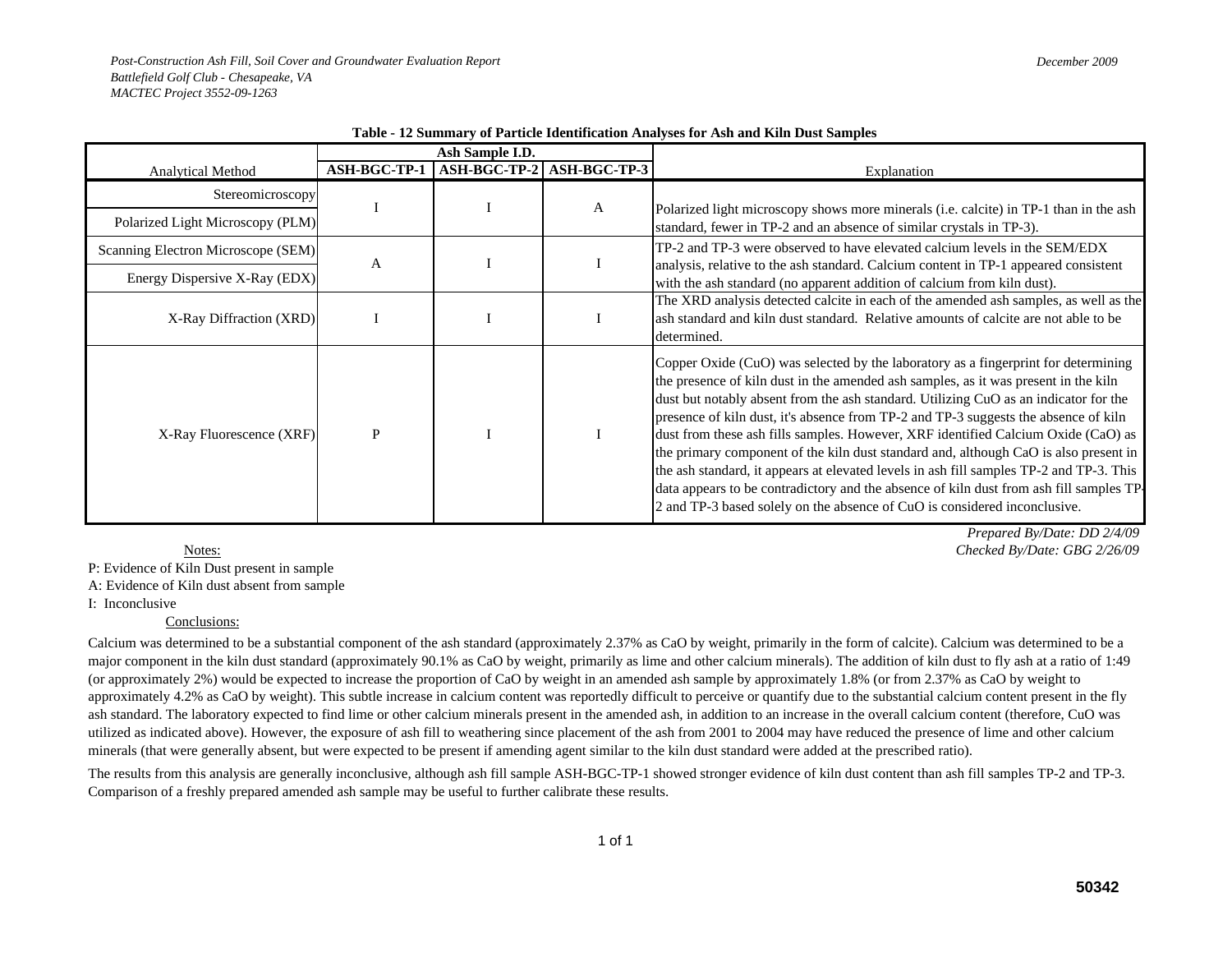**Table - 12 Summary of Particle Identification Analyses for Ash and Kiln Dust Samples**

| Analytical Method | Ash Sample I.D. | | | Explanation |
|---|---|---|---|---|
| | ASH-BGC-TP-1 | ASH-BGC-TP-2 | ASH-BGC-TP-3 | |
| Stereomicroscopy / Polarized Light Microscopy (PLM) | I | I | A | Polarized light microscopy shows more minerals (i.e. calcite) in TP-1 than in the ash standard, fewer in TP-2 and an absence of similar crystals in TP-3). |
| Scanning Electron Microscope (SEM) / Energy Dispersive X-Ray (EDX) | A | I | I | TP-2 and TP-3 were observed to have elevated calcium levels in the SEM/EDX analysis, relative to the ash standard. Calcium content in TP-1 appeared consistent with the ash standard (no apparent addition of calcium from kiln dust). |
| X-Ray Diffraction (XRD) | I | I | I | The XRD analysis detected calcite in each of the amended ash samples, as well as the ash standard and kiln dust standard. Relative amounts of calcite are not able to be determined. |
| X-Ray Fluorescence (XRF) | P | I | I | Copper Oxide (CuO) was selected by the laboratory as a fingerprint for determining the presence of kiln dust in the amended ash samples, as it was present in the kiln dust but notably absent from the ash standard. Utilizing CuO as an indicator for the presence of kiln dust, it's absence from TP-2 and TP-3 suggests the absence of kiln dust from these ash fills samples. However, XRF identified Calcium Oxide (CaO) as the primary component of the kiln dust standard and, although CaO is also present in the ash standard, it appears at elevated levels in ash fill samples TP-2 and TP-3. This data appears to be contradictory and the absence of kiln dust from ash fill samples TP-2 and TP-3 based solely on the absence of CuO is considered inconclusive. |

*Prepared By/Date: DD 2/4/09*
*Checked By/Date: GBG 2/26/09*

Notes:

P: Evidence of Kiln Dust present in sample
A: Evidence of Kiln dust absent from sample
I: Inconclusive

Conclusions:

Calcium was determined to be a substantial component of the ash standard (approximately 2.37% as CaO by weight, primarily in the form of calcite). Calcium was determined to be a major component in the kiln dust standard (approximately 90.1% as CaO by weight, primarily as lime and other calcium minerals). The addition of kiln dust to fly ash at a ratio of 1:49 (or approximately 2%) would be expected to increase the proportion of CaO by weight in an amended ash sample by approximately 1.8% (or from 2.37% as CaO by weight to approximately 4.2% as CaO by weight). This subtle increase in calcium content was reportedly difficult to perceive or quantify due to the substantial calcium content present in the fly ash standard. The laboratory expected to find lime or other calcium minerals present in the amended ash, in addition to an increase in the overall calcium content (therefore, CuO was utilized as indicated above). However, the exposure of ash fill to weathering since placement of the ash from 2001 to 2004 may have reduced the presence of lime and other calcium minerals (that were generally absent, but were expected to be present if amending agent similar to the kiln dust standard were added at the prescribed ratio).

The results from this analysis are generally inconclusive, although ash fill sample ASH-BGC-TP-1 showed stronger evidence of kiln dust content than ash fill samples TP-2 and TP-3. Comparison of a freshly prepared amended ash sample may be useful to further calibrate these results.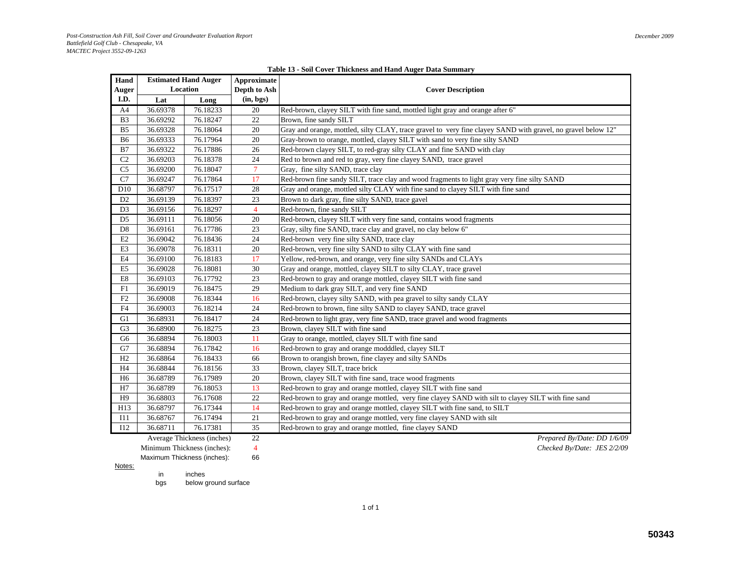**Table 13 - Soil Cover Thickness and Hand Auger Data Summary**

| Hand Auger I.D. | Estimated Hand Auger Location | | Approximate Depth to Ash (in, bgs) | Cover Description |
|---|---|---|---|---|
| | Lat | Long | | |
| A4 | 36.69378 | 76.18233 | 20 | Red-brown, clayey SILT with fine sand, mottled light gray and orange after 6" |
| B3 | 36.69292 | 76.18247 | 22 | Brown, fine sandy SILT |
| B5 | 36.69328 | 76.18064 | 20 | Gray and orange, mottled, silty CLAY, trace gravel to very fine clayey SAND with gravel, no gravel below 12" |
| B6 | 36.69333 | 76.17964 | 20 | Gray-brown to orange, mottled, clayey SILT with sand to very fine silty SAND |
| B7 | 36.69322 | 76.17886 | 26 | Red-brown clayey SILT, to red-gray silty CLAY and fine SAND with clay |
| C2 | 36.69203 | 76.18378 | 24 | Red to brown and red to gray, very fine clayey SAND, trace gravel |
| C5 | 36.69200 | 76.18047 | 7 | Gray, fine silty SAND, trace clay |
| C7 | 36.69247 | 76.17864 | 17 | Red-brown fine sandy SILT, trace clay and wood fragments to light gray very fine silty SAND |
| D10 | 36.68797 | 76.17517 | 28 | Gray and orange, mottled silty CLAY with fine sand to clayey SILT with fine sand |
| D2 | 36.69139 | 76.18397 | 23 | Brown to dark gray, fine silty SAND, trace gavel |
| D3 | 36.69156 | 76.18297 | 4 | Red-brown, fine sandy SILT |
| D5 | 36.69111 | 76.18056 | 20 | Red-brown, clayey SILT with very fine sand, contains wood fragments |
| D8 | 36.69161 | 76.17786 | 23 | Gray, silty fine SAND, trace clay and gravel, no clay below 6" |
| E2 | 36.69042 | 76.18436 | 24 | Red-brown very fine silty SAND, trace clay |
| E3 | 36.69078 | 76.18311 | 20 | Red-brown, very fine silty SAND to silty CLAY with fine sand |
| E4 | 36.69100 | 76.18183 | 17 | Yellow, red-brown, and orange, very fine silty SANDs and CLAYs |
| E5 | 36.69028 | 76.18081 | 30 | Gray and orange, mottled, clayey SILT to silty CLAY, trace gravel |
| E8 | 36.69103 | 76.17792 | 23 | Red-brown to gray and orange mottled, clayey SILT with fine sand |
| F1 | 36.69019 | 76.18475 | 29 | Medium to dark gray SILT, and very fine SAND |
| F2 | 36.69008 | 76.18344 | 16 | Red-brown, clayey silty SAND, with pea gravel to silty sandy CLAY |
| F4 | 36.69003 | 76.18214 | 24 | Red-brown to brown, fine silty SAND to clayey SAND, trace gravel |
| G1 | 36.68931 | 76.18417 | 24 | Red-brown to light gray, very fine SAND, trace gravel and wood fragments |
| G3 | 36.68900 | 76.18275 | 23 | Brown, clayey SILT with fine sand |
| G6 | 36.68894 | 76.18003 | 11 | Gray to orange, mottled, clayey SILT with fine sand |
| G7 | 36.68894 | 76.17842 | 16 | Red-brown to gray and orange modddled, clayey SILT |
| H2 | 36.68864 | 76.18433 | 66 | Brown to orangish brown, fine clayey and silty SANDs |
| H4 | 36.68844 | 76.18156 | 33 | Brown, clayey SILT, trace brick |
| H6 | 36.68789 | 76.17989 | 20 | Brown, clayey SILT with fine sand, trace wood fragments |
| H7 | 36.68789 | 76.18053 | 13 | Red-brown to gray and orange mottled, clayey SILT with fine sand |
| H9 | 36.68803 | 76.17608 | 22 | Red-brown to gray and orange mottled, very fine clayey SAND with silt to clayey SILT with fine sand |
| H13 | 36.68797 | 76.17344 | 14 | Red-brown to gray and orange mottled, clayey SILT with fine sand, to SILT |
| I11 | 36.68767 | 76.17494 | 21 | Red-brown to gray and orange mottled, very fine clayey SAND with silt |
| I12 | 36.68711 | 76.17381 | 35 | Red-brown to gray and orange mottled, fine clayey SAND |
| | Average Thickness (inches) | | 22 | |
| | Minimum Thickness (inches): | | 4 | |
| | Maximum Thickness (inches): | | 66 | |

*Prepared By/Date: DD 1/6/09*
*Checked By/Date: JES 2/2/09*

Notes:

in inches
bgs below ground surface

50343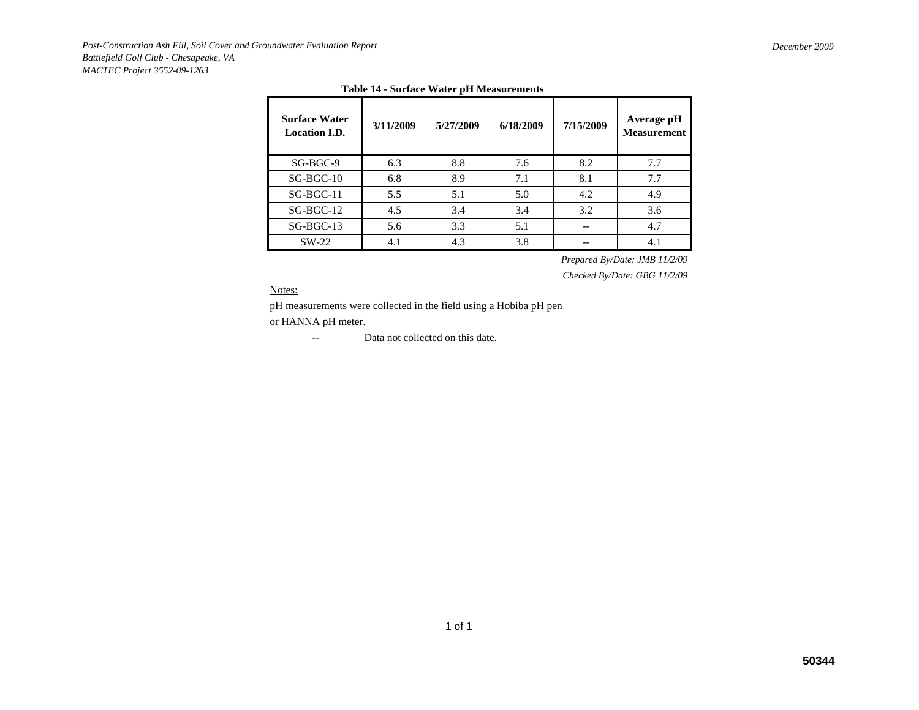**Table 14 - Surface Water pH Measurements**

| Surface Water Location I.D. | 3/11/2009 | 5/27/2009 | 6/18/2009 | 7/15/2009 | Average pH Measurement |
|---|---|---|---|---|---|
| SG-BGC-9 | 6.3 | 8.8 | 7.6 | 8.2 | 7.7 |
| SG-BGC-10 | 6.8 | 8.9 | 7.1 | 8.1 | 7.7 |
| SG-BGC-11 | 5.5 | 5.1 | 5.0 | 4.2 | 4.9 |
| SG-BGC-12 | 4.5 | 3.4 | 3.4 | 3.2 | 3.6 |
| SG-BGC-13 | 5.6 | 3.3 | 5.1 | -- | 4.7 |
| SW-22 | 4.1 | 4.3 | 3.8 | -- | 4.1 |

*Prepared By/Date: JMB 11/2/09*

*Checked By/Date: GBG 11/2/09*

Notes:

pH measurements were collected in the field using a Hobiba pH pen or HANNA pH meter.

-- Data not collected on this date.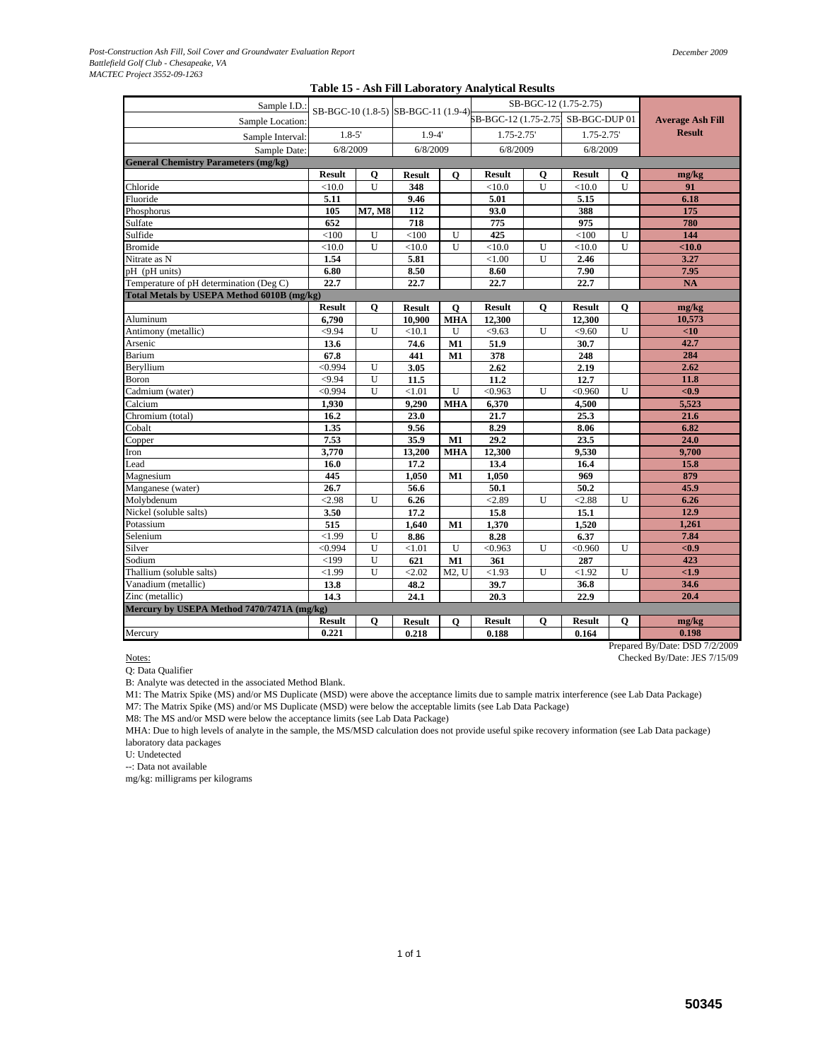### Table 15 - Ash Fill Laboratory Analytical Results

| Sample I.D.: | SB-BGC-10 (1.8-5) | | SB-BGC-11 (1.9-4) | | SB-BGC-12 (1.75-2.75) | | | | Average Ash Fill Result |
|---|---|---|---|---|---|---|---|---|---|
| Sample Location: | | | | | SB-BGC-12 (1.75-2.75 | | SB-BGC-DUP 01 | | |
| Sample Interval: | 1.8-5' | | 1.9-4' | | 1.75-2.75' | | 1.75-2.75' | | |
| Sample Date: | 6/8/2009 | | 6/8/2009 | | 6/8/2009 | | 6/8/2009 | | |
| **General Chemistry Parameters (mg/kg)** | | | | | | | | | |
| | **Result** | **Q** | **Result** | **Q** | **Result** | **Q** | **Result** | **Q** | **mg/kg** |
| Chloride | <10.0 | U | **348** | | <10.0 | U | <10.0 | U | **91** |
| Fluoride | **5.11** | | **9.46** | | **5.01** | | **5.15** | | **6.18** |
| Phosphorus | **105** | **M7, M8** | **112** | | **93.0** | | **388** | | **175** |
| Sulfate | **652** | | **718** | | **775** | | **975** | | **780** |
| Sulfide | <100 | U | <100 | U | **425** | | <100 | U | **144** |
| Bromide | <10.0 | U | <10.0 | U | <10.0 | U | <10.0 | U | **<10.0** |
| Nitrate as N | **1.54** | | **5.81** | | <1.00 | U | **2.46** | | **3.27** |
| pH (pH units) | **6.80** | | **8.50** | | **8.60** | | **7.90** | | **7.95** |
| Temperature of pH determination (Deg C) | **22.7** | | **22.7** | | **22.7** | | **22.7** | | **NA** |
| **Total Metals by USEPA Method 6010B (mg/kg)** | | | | | | | | | |
| | **Result** | **Q** | **Result** | **Q** | **Result** | **Q** | **Result** | **Q** | **mg/kg** |
| Aluminum | **6,790** | | **10,900** | **MHA** | **12,300** | | **12,300** | | **10,573** |
| Antimony (metallic) | <9.94 | U | <10.1 | U | <9.63 | U | <9.60 | U | **<10** |
| Arsenic | **13.6** | | **74.6** | **M1** | **51.9** | | **30.7** | | **42.7** |
| Barium | **67.8** | | **441** | **M1** | **378** | | **248** | | **284** |
| Beryllium | <0.994 | U | **3.05** | | **2.62** | | **2.19** | | **2.62** |
| Boron | <9.94 | U | **11.5** | | **11.2** | | **12.7** | | **11.8** |
| Cadmium (water) | <0.994 | U | <1.01 | U | <0.963 | U | <0.960 | U | **<0.9** |
| Calcium | **1,930** | | **9,290** | **MHA** | **6,370** | | **4,500** | | **5,523** |
| Chromium (total) | **16.2** | | **23.0** | | **21.7** | | **25.3** | | **21.6** |
| Cobalt | **1.35** | | **9.56** | | **8.29** | | **8.06** | | **6.82** |
| Copper | **7.53** | | **35.9** | **M1** | **29.2** | | **23.5** | | **24.0** |
| Iron | **3,770** | | **13,200** | **MHA** | **12,300** | | **9,530** | | **9,700** |
| Lead | **16.0** | | **17.2** | | **13.4** | | **16.4** | | **15.8** |
| Magnesium | **445** | | **1,050** | **M1** | **1,050** | | **969** | | **879** |
| Manganese (water) | **26.7** | | **56.6** | | **50.1** | | **50.2** | | **45.9** |
| Molybdenum | <2.98 | U | **6.26** | | <2.89 | U | <2.88 | U | **6.26** |
| Nickel (soluble salts) | **3.50** | | **17.2** | | **15.8** | | **15.1** | | **12.9** |
| Potassium | **515** | | **1,640** | **M1** | **1,370** | | **1,520** | | **1,261** |
| Selenium | <1.99 | U | **8.86** | | **8.28** | | **6.37** | | **7.84** |
| Silver | <0.994 | U | <1.01 | U | <0.963 | U | <0.960 | U | **<0.9** |
| Sodium | <199 | U | **621** | **M1** | **361** | | **287** | | **423** |
| Thallium (soluble salts) | <1.99 | U | <2.02 | M2, U | <1.93 | U | <1.92 | U | **<1.9** |
| Vanadium (metallic) | **13.8** | | **48.2** | | **39.7** | | **36.8** | | **34.6** |
| Zinc (metallic) | **14.3** | | **24.1** | | **20.3** | | **22.9** | | **20.4** |
| **Mercury by USEPA Method 7470/7471A (mg/kg)** | | | | | | | | | |
| | **Result** | **Q** | **Result** | **Q** | **Result** | **Q** | **Result** | **Q** | **mg/kg** |
| Mercury | **0.221** | | **0.218** | | **0.188** | | **0.164** | | **0.198** |

Prepared By/Date: DSD 7/2/2009
Checked By/Date: JES 7/15/09

Notes:

Q: Data Qualifier

B: Analyte was detected in the associated Method Blank.

M1: The Matrix Spike (MS) and/or MS Duplicate (MSD) were above the acceptance limits due to sample matrix interference (see Lab Data Package)

M7: The Matrix Spike (MS) and/or MS Duplicate (MSD) were below the acceptable limits (see Lab Data Package)

M8: The MS and/or MSD were below the acceptance limits (see Lab Data Package)

MHA: Due to high levels of analyte in the sample, the MS/MSD calculation does not provide useful spike recovery information (see Lab Data package) laboratory data packages

U: Undetected

--: Data not available

mg/kg: milligrams per kilograms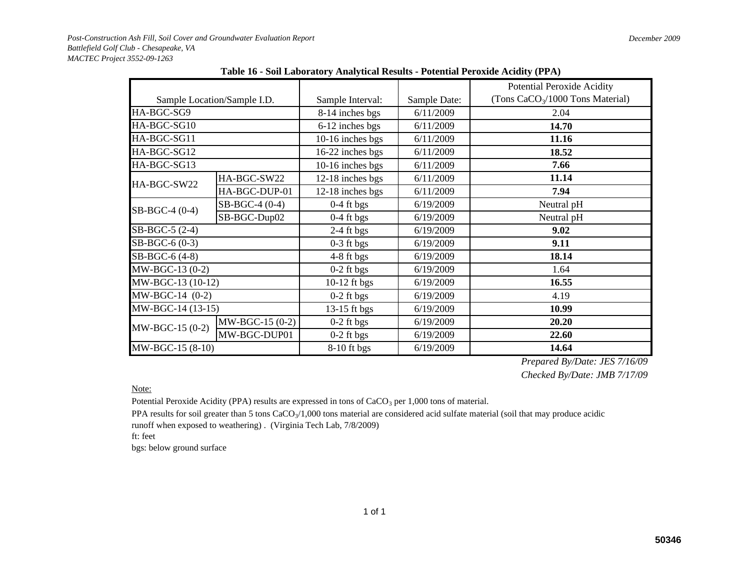**Table 16 - Soil Laboratory Analytical Results - Potential Peroxide Acidity (PPA)**

| Sample Location/Sample I.D. | | Sample Interval: | Sample Date: | Potential Peroxide Acidity (Tons $CaCO_3$/1000 Tons Material) |
|---|---|---|---|---|
| HA-BGC-SG9 | | 8-14 inches bgs | 6/11/2009 | 2.04 |
| HA-BGC-SG10 | | 6-12 inches bgs | 6/11/2009 | **14.70** |
| HA-BGC-SG11 | | 10-16 inches bgs | 6/11/2009 | **11.16** |
| HA-BGC-SG12 | | 16-22 inches bgs | 6/11/2009 | **18.52** |
| HA-BGC-SG13 | | 10-16 inches bgs | 6/11/2009 | **7.66** |
| HA-BGC-SW22 | HA-BGC-SW22 | 12-18 inches bgs | 6/11/2009 | **11.14** |
| | HA-BGC-DUP-01 | 12-18 inches bgs | 6/11/2009 | **7.94** |
| SB-BGC-4 (0-4) | SB-BGC-4 (0-4) | 0-4 ft bgs | 6/19/2009 | Neutral pH |
| | SB-BGC-Dup02 | 0-4 ft bgs | 6/19/2009 | Neutral pH |
| SB-BGC-5 (2-4) | | 2-4 ft bgs | 6/19/2009 | **9.02** |
| SB-BGC-6 (0-3) | | 0-3 ft bgs | 6/19/2009 | **9.11** |
| SB-BGC-6 (4-8) | | 4-8 ft bgs | 6/19/2009 | **18.14** |
| MW-BGC-13 (0-2) | | 0-2 ft bgs | 6/19/2009 | 1.64 |
| MW-BGC-13 (10-12) | | 10-12 ft bgs | 6/19/2009 | **16.55** |
| MW-BGC-14 (0-2) | | 0-2 ft bgs | 6/19/2009 | 4.19 |
| MW-BGC-14 (13-15) | | 13-15 ft bgs | 6/19/2009 | **10.99** |
| MW-BGC-15 (0-2) | MW-BGC-15 (0-2) | 0-2 ft bgs | 6/19/2009 | **20.20** |
| | MW-BGC-DUP01 | 0-2 ft bgs | 6/19/2009 | **22.60** |
| MW-BGC-15 (8-10) | | 8-10 ft bgs | 6/19/2009 | **14.64** |

*Prepared By/Date: JES 7/16/09*
*Checked By/Date: JMB 7/17/09*

Note:

Potential Peroxide Acidity (PPA) results are expressed in tons of $CaCO_3$ per 1,000 tons of material.

PPA results for soil greater than 5 tons $CaCO_3$/1,000 tons material are considered acid sulfate material (soil that may produce acidic runoff when exposed to weathering) . (Virginia Tech Lab, 7/8/2009)

ft: feet

bgs: below ground surface

50346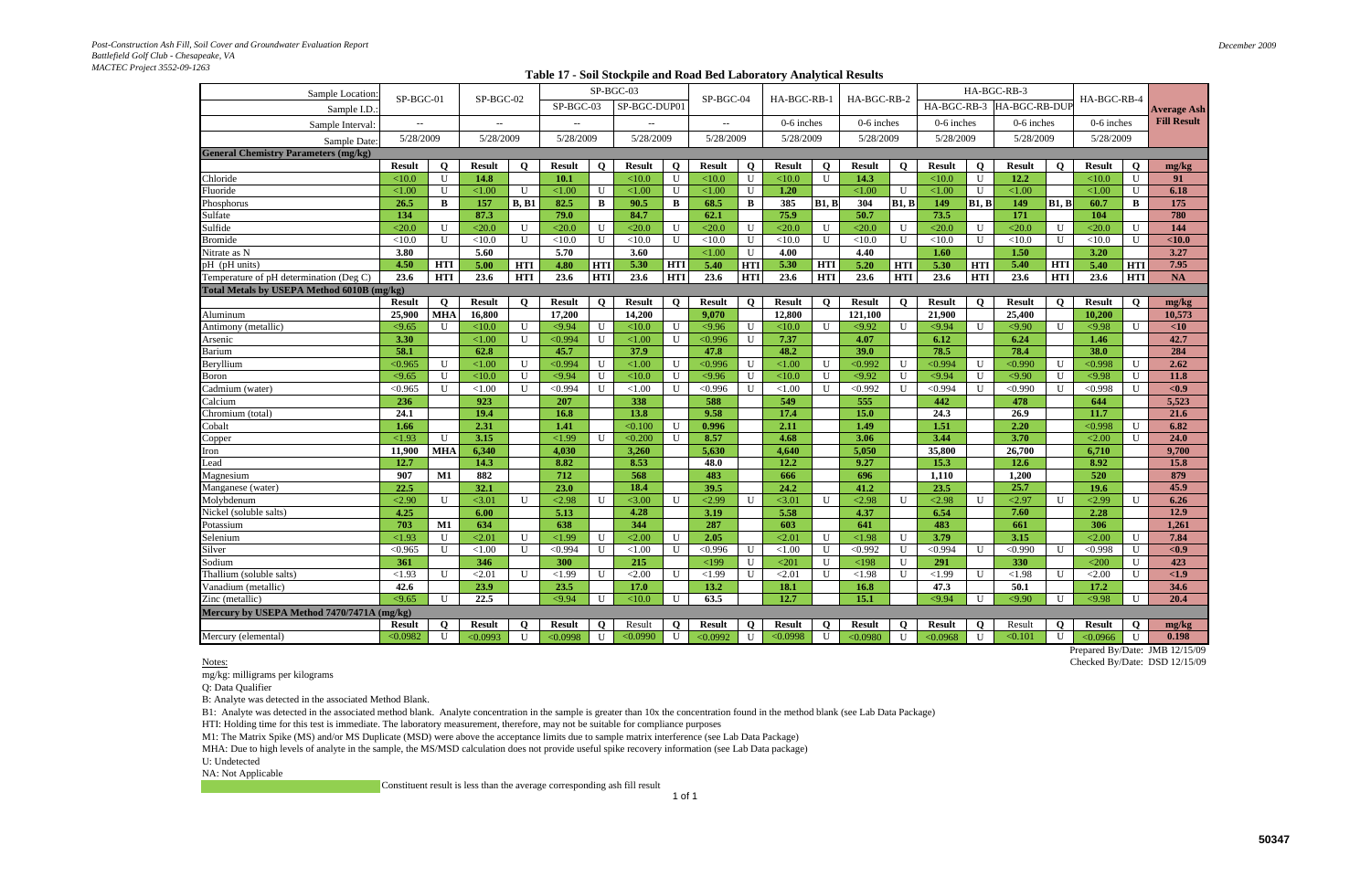*Post-Construction Ash Fill, Soil Cover and Groundwater Evaluation Report*
*Battlefield Golf Club - Chesapeake, VA*
*MACTEC Project 3552-09-1263*

*December 2009*

**Table 17 - Soil Stockpile and Road Bed Laboratory Analytical Results**

| Sample Location: | SP-BGC-01 | | SP-BGC-02 | | SP-BGC-03 | | | | SP-BGC-04 | | HA-BGC-RB-1 | | HA-BGC-RB-2 | | HA-BGC-RB-3 | | | | HA-BGC-RB-4 | | Average Ash Fill Result |
|---|---|---|---|---|---|---|---|---|---|---|---|---|---|---|---|---|---|---|---|---|---|
| Sample I.D.: | | | | | SP-BGC-03 | | SP-BGC-DUP01 | | | | | | | | HA-BGC-RB-3 | | HA-BGC-RB-DUP | | | | |
| Sample Interval: | -- | | -- | | -- | | -- | | -- | | 0-6 inches | | 0-6 inches | | 0-6 inches | | 0-6 inches | | 0-6 inches | | |
| Sample Date: | 5/28/2009 | | 5/28/2009 | | 5/28/2009 | | 5/28/2009 | | 5/28/2009 | | 5/28/2009 | | 5/28/2009 | | 5/28/2009 | | 5/28/2009 | | 5/28/2009 | | |
| **General Chemistry Parameters (mg/kg)** | | | | | | | | | | | | | | | | | | | | | |
| | **Result** | **Q** | **Result** | **Q** | **Result** | **Q** | **Result** | **Q** | **Result** | **Q** | **Result** | **Q** | **Result** | **Q** | **Result** | **Q** | **Result** | **Q** | **Result** | **Q** | **mg/kg** |
| Chloride | <10.0 | U | **14.8** | | **10.1** | | <10.0 | U | <10.0 | U | <10.0 | U | **14.3** | | <10.0 | U | **12.2** | | <10.0 | U | **91** |
| Fluoride | <1.00 | U | <1.00 | U | <1.00 | U | <1.00 | U | <1.00 | U | **1.20** | | <1.00 | U | <1.00 | U | <1.00 | | <1.00 | U | **6.18** |
| Phosphorus | **26.5** | **B** | **157** | **B, B1** | **82.5** | **B** | **90.5** | **B** | **68.5** | **B** | **385** | **B1, B** | **304** | **B1, B** | **149** | **B1, B** | **149** | **B1, B** | **60.7** | **B** | **175** |
| Sulfate | **134** | | **87.3** | | **79.0** | | **84.7** | | **62.1** | | **75.9** | | **50.7** | | **73.5** | | **171** | | **104** | | **780** |
| Sulfide | <20.0 | U | <20.0 | U | <20.0 | U | <20.0 | U | <20.0 | U | <20.0 | U | <20.0 | U | <20.0 | U | <20.0 | U | <20.0 | U | **144** |
| Bromide | <10.0 | U | <10.0 | U | <10.0 | U | <10.0 | U | <10.0 | U | <10.0 | U | <10.0 | U | <10.0 | U | <10.0 | U | <10.0 | U | **<10.0** |
| Nitrate as N | **3.80** | | **5.60** | | **5.70** | | **3.60** | | <1.00 | U | **4.00** | | **4.40** | | **1.60** | | **1.50** | | **3.20** | | **3.27** |
| pH (pH units) | **4.50** | **HTI** | **5.00** | **HTI** | **4.80** | **HTI** | **5.30** | **HTI** | **5.40** | **HTI** | **5.30** | **HTI** | **5.20** | **HTI** | **5.30** | **HTI** | **5.40** | **HTI** | **5.40** | **HTI** | **7.95** |
| Temperature of pH determination (Deg C) | **23.6** | **HTI** | **23.6** | **HTI** | **23.6** | **HTI** | **23.6** | **HTI** | **23.6** | **HTI** | **23.6** | **HTI** | **23.6** | **HTI** | **23.6** | **HTI** | **23.6** | **HTI** | **23.6** | **HTI** | **NA** |
| **Total Metals by USEPA Method 6010B (mg/kg)** | | | | | | | | | | | | | | | | | | | | | |
| | **Result** | **Q** | **Result** | **Q** | **Result** | **Q** | **Result** | **Q** | **Result** | **Q** | **Result** | **Q** | **Result** | **Q** | **Result** | **Q** | **Result** | **Q** | **Result** | **Q** | **mg/kg** |
| Aluminum | **25,900** | **MHA** | **16,800** | | **17,200** | | **14,200** | | **9,070** | | **12,800** | | **121,100** | | **21,900** | | **25,400** | | **10,200** | | **10,573** |
| Antimony (metallic) | <9.65 | U | <10.0 | U | <9.94 | U | <10.0 | U | <9.96 | U | <10.0 | U | <9.92 | U | <9.94 | U | <9.90 | U | <9.98 | U | **<10** |
| Arsenic | **3.30** | | <1.00 | U | <0.994 | U | <1.00 | U | <0.996 | U | **7.37** | | **4.07** | | **6.12** | | **6.24** | | **1.46** | | **42.7** |
| Barium | **58.1** | | **62.8** | | **45.7** | | **37.9** | | **47.8** | | **48.2** | | **39.0** | | **78.5** | | **78.4** | | **38.0** | | **284** |
| Beryllium | <0.965 | U | <1.00 | U | <0.994 | U | <1.00 | U | <0.996 | U | <1.00 | U | <0.992 | U | <0.994 | U | <0.990 | U | <0.998 | U | **2.62** |
| Boron | <9.65 | U | <10.0 | U | <9.94 | U | <10.0 | U | <9.96 | U | <10.0 | U | <9.92 | U | <9.94 | U | <9.90 | U | <9.98 | U | **11.8** |
| Cadmium (water) | <0.965 | U | <1.00 | U | <0.994 | U | <1.00 | U | <0.996 | U | <1.00 | U | <0.992 | U | <0.994 | U | <0.990 | U | <0.998 | U | **<0.9** |
| Calcium | **236** | | **923** | | **207** | | **338** | | **588** | | **549** | | **555** | | **442** | | **478** | | **644** | | **5,523** |
| Chromium (total) | **24.1** | | **19.4** | | **16.8** | | **13.8** | | **9.58** | | **17.4** | | **15.0** | | **24.3** | | **26.9** | | **11.7** | | **21.6** |
| Cobalt | **1.66** | | **2.31** | | **1.41** | | <0.100 | U | **0.996** | | **2.11** | | **1.49** | | **1.51** | | **2.20** | | <0.998 | U | **6.82** |
| Copper | <1.93 | U | **3.15** | | <1.99 | U | <0.200 | U | **8.57** | | **4.68** | | **3.06** | | **3.44** | | **3.70** | | <2.00 | U | **24.0** |
| Iron | **11,900** | **MHA** | **6,340** | | **4,030** | | **3,260** | | **5,630** | | **4,640** | | **5,050** | | **35,800** | | **26,700** | | **6,710** | | **9,700** |
| Lead | **12.7** | | **14.3** | | **8.82** | | **8.53** | | **48.0** | | **12.2** | | **9.27** | | **15.3** | | **12.6** | | **8.92** | | **15.8** |
| Magnesium | **907** | **M1** | **882** | | **712** | | **568** | | **483** | | **666** | | **696** | | **1,110** | | **1,200** | | **520** | | **879** |
| Manganese (water) | **22.5** | | **32.1** | | **23.0** | | **18.4** | | **39.5** | | **24.2** | | **41.2** | | **23.5** | | **25.7** | | **19.6** | | **45.9** |
| Molybdenum | <2.90 | U | <3.01 | U | <2.98 | U | <3.00 | U | <2.99 | U | <3.01 | U | <2.98 | U | <2.98 | U | <2.97 | U | <2.99 | U | **6.26** |
| Nickel (soluble salts) | **4.25** | | **6.00** | | **5.13** | | **4.28** | | **3.19** | | **5.58** | | **4.37** | | **6.54** | | **7.60** | | **2.28** | | **12.9** |
| Potassium | **703** | **M1** | **634** | | **638** | | **344** | | **287** | | **603** | | **641** | | **483** | | **661** | | **306** | | **1,261** |
| Selenium | <1.93 | U | <2.01 | U | <1.99 | U | <2.00 | U | **2.05** | | <2.01 | U | <1.98 | U | **3.79** | | **3.15** | | <2.00 | U | **7.84** |
| Silver | <0.965 | U | <1.00 | U | <0.994 | U | <1.00 | U | <0.996 | U | <1.00 | U | <0.992 | U | <0.994 | U | <0.990 | U | <0.998 | U | **<0.9** |
| Sodium | **361** | | **346** | | **300** | | **215** | | <199 | U | <201 | U | <198 | U | **291** | | **330** | | <200 | U | **423** |
| Thallium (soluble salts) | <1.93 | U | <2.01 | U | <1.99 | U | <2.00 | U | <1.99 | U | <2.01 | U | <1.98 | U | <1.99 | U | <1.98 | U | <2.00 | U | **<1.9** |
| Vanadium (metallic) | **42.6** | | **23.9** | | **23.5** | | **17.0** | | **13.2** | | **18.1** | | **16.8** | | **47.3** | | **50.1** | | **17.2** | | **34.6** |
| Zinc (metallic) | <9.65 | U | **22.5** | | <9.94 | U | <10.0 | U | **63.5** | | **12.7** | | **15.1** | | <9.94 | U | <9.90 | U | <9.98 | U | **20.4** |
| **Mercury by USEPA Method 7470/7471A (mg/kg)** | | | | | | | | | | | | | | | | | | | | | |
| | **Result** | **Q** | **Result** | **Q** | **Result** | **Q** | Result | **Q** | **Result** | **Q** | **Result** | **Q** | **Result** | **Q** | **Result** | **Q** | Result | **Q** | **Result** | **Q** | **mg/kg** |
| Mercury (elemental) | <0.0982 | U | <0.0993 | U | <0.0998 | U | <0.0990 | U | <0.0992 | U | <0.0998 | U | <0.0980 | U | <0.0968 | U | <0.101 | U | <0.0966 | U | **0.198** |

Prepared By/Date: JMB 12/15/09
Checked By/Date: DSD 12/15/09

Notes:

mg/kg: milligrams per kilograms

Q: Data Qualifier

B: Analyte was detected in the associated Method Blank.

B1: Analyte was detected in the associated method blank. Analyte concentration in the sample is greater than 10x the concentration found in the method blank (see Lab Data Package)

HTI: Holding time for this test is immediate. The laboratory measurement, therefore, may not be suitable for compliance purposes

M1: The Matrix Spike (MS) and/or MS Duplicate (MSD) were above the acceptance limits due to sample matrix interference (see Lab Data Package)

MHA: Due to high levels of analyte in the sample, the MS/MSD calculation does not provide useful spike recovery information (see Lab Data package)

U: Undetected

NA: Not Applicable

(Green shading) Constituent result is less than the average corresponding ash fill result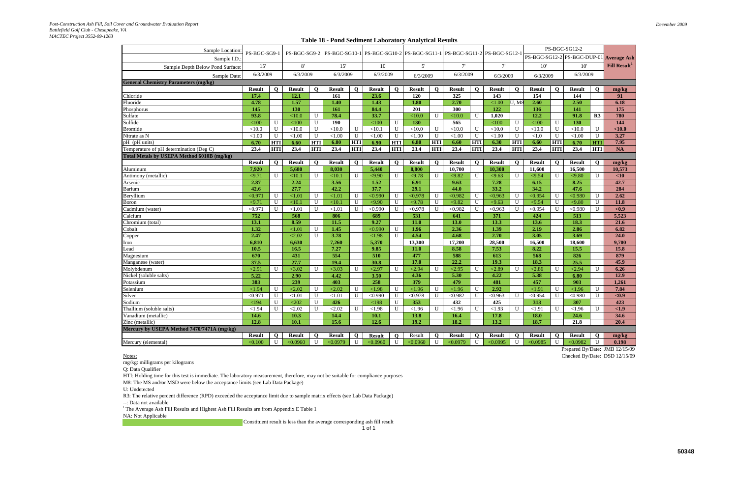*Post-Construction Ash Fill, Soil Cover and Groundwater Evaluation Report*
*Battlefield Golf Club - Chesapeake, VA*
*MACTEC Project 3552-09-1263*

December 2009

**Table 18 - Pond Sediment Laboratory Analytical Results**

| Sample Location: | PS-BGC-SG9-1 | | PS-BGC-SG9-2 | | PS-BGC-SG10-1 | | PS-BGC-SG10-2 | | PS-BGC-SG11-1 | | PS-BGC-SG11-2 | | PS-BGC-SG12-1 | | PS-BGC-SG12-2 | | | | Average Ash Fill Result[1] |
|---|---|---|---|---|---|---|---|---|---|---|---|---|---|---|---|---|---|---|---|
| Sample I.D.: | | | | | | | | | | | | | | | PS-BGC-SG12-2 | | PS-BGC-DUP-01 | | |
| Sample Depth Below Pond Surface: | 15' | | 8' | | 15' | | 10' | | 5' | | 7' | | 7' | | 10' | | 10' | | |
| Sample Date: | 6/3/2009 | | 6/3/2009 | | 6/3/2009 | | 6/3/2009 | | 6/3/2009 | | 6/3/2009 | | 6/3/2009 | | 6/3/2009 | | 6/3/2009 | | |
| **General Chemistry Parameters (mg/kg)** | | | | | | | | | | | | | | | | | | | |
| | **Result** | **Q** | **Result** | **Q** | **Result** | **Q** | **Result** | **Q** | **Result** | **Q** | **Result** | **Q** | **Result** | **Q** | **Result** | **Q** | **Result** | **Q** | **mg/kg** |
| Chloride | 17.4 | | 12.1 | | 161 | | 23.6 | | 120 | | 325 | | 143 | | 154 | | 144 | | 91 |
| Fluoride | 4.78 | | 1.57 | | 1.40 | | 1.43 | | 1.80 | | 2.70 | | <1.00 | U, M8 | 2.60 | | 2.50 | | 6.18 |
| Phosphorus | 145 | | 130 | | 161 | | 84.4 | | 201 | | 300 | | 122 | | 136 | | 141 | | 175 |
| Sulfate | 93.8 | | <10.0 | U | 78.4 | | 33.7 | | <10.0 | U | <10.0 | U | 1,020 | | 12.2 | | 91.8 | R3 | 780 |
| Sulfide | <100 | U | <100 | U | 190 | | <100 | U | 130 | | 565 | | <100 | U | <100 | U | 130 | | 144 |
| Bromide | <10.0 | U | <10.0 | U | <10.0 | U | <10.1 | U | <10.0 | U | <10.0 | U | <10.0 | U | <10.0 | U | <10.0 | U | <10.0 |
| Nitrate as N | <1.00 | U | <1.00 | U | <1.00 | U | <1.00 | U | <1.00 | U | <1.00 | U | <1.00 | U | <1.0 | U | <1.00 | U | 3.27 |
| pH (pH units) | 6.70 | HTI | 6.60 | HTI | 6.80 | HTI | 6.90 | HTI | 6.80 | HTI | 6.60 | HTI | 6.30 | HTI | 6.60 | HTI | 6.70 | HTI | 7.95 |
| Temperature of pH determination (Deg C) | 23.4 | HTI | 23.4 | HTI | 23.4 | HTI | 23.4 | HTI | 23.4 | HTI | 23.4 | HTI | 23.4 | HTI | 23.4 | HTI | 23.4 | HTI | NA |
| **Total Metals by USEPA Method 6010B (mg/kg)** | | | | | | | | | | | | | | | | | | | |
| | **Result** | **Q** | **Result** | **Q** | **Result** | **Q** | **Result** | **Q** | **Result** | **Q** | **Result** | **Q** | **Result** | **Q** | **Result** | **Q** | **Result** | **Q** | **mg/kg** |
| Aluminum | 7,920 | | 5,680 | | 8,030 | | 5,440 | | 8,800 | | 10,700 | | 10,300 | | 11,600 | | 16,500 | | 10,573 |
| Antimony (metallic) | <9.71 | U | <10.1 | U | <10.1 | U | <9.90 | U | <9.78 | U | <9.82 | U | <9.63 | U | <9.54 | U | <9.80 | U | <10 |
| Arsenic | 2.87 | | 2.24 | | 3.56 | | 1.52 | | 6.91 | | 9.63 | | 7.28 | | 6.15 | | 8.25 | | 42.7 |
| Barium | 42.6 | | 27.7 | | 42.2 | | 37.7 | | 29.1 | | 44.0 | | 33.2 | | 34.2 | | 47.6 | | 284 |
| Beryllium | <0.971 | U | <1.01 | U | <1.01 | U | <0.990 | U | <0.978 | U | <0.982 | U | <0.963 | U | <0.954 | U | <0.980 | U | 2.62 |
| Boron | <9.71 | U | <10.1 | U | <10.1 | U | <9.90 | U | <9.78 | U | <9.82 | U | <9.63 | U | <9.54 | U | <9.80 | U | 11.8 |
| Cadmium (water) | <0.971 | U | <1.01 | U | <1.01 | U | <0.990 | U | <0.978 | U | <0.982 | U | <0.963 | U | <0.954 | U | <0.980 | U | <0.9 |
| Calcium | 752 | | 568 | | 806 | | 689 | | 531 | | 641 | | 371 | | 424 | | 513 | | 5,523 |
| Chromium (total) | 13.1 | | 8.59 | | 11.5 | | 9.27 | | 11.0 | | 13.0 | | 13.3 | | 13.6 | | 18.3 | | 21.6 |
| Cobalt | 1.32 | | <1.01 | U | 1.45 | | <0.990 | U | 1.96 | | 2.36 | | 1.39 | | 2.19 | | 2.86 | | 6.82 |
| Copper | 2.47 | | <2.02 | U | 3.78 | | <1.98 | U | 4.54 | | 4.68 | | 2.70 | | 3.05 | | 3.69 | | 24.0 |
| Iron | 6,810 | | 6,630 | | 7,260 | | 5,370 | | 13,300 | | 17,200 | | 28,500 | | 16,500 | | 18,600 | | 9,700 |
| Lead | 10.5 | | 16.5 | | 7.27 | | 9.85 | | 11.0 | | 8.58 | | 7.53 | | 8.22 | | 15.5 | | 15.8 |
| Magnesium | 670 | | 431 | | 554 | | 510 | | 477 | | 588 | | 613 | | 568 | | 826 | | 879 |
| Manganese (water) | 37.5 | | 27.7 | | 19.4 | | 30.8 | | 17.0 | | 22.2 | | 19.3 | | 18.3 | | 25.5 | | 45.9 |
| Molybdenum | <2.91 | U | <3.02 | U | <3.03 | U | <2.97 | U | <2.94 | U | <2.95 | U | <2.89 | U | <2.86 | U | <2.94 | U | 6.26 |
| Nickel (soluble salts) | 5.22 | | 2.90 | | 4.42 | | 3.50 | | 4.36 | | 5.30 | | 4.22 | | 5.38 | | 6.80 | | 12.9 |
| Potassium | 383 | | 239 | | 403 | | 258 | | 379 | | 479 | | 481 | | 457 | | 903 | | 1,261 |
| Selenium | <1.94 | U | <2.02 | U | <2.02 | U | <1.98 | U | <1.96 | U | <1.96 | U | 2.92 | | <1.91 | U | <1.96 | U | 7.84 |
| Silver | <0.971 | U | <1.01 | U | <1.01 | U | <0.990 | U | <0.978 | U | <0.982 | U | <0.963 | U | <0.954 | U | <0.980 | U | <0.9 |
| Sodium | <194 | U | <202 | U | 426 | | <198 | U | 353 | | 432 | | 425 | | 313 | | 307 | | 423 |
| Thallium (soluble salts) | <1.94 | U | <2.02 | U | <2.02 | U | <1.98 | U | <1.96 | U | <1.96 | U | <1.93 | U | <1.91 | U | <1.96 | U | <1.9 |
| Vanadium (metallic) | 14.6 | | 10.3 | | 14.4 | | 10.1 | | 13.8 | | 16.4 | | 17.8 | | 18.0 | | 24.6 | | 34.6 |
| Zinc (metallic) | 12.8 | | 10.1 | | 15.6 | | 12.6 | | 19.2 | | 18.2 | | 13.2 | | 18.7 | | 21.8 | | 20.4 |
| **Mercury by USEPA Method 7470/7471A (mg/kg)** | | | | | | | | | | | | | | | | | | | |
| | **Result** | **Q** | **Result** | **Q** | **Result** | **Q** | **Result** | **Q** | Result | **Q** | **Result** | **Q** | **Result** | **Q** | **Result** | **Q** | **Result** | **Q** | **mg/kg** |
| Mercury (elemental) | <0.100 | U | <0.0960 | U | <0.0979 | U | <0.0960 | U | <0.0960 | U | <0.0979 | U | <0.0995 | U | <0.0985 | U | <0.0982 | U | 0.198 |

Prepared By/Date: JMB 12/15/09
Checked By/Date: DSD 12/15/09

Notes:

mg/kg: milligrams per kilograms

Q: Data Qualifier

HTI: Holding time for this test is immediate. The laboratory measurement, therefore, may not be suitable for compliance purposes

M8: The MS and/or MSD were below the acceptance limits (see Lab Data Package)

U: Undetected

R3: The relative percent difference (RPD) exceeded the acceptance limit due to sample matrix effects (see Lab Data Package)

--: Data not available

[1] The Average Ash Fill Results and Highest Ash Fill Results are from Appendix E Table 1

NA: Not Applicable

(Green shading) Constituent result is less than the average corresponding ash fill result

50348